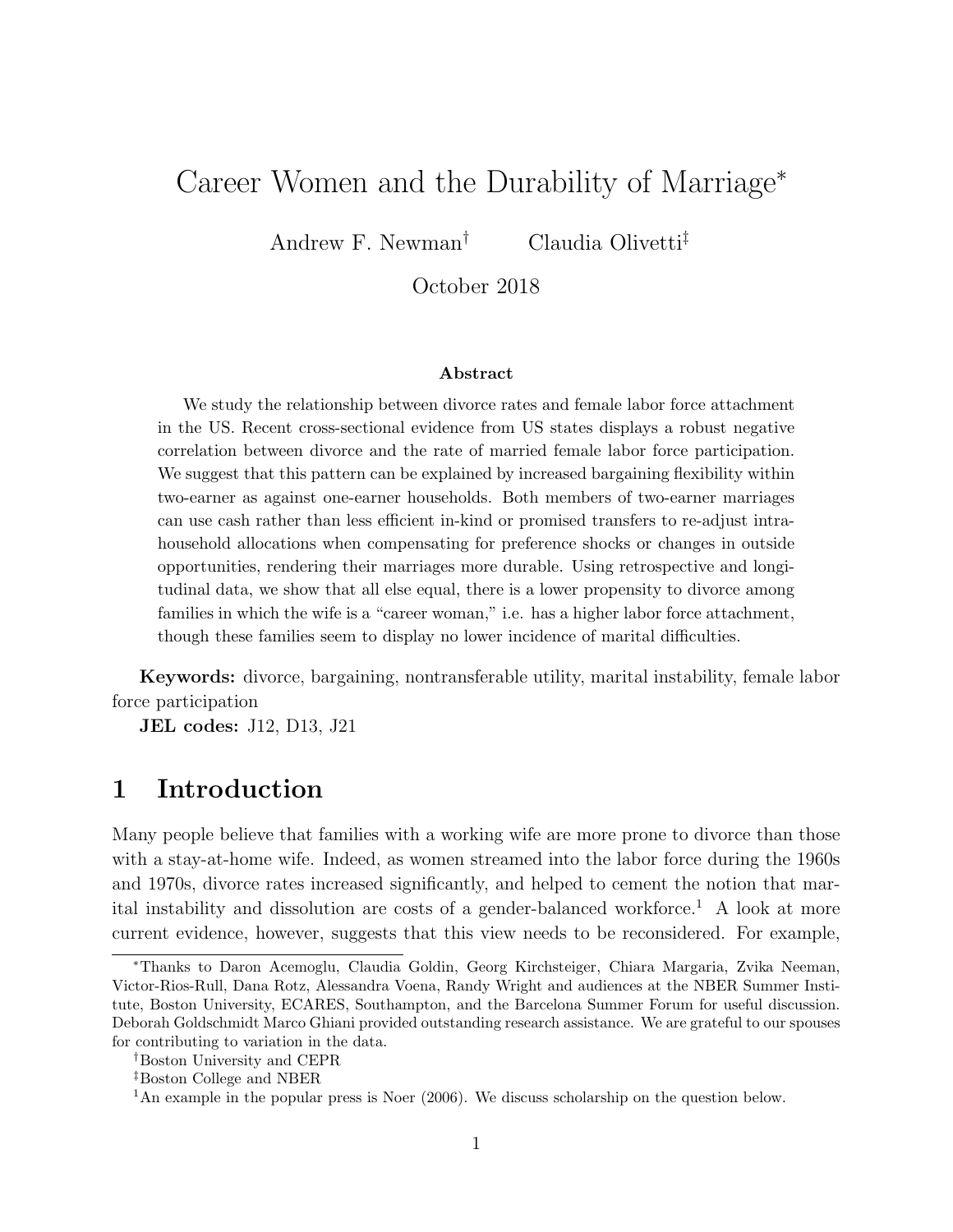# Career Women and the Durability of Marriage*

Andrew F. Newman[†] Claudia Olivetti[‡]

October 2018

### Abstract

We study the relationship between divorce rates and female labor force attachment in the US. Recent cross-sectional evidence from US states displays a robust negative correlation between divorce and the rate of married female labor force participation. We suggest that this pattern can be explained by increased bargaining flexibility within two-earner as against one-earner households. Both members of two-earner marriages can use cash rather than less efficient in-kind or promised transfers to re-adjust intra-household allocations when compensating for preference shocks or changes in outside opportunities, rendering their marriages more durable. Using retrospective and longitudinal data, we show that all else equal, there is a lower propensity to divorce among families in which the wife is a "career woman," i.e. has a higher labor force attachment, though these families seem to display no lower incidence of marital difficulties.

**Keywords:** divorce, bargaining, nontransferable utility, marital instability, female labor force participation

**JEL codes:** J12, D13, J21

## 1 Introduction

Many people believe that families with a working wife are more prone to divorce than those with a stay-at-home wife. Indeed, as women streamed into the labor force during the 1960s and 1970s, divorce rates increased significantly, and helped to cement the notion that marital instability and dissolution are costs of a gender-balanced workforce.[1] A look at more current evidence, however, suggests that this view needs to be reconsidered. For example,

---

*Thanks to Daron Acemoglu, Claudia Goldin, Georg Kirchsteiger, Chiara Margaria, Zvika Neeman, Victor-Rios-Rull, Dana Rotz, Alessandra Voena, Randy Wright and audiences at the NBER Summer Institute, Boston University, ECARES, Southampton, and the Barcelona Summer Forum for useful discussion. Deborah Goldschmidt Marco Ghiani provided outstanding research assistance. We are grateful to our spouses for contributing to variation in the data.

[†]Boston University and CEPR

[‡]Boston College and NBER

[1]An example in the popular press is Noer (2006). We discuss scholarship on the question below.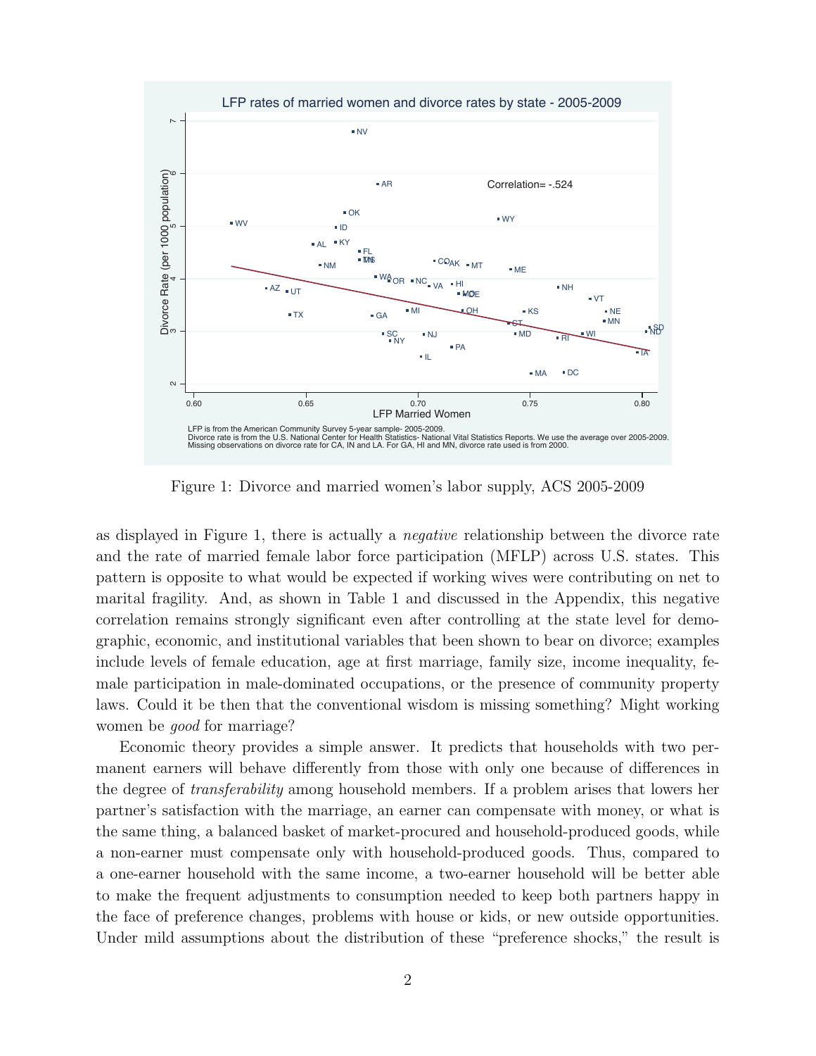Figure 1: Divorce and married women's labor supply, ACS 2005-2009

as displayed in Figure 1, there is actually a *negative* relationship between the divorce rate and the rate of married female labor force participation (MFLP) across U.S. states. This pattern is opposite to what would be expected if working wives were contributing on net to marital fragility. And, as shown in Table 1 and discussed in the Appendix, this negative correlation remains strongly significant even after controlling at the state level for demographic, economic, and institutional variables that been shown to bear on divorce; examples include levels of female education, age at first marriage, family size, income inequality, female participation in male-dominated occupations, or the presence of community property laws. Could it be then that the conventional wisdom is missing something? Might working women be *good* for marriage?

Economic theory provides a simple answer. It predicts that households with two permanent earners will behave differently from those with only one because of differences in the degree of *transferability* among household members. If a problem arises that lowers her partner's satisfaction with the marriage, an earner can compensate with money, or what is the same thing, a balanced basket of market-procured and household-produced goods, while a non-earner must compensate only with household-produced goods. Thus, compared to a one-earner household with the same income, a two-earner household will be better able to make the frequent adjustments to consumption needed to keep both partners happy in the face of preference changes, problems with house or kids, or new outside opportunities. Under mild assumptions about the distribution of these "preference shocks," the result is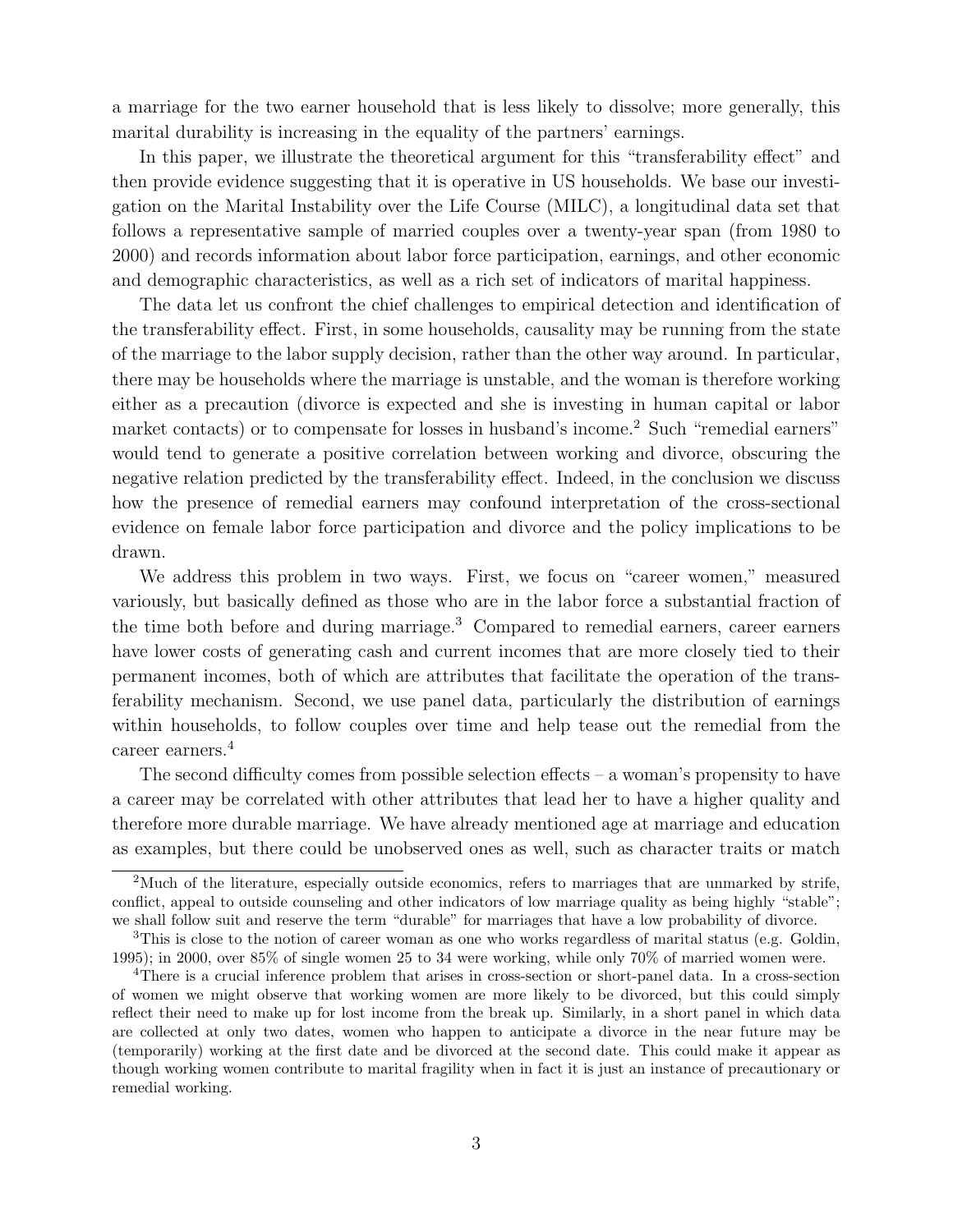a marriage for the two earner household that is less likely to dissolve; more generally, this marital durability is increasing in the equality of the partners' earnings.

In this paper, we illustrate the theoretical argument for this "transferability effect" and then provide evidence suggesting that it is operative in US households. We base our investigation on the Marital Instability over the Life Course (MILC), a longitudinal data set that follows a representative sample of married couples over a twenty-year span (from 1980 to 2000) and records information about labor force participation, earnings, and other economic and demographic characteristics, as well as a rich set of indicators of marital happiness.

The data let us confront the chief challenges to empirical detection and identification of the transferability effect. First, in some households, causality may be running from the state of the marriage to the labor supply decision, rather than the other way around. In particular, there may be households where the marriage is unstable, and the woman is therefore working either as a precaution (divorce is expected and she is investing in human capital or labor market contacts) or to compensate for losses in husband's income.[2] Such "remedial earners" would tend to generate a positive correlation between working and divorce, obscuring the negative relation predicted by the transferability effect. Indeed, in the conclusion we discuss how the presence of remedial earners may confound interpretation of the cross-sectional evidence on female labor force participation and divorce and the policy implications to be drawn.

We address this problem in two ways. First, we focus on "career women," measured variously, but basically defined as those who are in the labor force a substantial fraction of the time both before and during marriage.[3] Compared to remedial earners, career earners have lower costs of generating cash and current incomes that are more closely tied to their permanent incomes, both of which are attributes that facilitate the operation of the transferability mechanism. Second, we use panel data, particularly the distribution of earnings within households, to follow couples over time and help tease out the remedial from the career earners.[4]

The second difficulty comes from possible selection effects – a woman's propensity to have a career may be correlated with other attributes that lead her to have a higher quality and therefore more durable marriage. We have already mentioned age at marriage and education as examples, but there could be unobserved ones as well, such as character traits or match

[2] Much of the literature, especially outside economics, refers to marriages that are unmarked by strife, conflict, appeal to outside counseling and other indicators of low marriage quality as being highly "stable"; we shall follow suit and reserve the term "durable" for marriages that have a low probability of divorce.

[3] This is close to the notion of career woman as one who works regardless of marital status (e.g. Goldin, 1995); in 2000, over 85% of single women 25 to 34 were working, while only 70% of married women were.

[4] There is a crucial inference problem that arises in cross-section or short-panel data. In a cross-section of women we might observe that working women are more likely to be divorced, but this could simply reflect their need to make up for lost income from the break up. Similarly, in a short panel in which data are collected at only two dates, women who happen to anticipate a divorce in the near future may be (temporarily) working at the first date and be divorced at the second date. This could make it appear as though working women contribute to marital fragility when in fact it is just an instance of precautionary or remedial working.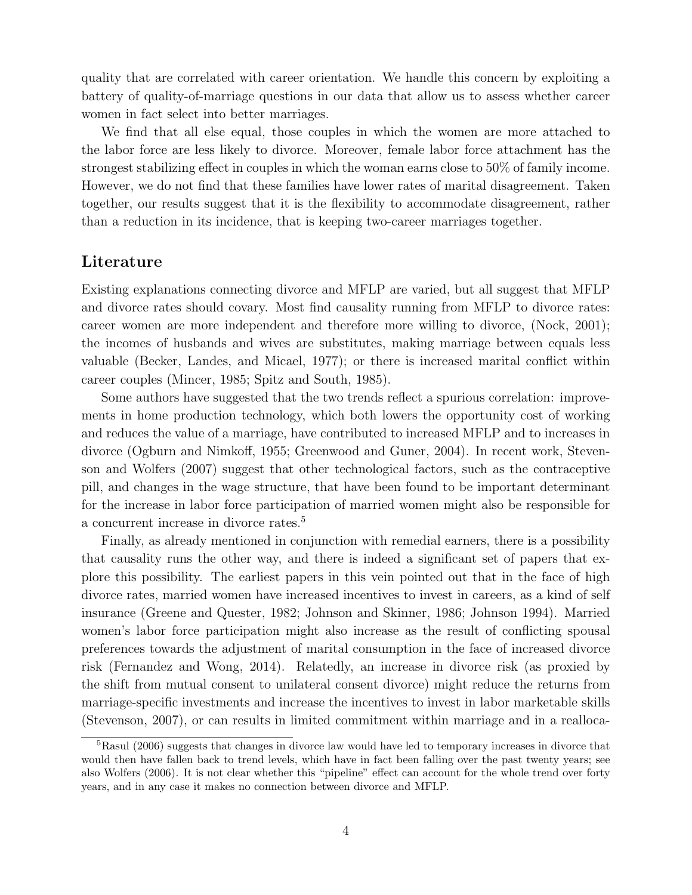quality that are correlated with career orientation. We handle this concern by exploiting a battery of quality-of-marriage questions in our data that allow us to assess whether career women in fact select into better marriages.

We find that all else equal, those couples in which the women are more attached to the labor force are less likely to divorce. Moreover, female labor force attachment has the strongest stabilizing effect in couples in which the woman earns close to 50% of family income. However, we do not find that these families have lower rates of marital disagreement. Taken together, our results suggest that it is the flexibility to accommodate disagreement, rather than a reduction in its incidence, that is keeping two-career marriages together.

## Literature

Existing explanations connecting divorce and MFLP are varied, but all suggest that MFLP and divorce rates should covary. Most find causality running from MFLP to divorce rates: career women are more independent and therefore more willing to divorce, (Nock, 2001); the incomes of husbands and wives are substitutes, making marriage between equals less valuable (Becker, Landes, and Micael, 1977); or there is increased marital conflict within career couples (Mincer, 1985; Spitz and South, 1985).

Some authors have suggested that the two trends reflect a spurious correlation: improvements in home production technology, which both lowers the opportunity cost of working and reduces the value of a marriage, have contributed to increased MFLP and to increases in divorce (Ogburn and Nimkoff, 1955; Greenwood and Guner, 2004). In recent work, Stevenson and Wolfers (2007) suggest that other technological factors, such as the contraceptive pill, and changes in the wage structure, that have been found to be important determinant for the increase in labor force participation of married women might also be responsible for a concurrent increase in divorce rates.[5]

Finally, as already mentioned in conjunction with remedial earners, there is a possibility that causality runs the other way, and there is indeed a significant set of papers that explore this possibility. The earliest papers in this vein pointed out that in the face of high divorce rates, married women have increased incentives to invest in careers, as a kind of self insurance (Greene and Quester, 1982; Johnson and Skinner, 1986; Johnson 1994). Married women's labor force participation might also increase as the result of conflicting spousal preferences towards the adjustment of marital consumption in the face of increased divorce risk (Fernandez and Wong, 2014). Relatedly, an increase in divorce risk (as proxied by the shift from mutual consent to unilateral consent divorce) might reduce the returns from marriage-specific investments and increase the incentives to invest in labor marketable skills (Stevenson, 2007), or can results in limited commitment within marriage and in a realloca-

[5] Rasul (2006) suggests that changes in divorce law would have led to temporary increases in divorce that would then have fallen back to trend levels, which have in fact been falling over the past twenty years; see also Wolfers (2006). It is not clear whether this "pipeline" effect can account for the whole trend over forty years, and in any case it makes no connection between divorce and MFLP.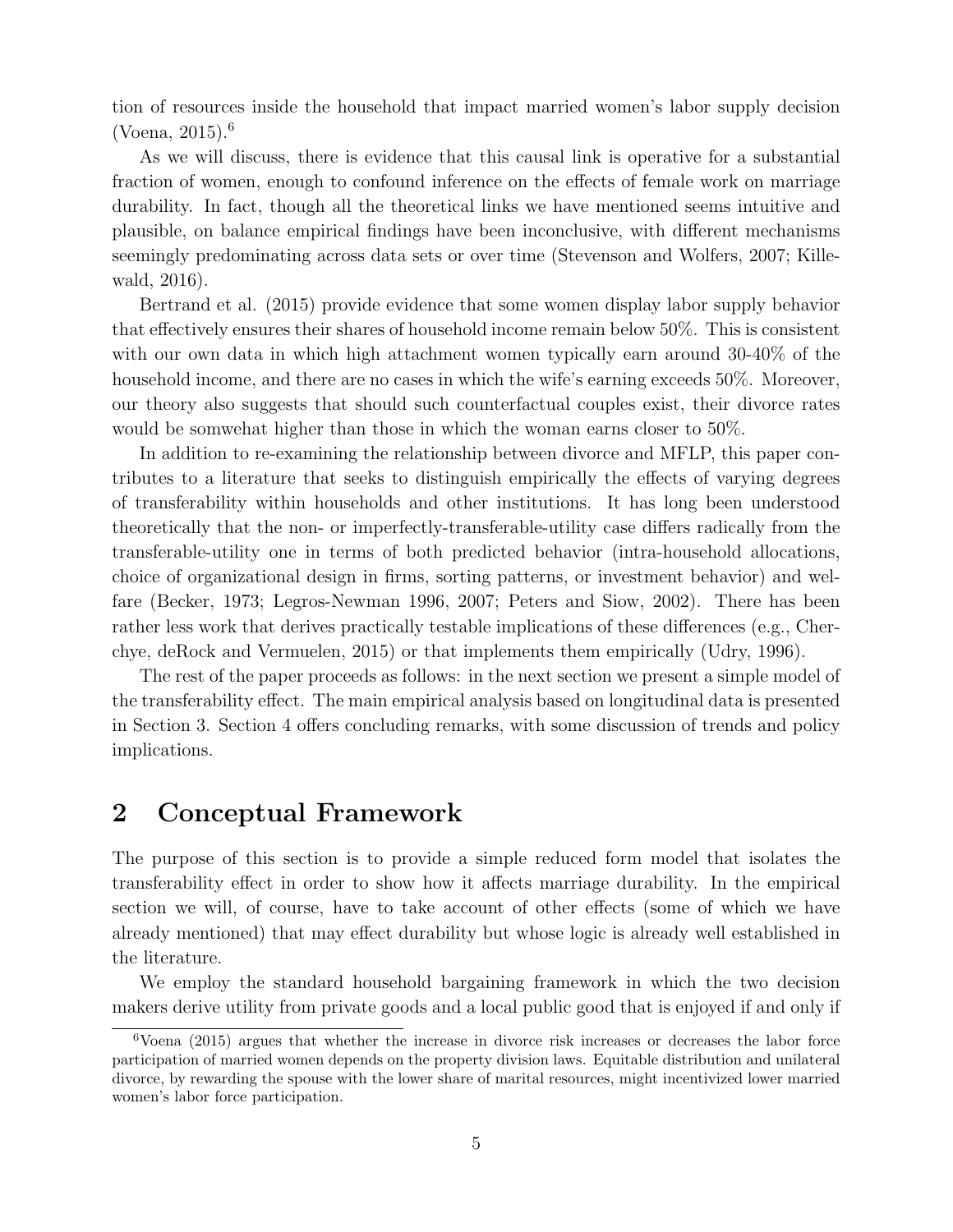tion of resources inside the household that impact married women's labor supply decision (Voena, 2015).[6]

As we will discuss, there is evidence that this causal link is operative for a substantial fraction of women, enough to confound inference on the effects of female work on marriage durability. In fact, though all the theoretical links we have mentioned seems intuitive and plausible, on balance empirical findings have been inconclusive, with different mechanisms seemingly predominating across data sets or over time (Stevenson and Wolfers, 2007; Killewald, 2016).

Bertrand et al. (2015) provide evidence that some women display labor supply behavior that effectively ensures their shares of household income remain below 50%. This is consistent with our own data in which high attachment women typically earn around 30-40% of the household income, and there are no cases in which the wife's earning exceeds 50%. Moreover, our theory also suggests that should such counterfactual couples exist, their divorce rates would be somwehat higher than those in which the woman earns closer to 50%.

In addition to re-examining the relationship between divorce and MFLP, this paper contributes to a literature that seeks to distinguish empirically the effects of varying degrees of transferability within households and other institutions. It has long been understood theoretically that the non- or imperfectly-transferable-utility case differs radically from the transferable-utility one in terms of both predicted behavior (intra-household allocations, choice of organizational design in firms, sorting patterns, or investment behavior) and welfare (Becker, 1973; Legros-Newman 1996, 2007; Peters and Siow, 2002). There has been rather less work that derives practically testable implications of these differences (e.g., Cherchye, deRock and Vermuelen, 2015) or that implements them empirically (Udry, 1996).

The rest of the paper proceeds as follows: in the next section we present a simple model of the transferability effect. The main empirical analysis based on longitudinal data is presented in Section 3. Section 4 offers concluding remarks, with some discussion of trends and policy implications.

## 2 Conceptual Framework

The purpose of this section is to provide a simple reduced form model that isolates the transferability effect in order to show how it affects marriage durability. In the empirical section we will, of course, have to take account of other effects (some of which we have already mentioned) that may effect durability but whose logic is already well established in the literature.

We employ the standard household bargaining framework in which the two decision makers derive utility from private goods and a local public good that is enjoyed if and only if

[6] Voena (2015) argues that whether the increase in divorce risk increases or decreases the labor force participation of married women depends on the property division laws. Equitable distribution and unilateral divorce, by rewarding the spouse with the lower share of marital resources, might incentivized lower married women's labor force participation.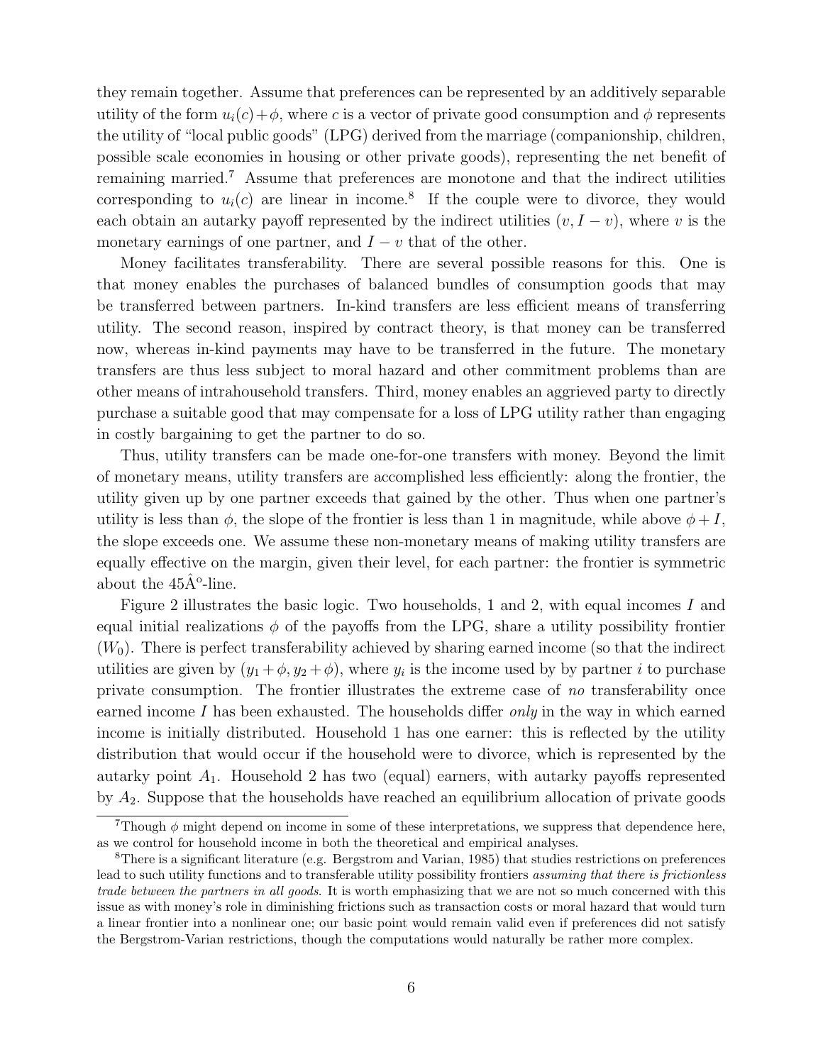they remain together. Assume that preferences can be represented by an additively separable utility of the form $u_i(c) + \phi$, where $c$ is a vector of private good consumption and $\phi$ represents the utility of "local public goods" (LPG) derived from the marriage (companionship, children, possible scale economies in housing or other private goods), representing the net benefit of remaining married.[7] Assume that preferences are monotone and that the indirect utilities corresponding to $u_i(c)$ are linear in income.[8] If the couple were to divorce, they would each obtain an autarky payoff represented by the indirect utilities $(v, I - v)$, where $v$ is the monetary earnings of one partner, and $I - v$ that of the other.

Money facilitates transferability. There are several possible reasons for this. One is that money enables the purchases of balanced bundles of consumption goods that may be transferred between partners. In-kind transfers are less efficient means of transferring utility. The second reason, inspired by contract theory, is that money can be transferred now, whereas in-kind payments may have to be transferred in the future. The monetary transfers are thus less subject to moral hazard and other commitment problems than are other means of intrahousehold transfers. Third, money enables an aggrieved party to directly purchase a suitable good that may compensate for a loss of LPG utility rather than engaging in costly bargaining to get the partner to do so.

Thus, utility transfers can be made one-for-one transfers with money. Beyond the limit of monetary means, utility transfers are accomplished less efficiently: along the frontier, the utility given up by one partner exceeds that gained by the other. Thus when one partner's utility is less than $\phi$, the slope of the frontier is less than 1 in magnitude, while above $\phi + I$, the slope exceeds one. We assume these non-monetary means of making utility transfers are equally effective on the margin, given their level, for each partner: the frontier is symmetric about the 45Âº-line.

Figure 2 illustrates the basic logic. Two households, 1 and 2, with equal incomes $I$ and equal initial realizations $\phi$ of the payoffs from the LPG, share a utility possibility frontier ($W_0$). There is perfect transferability achieved by sharing earned income (so that the indirect utilities are given by $(y_1 + \phi, y_2 + \phi)$, where $y_i$ is the income used by by partner $i$ to purchase private consumption. The frontier illustrates the extreme case of *no* transferability once earned income $I$ has been exhausted. The households differ *only* in the way in which earned income is initially distributed. Household 1 has one earner: this is reflected by the utility distribution that would occur if the household were to divorce, which is represented by the autarky point $A_1$. Household 2 has two (equal) earners, with autarky payoffs represented by $A_2$. Suppose that the households have reached an equilibrium allocation of private goods

[7] Though $\phi$ might depend on income in some of these interpretations, we suppress that dependence here, as we control for household income in both the theoretical and empirical analyses.

[8] There is a significant literature (e.g. Bergstrom and Varian, 1985) that studies restrictions on preferences lead to such utility functions and to transferable utility possibility frontiers *assuming that there is frictionless trade between the partners in all goods*. It is worth emphasizing that we are not so much concerned with this issue as with money's role in diminishing frictions such as transaction costs or moral hazard that would turn a linear frontier into a nonlinear one; our basic point would remain valid even if preferences did not satisfy the Bergstrom-Varian restrictions, though the computations would naturally be rather more complex.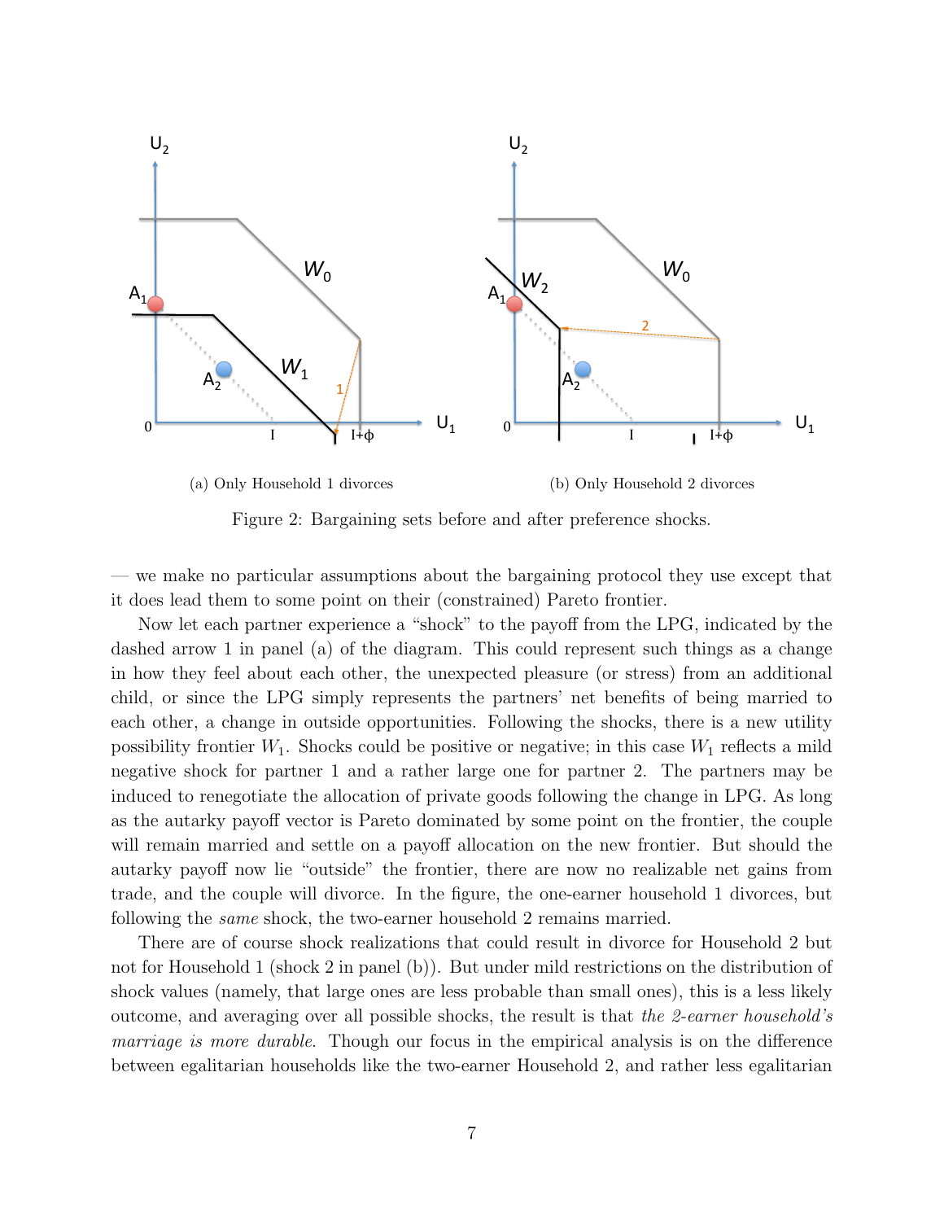(a) Only Household 1 divorces

(b) Only Household 2 divorces

Figure 2: Bargaining sets before and after preference shocks.

— we make no particular assumptions about the bargaining protocol they use except that it does lead them to some point on their (constrained) Pareto frontier.

Now let each partner experience a "shock" to the payoff from the LPG, indicated by the dashed arrow 1 in panel (a) of the diagram. This could represent such things as a change in how they feel about each other, the unexpected pleasure (or stress) from an additional child, or since the LPG simply represents the partners' net benefits of being married to each other, a change in outside opportunities. Following the shocks, there is a new utility possibility frontier $W_1$. Shocks could be positive or negative; in this case $W_1$ reflects a mild negative shock for partner 1 and a rather large one for partner 2. The partners may be induced to renegotiate the allocation of private goods following the change in LPG. As long as the autarky payoff vector is Pareto dominated by some point on the frontier, the couple will remain married and settle on a payoff allocation on the new frontier. But should the autarky payoff now lie "outside" the frontier, there are now no realizable net gains from trade, and the couple will divorce. In the figure, the one-earner household 1 divorces, but following the *same* shock, the two-earner household 2 remains married.

There are of course shock realizations that could result in divorce for Household 2 but not for Household 1 (shock 2 in panel (b)). But under mild restrictions on the distribution of shock values (namely, that large ones are less probable than small ones), this is a less likely outcome, and averaging over all possible shocks, the result is that *the 2-earner household's marriage is more durable.* Though our focus in the empirical analysis is on the difference between egalitarian households like the two-earner Household 2, and rather less egalitarian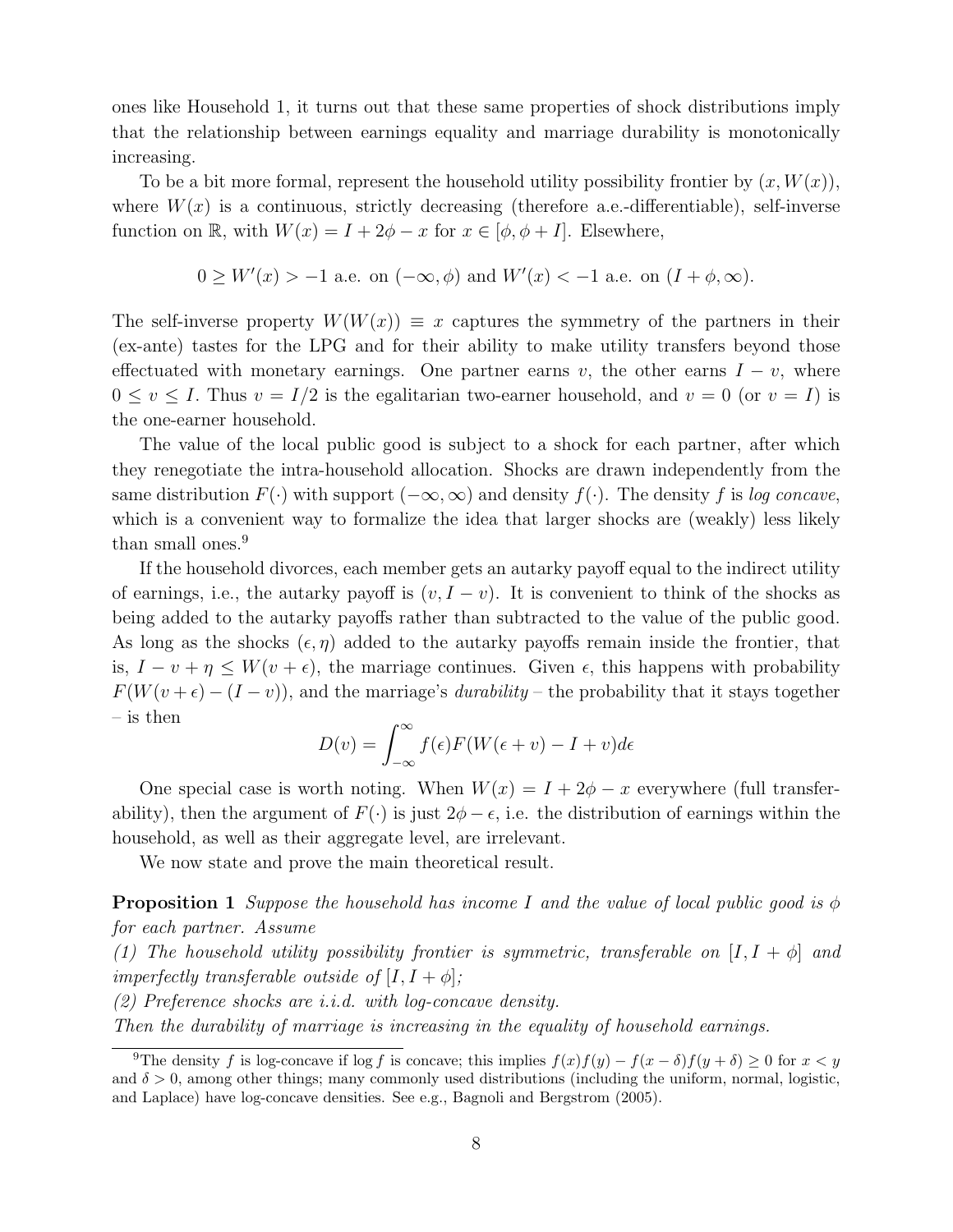ones like Household 1, it turns out that these same properties of shock distributions imply that the relationship between earnings equality and marriage durability is monotonically increasing.

To be a bit more formal, represent the household utility possibility frontier by $(x, W(x))$, where $W(x)$ is a continuous, strictly decreasing (therefore a.e.-differentiable), self-inverse function on $\mathbb{R}$, with $W(x) = I + 2\phi - x$ for $x \in [\phi, \phi + I]$. Elsewhere,

$$0 \geq W'(x) > -1 \text{ a.e. on } (-\infty, \phi) \text{ and } W'(x) < -1 \text{ a.e. on } (I + \phi, \infty).$$

The self-inverse property $W(W(x)) \equiv x$ captures the symmetry of the partners in their (ex-ante) tastes for the LPG and for their ability to make utility transfers beyond those effectuated with monetary earnings. One partner earns $v$, the other earns $I - v$, where $0 \leq v \leq I$. Thus $v = I/2$ is the egalitarian two-earner household, and $v = 0$ (or $v = I$) is the one-earner household.

The value of the local public good is subject to a shock for each partner, after which they renegotiate the intra-household allocation. Shocks are drawn independently from the same distribution $F(\cdot)$ with support $(-\infty, \infty)$ and density $f(\cdot)$. The density $f$ is *log concave*, which is a convenient way to formalize the idea that larger shocks are (weakly) less likely than small ones.[9]

If the household divorces, each member gets an autarky payoff equal to the indirect utility of earnings, i.e., the autarky payoff is $(v, I - v)$. It is convenient to think of the shocks as being added to the autarky payoffs rather than subtracted to the value of the public good. As long as the shocks $(\epsilon, \eta)$ added to the autarky payoffs remain inside the frontier, that is, $I - v + \eta \leq W(v + \epsilon)$, the marriage continues. Given $\epsilon$, this happens with probability $F(W(v + \epsilon) - (I - v))$, and the marriage's *durability* – the probability that it stays together – is then

$$D(v) = \int_{-\infty}^{\infty} f(\epsilon) F(W(\epsilon + v) - I + v) d\epsilon$$

One special case is worth noting. When $W(x) = I + 2\phi - x$ everywhere (full transferability), then the argument of $F(\cdot)$ is just $2\phi - \epsilon$, i.e. the distribution of earnings within the household, as well as their aggregate level, are irrelevant.

We now state and prove the main theoretical result.

**Proposition 1** *Suppose the household has income $I$ and the value of local public good is $\phi$ for each partner. Assume*
*(1) The household utility possibility frontier is symmetric, transferable on $[I, I + \phi]$ and imperfectly transferable outside of $[I, I + \phi]$;*
*(2) Preference shocks are i.i.d. with log-concave density.*
*Then the durability of marriage is increasing in the equality of household earnings.*

[9] The density $f$ is log-concave if $\log f$ is concave; this implies $f(x)f(y) - f(x - \delta)f(y + \delta) \geq 0$ for $x < y$ and $\delta > 0$, among other things; many commonly used distributions (including the uniform, normal, logistic, and Laplace) have log-concave densities. See e.g., Bagnoli and Bergstrom (2005).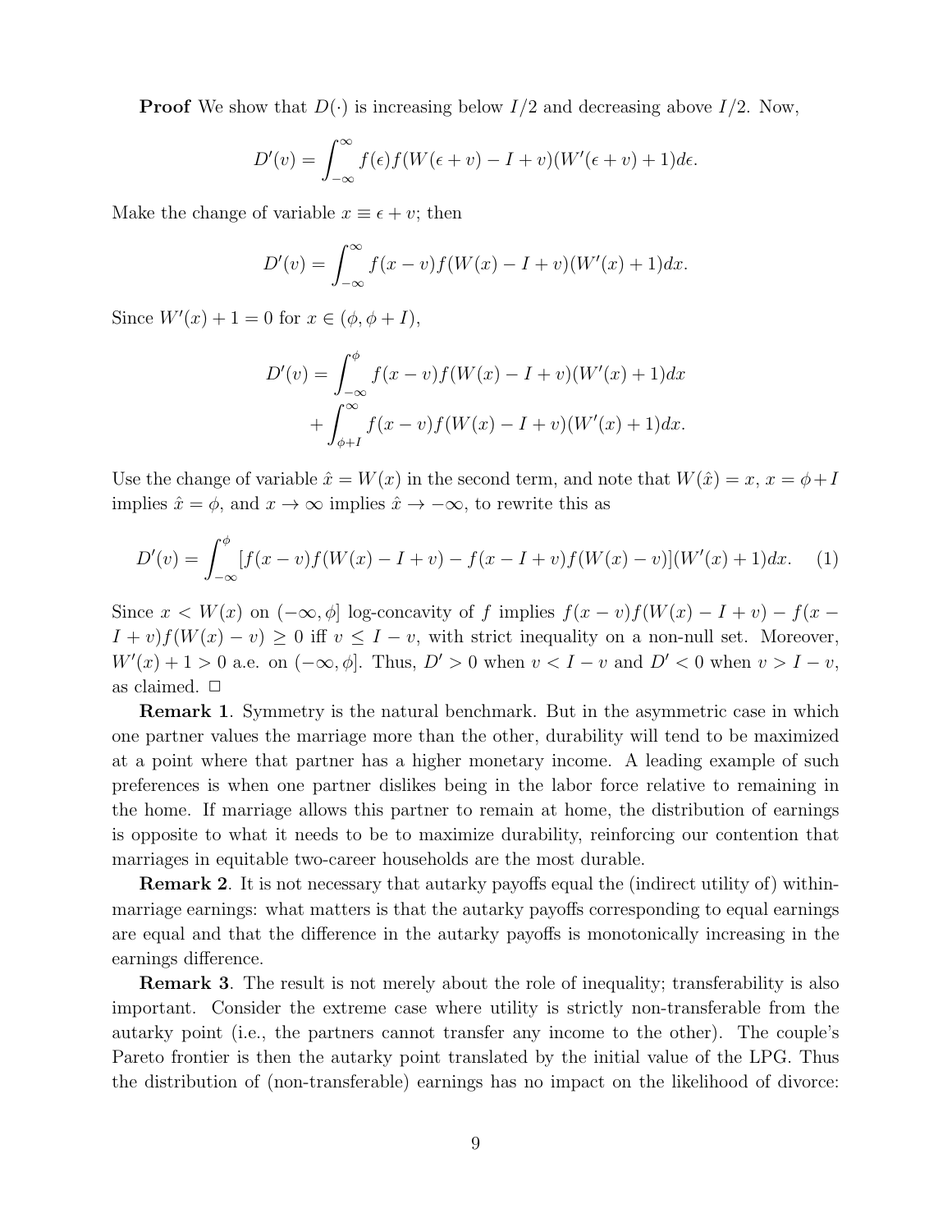**Proof** We show that $D(\cdot)$ is increasing below $I/2$ and decreasing above $I/2$. Now,

$$D'(v) = \int_{-\infty}^{\infty} f(\epsilon)f(W(\epsilon + v) - I + v)(W'(\epsilon + v) + 1)d\epsilon.$$

Make the change of variable $x \equiv \epsilon + v$; then

$$D'(v) = \int_{-\infty}^{\infty} f(x - v)f(W(x) - I + v)(W'(x) + 1)dx.$$

Since $W'(x) + 1 = 0$ for $x \in (\phi, \phi + I)$,

$$\begin{aligned} D'(v) = &\int_{-\infty}^{\phi} f(x - v)f(W(x) - I + v)(W'(x) + 1)dx \\ &+ \int_{\phi+I}^{\infty} f(x - v)f(W(x) - I + v)(W'(x) + 1)dx. \end{aligned}$$

Use the change of variable $\hat{x} = W(x)$ in the second term, and note that $W(\hat{x}) = x$, $x = \phi + I$ implies $\hat{x} = \phi$, and $x \to \infty$ implies $\hat{x} \to -\infty$, to rewrite this as

$$D'(v) = \int_{-\infty}^{\phi} [f(x - v)f(W(x) - I + v) - f(x - I + v)f(W(x) - v)](W'(x) + 1)dx. \quad (1)$$

Since $x < W(x)$ on $(-\infty, \phi]$ log-concavity of $f$ implies $f(x - v)f(W(x) - I + v) - f(x - I + v)f(W(x) - v) \geq 0$ iff $v \leq I - v$, with strict inequality on a non-null set. Moreover, $W'(x) + 1 > 0$ a.e. on $(-\infty, \phi]$. Thus, $D' > 0$ when $v < I - v$ and $D' < 0$ when $v > I - v$, as claimed. □

**Remark 1**. Symmetry is the natural benchmark. But in the asymmetric case in which one partner values the marriage more than the other, durability will tend to be maximized at a point where that partner has a higher monetary income. A leading example of such preferences is when one partner dislikes being in the labor force relative to remaining in the home. If marriage allows this partner to remain at home, the distribution of earnings is opposite to what it needs to be to maximize durability, reinforcing our contention that marriages in equitable two-career households are the most durable.

**Remark 2**. It is not necessary that autarky payoffs equal the (indirect utility of) within-marriage earnings: what matters is that the autarky payoffs corresponding to equal earnings are equal and that the difference in the autarky payoffs is monotonically increasing in the earnings difference.

**Remark 3**. The result is not merely about the role of inequality; transferability is also important. Consider the extreme case where utility is strictly non-transferable from the autarky point (i.e., the partners cannot transfer any income to the other). The couple's Pareto frontier is then the autarky point translated by the initial value of the LPG. Thus the distribution of (non-transferable) earnings has no impact on the likelihood of divorce: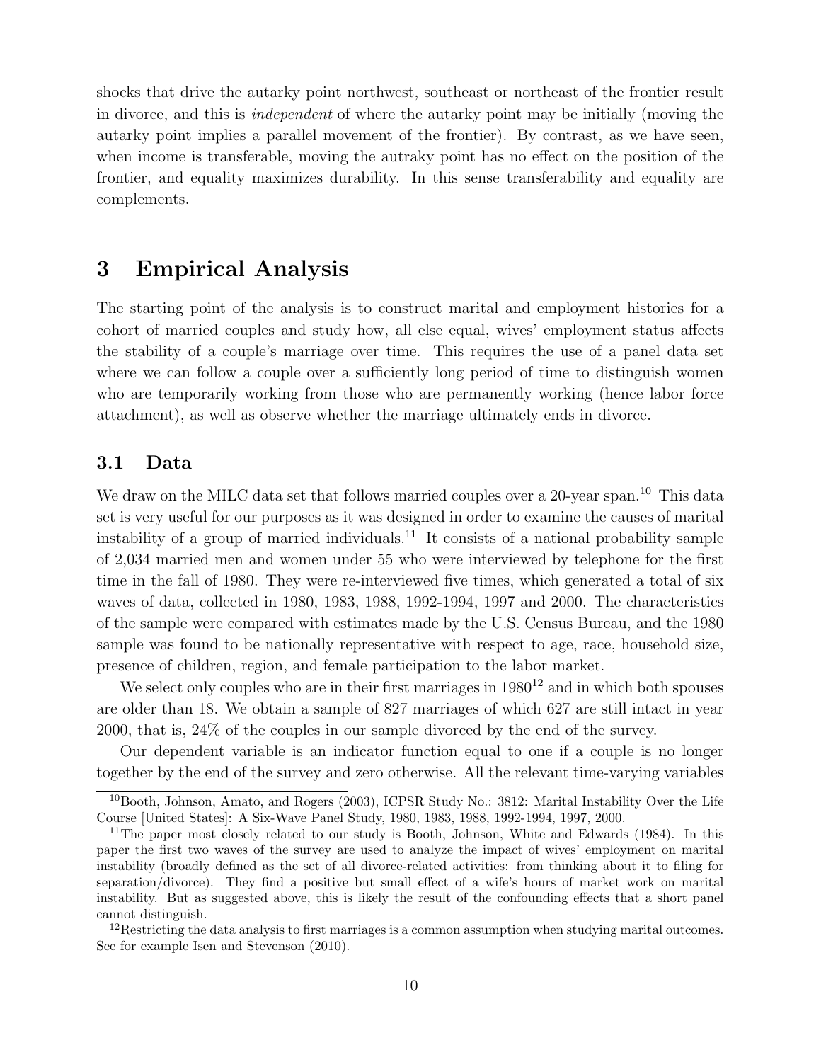shocks that drive the autarky point northwest, southeast or northeast of the frontier result in divorce, and this is *independent* of where the autarky point may be initially (moving the autarky point implies a parallel movement of the frontier). By contrast, as we have seen, when income is transferable, moving the autraky point has no effect on the position of the frontier, and equality maximizes durability. In this sense transferability and equality are complements.

# 3 Empirical Analysis

The starting point of the analysis is to construct marital and employment histories for a cohort of married couples and study how, all else equal, wives' employment status affects the stability of a couple's marriage over time. This requires the use of a panel data set where we can follow a couple over a sufficiently long period of time to distinguish women who are temporarily working from those who are permanently working (hence labor force attachment), as well as observe whether the marriage ultimately ends in divorce.

## 3.1 Data

We draw on the MILC data set that follows married couples over a 20-year span.[10] This data set is very useful for our purposes as it was designed in order to examine the causes of marital instability of a group of married individuals.[11] It consists of a national probability sample of 2,034 married men and women under 55 who were interviewed by telephone for the first time in the fall of 1980. They were re-interviewed five times, which generated a total of six waves of data, collected in 1980, 1983, 1988, 1992-1994, 1997 and 2000. The characteristics of the sample were compared with estimates made by the U.S. Census Bureau, and the 1980 sample was found to be nationally representative with respect to age, race, household size, presence of children, region, and female participation to the labor market.

We select only couples who are in their first marriages in 1980[12] and in which both spouses are older than 18. We obtain a sample of 827 marriages of which 627 are still intact in year 2000, that is, 24% of the couples in our sample divorced by the end of the survey.

Our dependent variable is an indicator function equal to one if a couple is no longer together by the end of the survey and zero otherwise. All the relevant time-varying variables

[10] Booth, Johnson, Amato, and Rogers (2003), ICPSR Study No.: 3812: Marital Instability Over the Life Course [United States]: A Six-Wave Panel Study, 1980, 1983, 1988, 1992-1994, 1997, 2000.

[11] The paper most closely related to our study is Booth, Johnson, White and Edwards (1984). In this paper the first two waves of the survey are used to analyze the impact of wives' employment on marital instability (broadly defined as the set of all divorce-related activities: from thinking about it to filing for separation/divorce). They find a positive but small effect of a wife's hours of market work on marital instability. But as suggested above, this is likely the result of the confounding effects that a short panel cannot distinguish.

[12] Restricting the data analysis to first marriages is a common assumption when studying marital outcomes. See for example Isen and Stevenson (2010).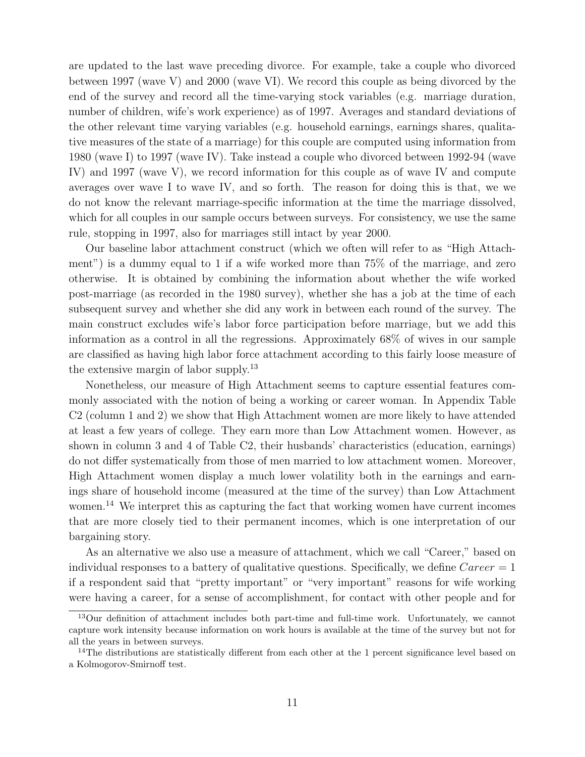are updated to the last wave preceding divorce. For example, take a couple who divorced between 1997 (wave V) and 2000 (wave VI). We record this couple as being divorced by the end of the survey and record all the time-varying stock variables (e.g. marriage duration, number of children, wife's work experience) as of 1997. Averages and standard deviations of the other relevant time varying variables (e.g. household earnings, earnings shares, qualitative measures of the state of a marriage) for this couple are computed using information from 1980 (wave I) to 1997 (wave IV). Take instead a couple who divorced between 1992-94 (wave IV) and 1997 (wave V), we record information for this couple as of wave IV and compute averages over wave I to wave IV, and so forth. The reason for doing this is that, we we do not know the relevant marriage-specific information at the time the marriage dissolved, which for all couples in our sample occurs between surveys. For consistency, we use the same rule, stopping in 1997, also for marriages still intact by year 2000.

Our baseline labor attachment construct (which we often will refer to as "High Attachment") is a dummy equal to 1 if a wife worked more than 75% of the marriage, and zero otherwise. It is obtained by combining the information about whether the wife worked post-marriage (as recorded in the 1980 survey), whether she has a job at the time of each subsequent survey and whether she did any work in between each round of the survey. The main construct excludes wife's labor force participation before marriage, but we add this information as a control in all the regressions. Approximately 68% of wives in our sample are classified as having high labor force attachment according to this fairly loose measure of the extensive margin of labor supply.[13]

Nonetheless, our measure of High Attachment seems to capture essential features commonly associated with the notion of being a working or career woman. In Appendix Table C2 (column 1 and 2) we show that High Attachment women are more likely to have attended at least a few years of college. They earn more than Low Attachment women. However, as shown in column 3 and 4 of Table C2, their husbands' characteristics (education, earnings) do not differ systematically from those of men married to low attachment women. Moreover, High Attachment women display a much lower volatility both in the earnings and earnings share of household income (measured at the time of the survey) than Low Attachment women.[14] We interpret this as capturing the fact that working women have current incomes that are more closely tied to their permanent incomes, which is one interpretation of our bargaining story.

As an alternative we also use a measure of attachment, which we call "Career," based on individual responses to a battery of qualitative questions. Specifically, we define $Career = 1$ if a respondent said that "pretty important" or "very important" reasons for wife working were having a career, for a sense of accomplishment, for contact with other people and for

[13]Our definition of attachment includes both part-time and full-time work. Unfortunately, we cannot capture work intensity because information on work hours is available at the time of the survey but not for all the years in between surveys.

[14]The distributions are statistically different from each other at the 1 percent significance level based on a Kolmogorov-Smirnoff test.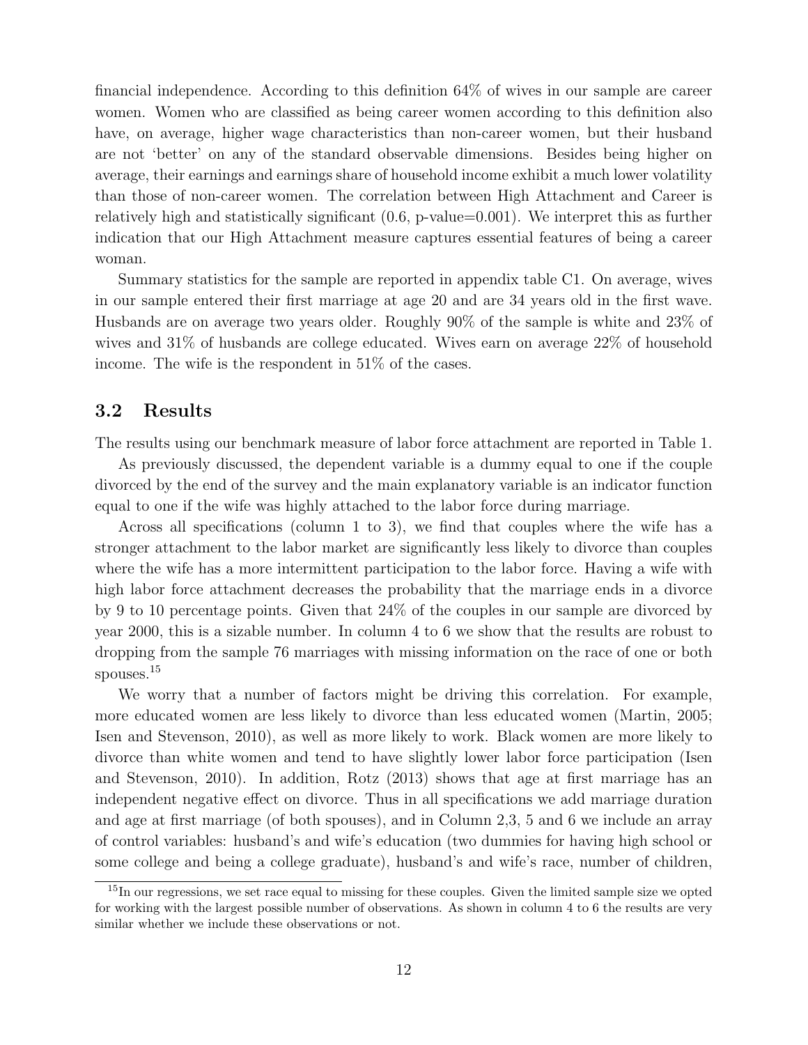financial independence. According to this definition 64% of wives in our sample are career women. Women who are classified as being career women according to this definition also have, on average, higher wage characteristics than non-career women, but their husband are not 'better' on any of the standard observable dimensions. Besides being higher on average, their earnings and earnings share of household income exhibit a much lower volatility than those of non-career women. The correlation between High Attachment and Career is relatively high and statistically significant (0.6, p-value=0.001). We interpret this as further indication that our High Attachment measure captures essential features of being a career woman.

Summary statistics for the sample are reported in appendix table C1. On average, wives in our sample entered their first marriage at age 20 and are 34 years old in the first wave. Husbands are on average two years older. Roughly 90% of the sample is white and 23% of wives and 31% of husbands are college educated. Wives earn on average 22% of household income. The wife is the respondent in 51% of the cases.

## 3.2 Results

The results using our benchmark measure of labor force attachment are reported in Table 1.

As previously discussed, the dependent variable is a dummy equal to one if the couple divorced by the end of the survey and the main explanatory variable is an indicator function equal to one if the wife was highly attached to the labor force during marriage.

Across all specifications (column 1 to 3), we find that couples where the wife has a stronger attachment to the labor market are significantly less likely to divorce than couples where the wife has a more intermittent participation to the labor force. Having a wife with high labor force attachment decreases the probability that the marriage ends in a divorce by 9 to 10 percentage points. Given that 24% of the couples in our sample are divorced by year 2000, this is a sizable number. In column 4 to 6 we show that the results are robust to dropping from the sample 76 marriages with missing information on the race of one or both spouses.[15]

We worry that a number of factors might be driving this correlation. For example, more educated women are less likely to divorce than less educated women (Martin, 2005; Isen and Stevenson, 2010), as well as more likely to work. Black women are more likely to divorce than white women and tend to have slightly lower labor force participation (Isen and Stevenson, 2010). In addition, Rotz (2013) shows that age at first marriage has an independent negative effect on divorce. Thus in all specifications we add marriage duration and age at first marriage (of both spouses), and in Column 2,3, 5 and 6 we include an array of control variables: husband's and wife's education (two dummies for having high school or some college and being a college graduate), husband's and wife's race, number of children,

[15] In our regressions, we set race equal to missing for these couples. Given the limited sample size we opted for working with the largest possible number of observations. As shown in column 4 to 6 the results are very similar whether we include these observations or not.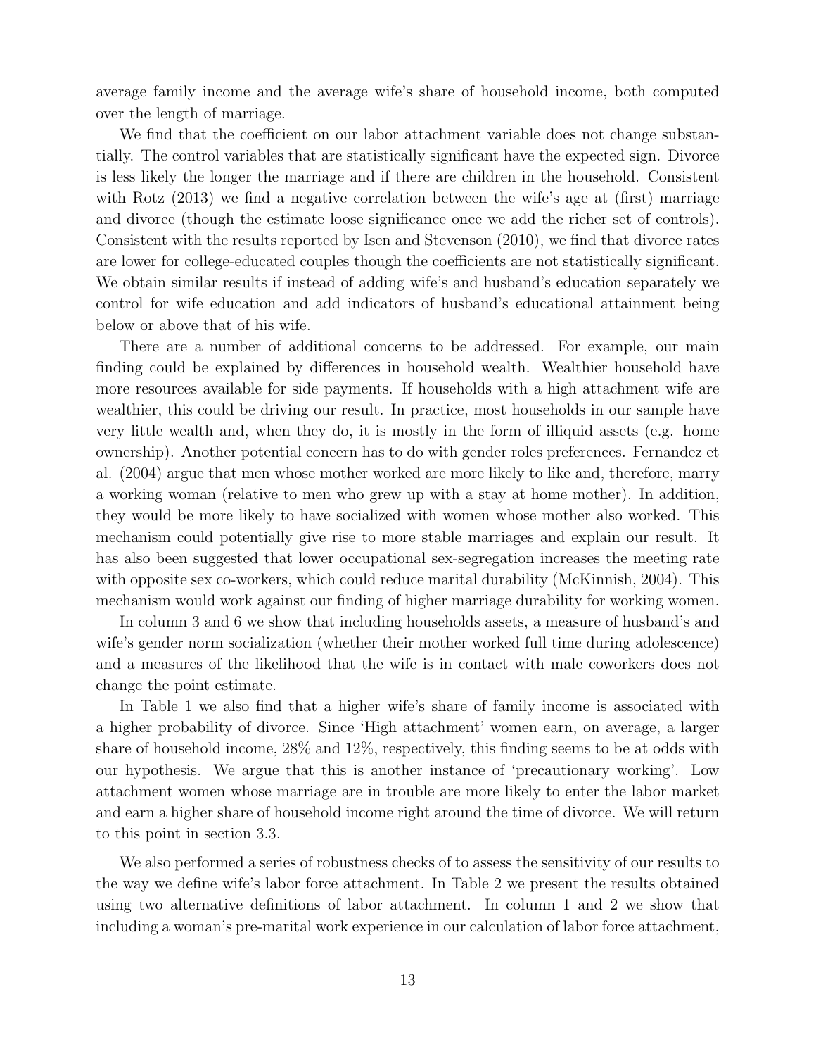average family income and the average wife's share of household income, both computed over the length of marriage.

We find that the coefficient on our labor attachment variable does not change substantially. The control variables that are statistically significant have the expected sign. Divorce is less likely the longer the marriage and if there are children in the household. Consistent with Rotz (2013) we find a negative correlation between the wife's age at (first) marriage and divorce (though the estimate loose significance once we add the richer set of controls). Consistent with the results reported by Isen and Stevenson (2010), we find that divorce rates are lower for college-educated couples though the coefficients are not statistically significant. We obtain similar results if instead of adding wife's and husband's education separately we control for wife education and add indicators of husband's educational attainment being below or above that of his wife.

There are a number of additional concerns to be addressed. For example, our main finding could be explained by differences in household wealth. Wealthier household have more resources available for side payments. If households with a high attachment wife are wealthier, this could be driving our result. In practice, most households in our sample have very little wealth and, when they do, it is mostly in the form of illiquid assets (e.g. home ownership). Another potential concern has to do with gender roles preferences. Fernandez et al. (2004) argue that men whose mother worked are more likely to like and, therefore, marry a working woman (relative to men who grew up with a stay at home mother). In addition, they would be more likely to have socialized with women whose mother also worked. This mechanism could potentially give rise to more stable marriages and explain our result. It has also been suggested that lower occupational sex-segregation increases the meeting rate with opposite sex co-workers, which could reduce marital durability (McKinnish, 2004). This mechanism would work against our finding of higher marriage durability for working women.

In column 3 and 6 we show that including households assets, a measure of husband's and wife's gender norm socialization (whether their mother worked full time during adolescence) and a measures of the likelihood that the wife is in contact with male coworkers does not change the point estimate.

In Table 1 we also find that a higher wife's share of family income is associated with a higher probability of divorce. Since 'High attachment' women earn, on average, a larger share of household income, 28% and 12%, respectively, this finding seems to be at odds with our hypothesis. We argue that this is another instance of 'precautionary working'. Low attachment women whose marriage are in trouble are more likely to enter the labor market and earn a higher share of household income right around the time of divorce. We will return to this point in section 3.3.

We also performed a series of robustness checks of to assess the sensitivity of our results to the way we define wife's labor force attachment. In Table 2 we present the results obtained using two alternative definitions of labor attachment. In column 1 and 2 we show that including a woman's pre-marital work experience in our calculation of labor force attachment,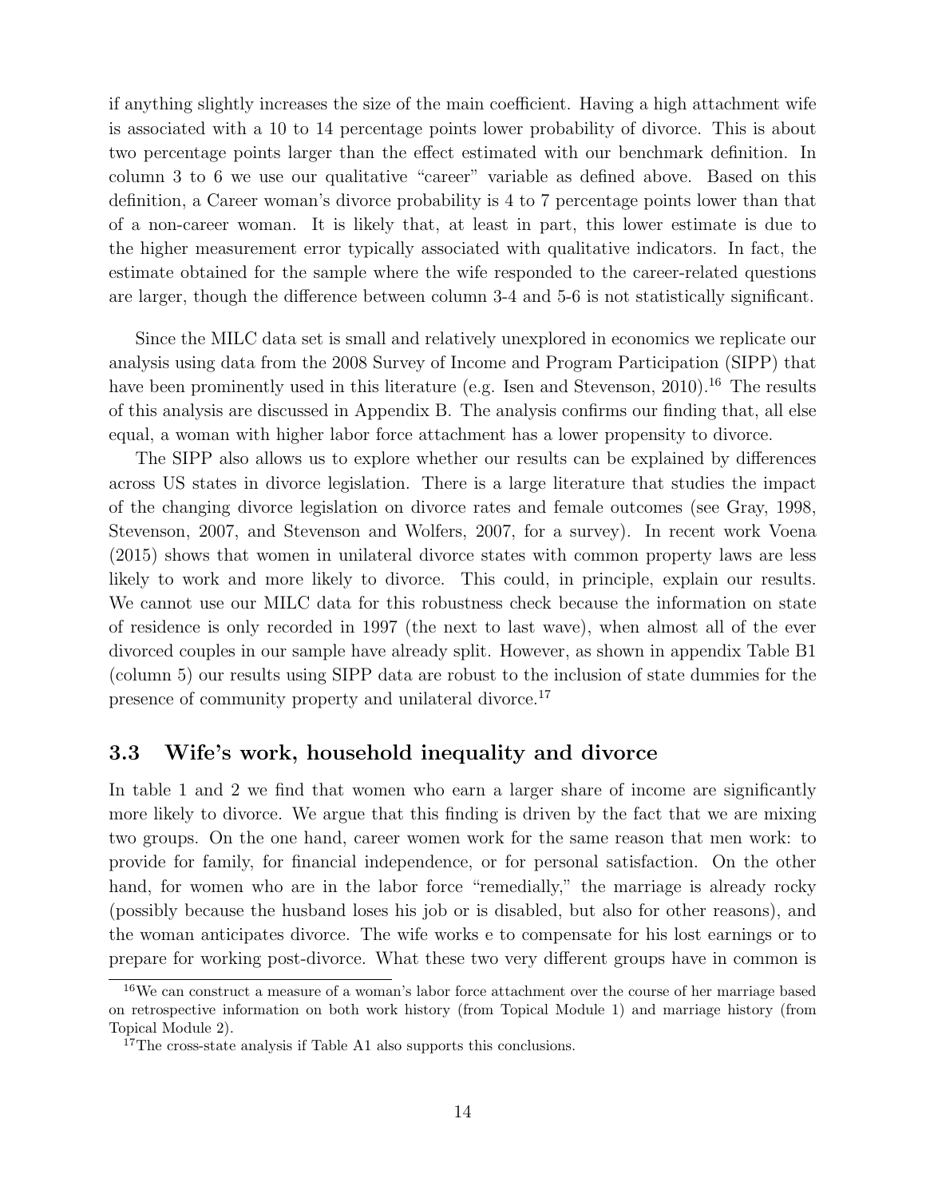if anything slightly increases the size of the main coefficient. Having a high attachment wife is associated with a 10 to 14 percentage points lower probability of divorce. This is about two percentage points larger than the effect estimated with our benchmark definition. In column 3 to 6 we use our qualitative "career" variable as defined above. Based on this definition, a Career woman's divorce probability is 4 to 7 percentage points lower than that of a non-career woman. It is likely that, at least in part, this lower estimate is due to the higher measurement error typically associated with qualitative indicators. In fact, the estimate obtained for the sample where the wife responded to the career-related questions are larger, though the difference between column 3-4 and 5-6 is not statistically significant.

Since the MILC data set is small and relatively unexplored in economics we replicate our analysis using data from the 2008 Survey of Income and Program Participation (SIPP) that have been prominently used in this literature (e.g. Isen and Stevenson, 2010).[16] The results of this analysis are discussed in Appendix B. The analysis confirms our finding that, all else equal, a woman with higher labor force attachment has a lower propensity to divorce.

The SIPP also allows us to explore whether our results can be explained by differences across US states in divorce legislation. There is a large literature that studies the impact of the changing divorce legislation on divorce rates and female outcomes (see Gray, 1998, Stevenson, 2007, and Stevenson and Wolfers, 2007, for a survey). In recent work Voena (2015) shows that women in unilateral divorce states with common property laws are less likely to work and more likely to divorce. This could, in principle, explain our results. We cannot use our MILC data for this robustness check because the information on state of residence is only recorded in 1997 (the next to last wave), when almost all of the ever divorced couples in our sample have already split. However, as shown in appendix Table B1 (column 5) our results using SIPP data are robust to the inclusion of state dummies for the presence of community property and unilateral divorce.[17]

### 3.3 Wife's work, household inequality and divorce

In table 1 and 2 we find that women who earn a larger share of income are significantly more likely to divorce. We argue that this finding is driven by the fact that we are mixing two groups. On the one hand, career women work for the same reason that men work: to provide for family, for financial independence, or for personal satisfaction. On the other hand, for women who are in the labor force "remedially," the marriage is already rocky (possibly because the husband loses his job or is disabled, but also for other reasons), and the woman anticipates divorce. The wife works e to compensate for his lost earnings or to prepare for working post-divorce. What these two very different groups have in common is

[16] We can construct a measure of a woman's labor force attachment over the course of her marriage based on retrospective information on both work history (from Topical Module 1) and marriage history (from Topical Module 2).

[17] The cross-state analysis if Table A1 also supports this conclusions.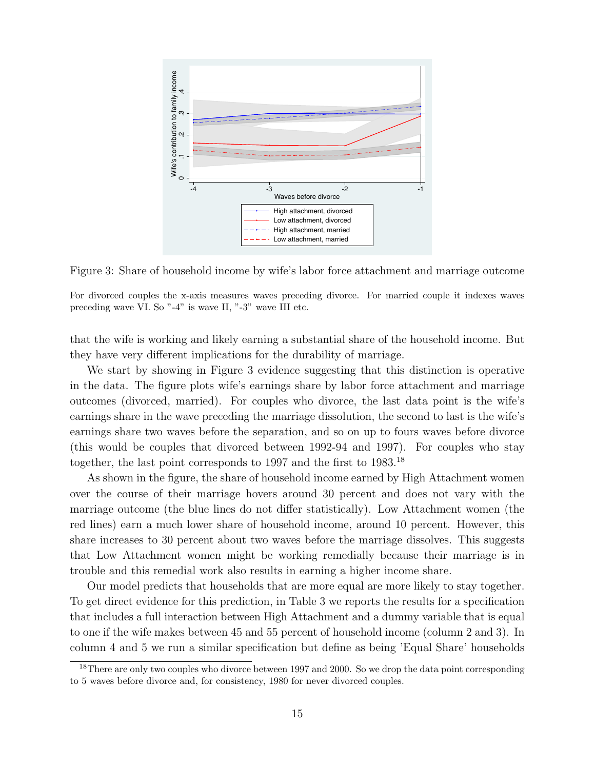Figure 3: Share of household income by wife's labor force attachment and marriage outcome

For divorced couples the x-axis measures waves preceding divorce. For married couple it indexes waves preceding wave VI. So "-4" is wave II, "-3" wave III etc.

that the wife is working and likely earning a substantial share of the household income. But they have very different implications for the durability of marriage.

We start by showing in Figure 3 evidence suggesting that this distinction is operative in the data. The figure plots wife's earnings share by labor force attachment and marriage outcomes (divorced, married). For couples who divorce, the last data point is the wife's earnings share in the wave preceding the marriage dissolution, the second to last is the wife's earnings share two waves before the separation, and so on up to fours waves before divorce (this would be couples that divorced between 1992-94 and 1997). For couples who stay together, the last point corresponds to 1997 and the first to 1983.[18]

As shown in the figure, the share of household income earned by High Attachment women over the course of their marriage hovers around 30 percent and does not vary with the marriage outcome (the blue lines do not differ statistically). Low Attachment women (the red lines) earn a much lower share of household income, around 10 percent. However, this share increases to 30 percent about two waves before the marriage dissolves. This suggests that Low Attachment women might be working remedially because their marriage is in trouble and this remedial work also results in earning a higher income share.

Our model predicts that households that are more equal are more likely to stay together. To get direct evidence for this prediction, in Table 3 we reports the results for a specification that includes a full interaction between High Attachment and a dummy variable that is equal to one if the wife makes between 45 and 55 percent of household income (column 2 and 3). In column 4 and 5 we run a similar specification but define as being 'Equal Share' households

[18] There are only two couples who divorce between 1997 and 2000. So we drop the data point corresponding to 5 waves before divorce and, for consistency, 1980 for never divorced couples.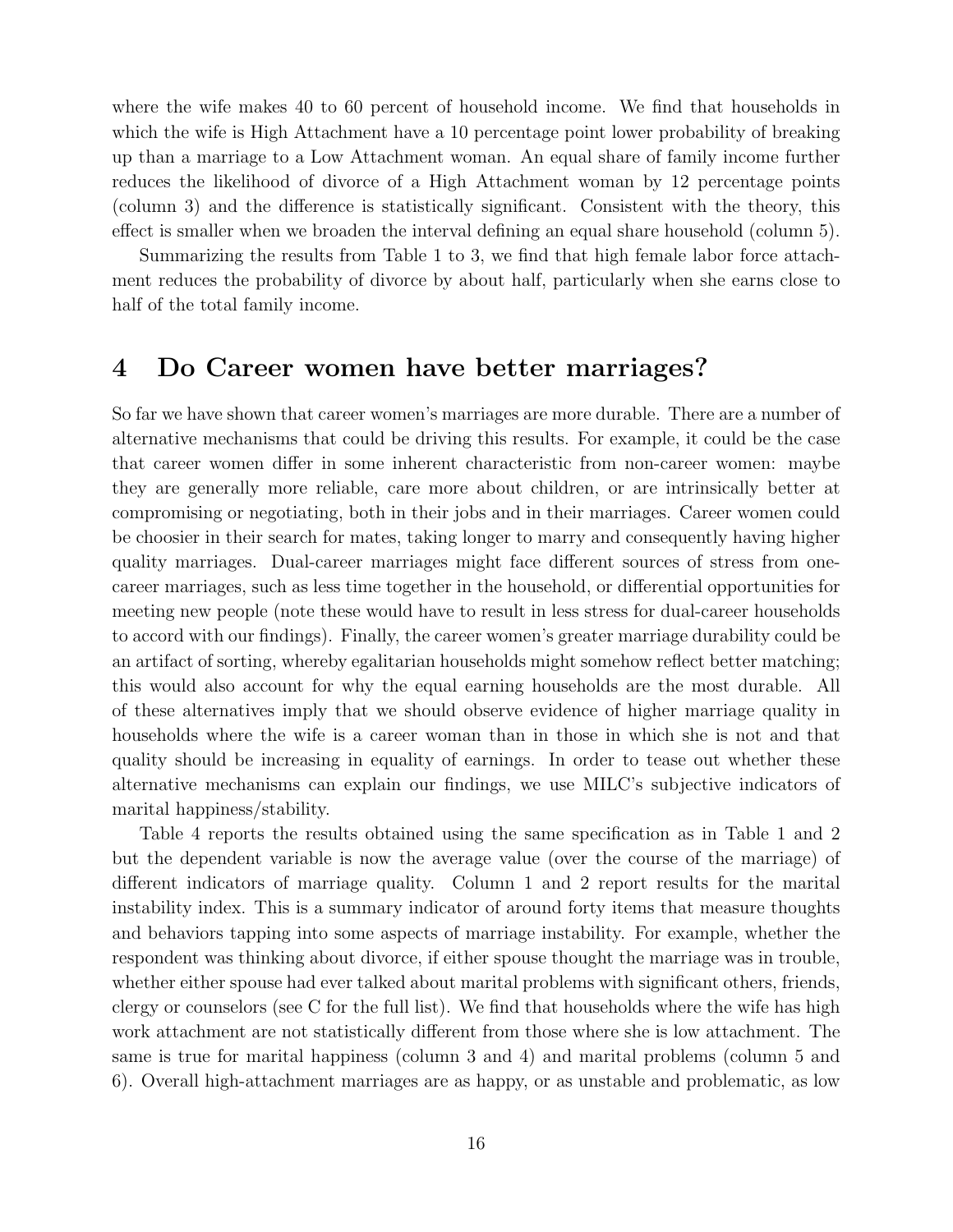where the wife makes 40 to 60 percent of household income. We find that households in which the wife is High Attachment have a 10 percentage point lower probability of breaking up than a marriage to a Low Attachment woman. An equal share of family income further reduces the likelihood of divorce of a High Attachment woman by 12 percentage points (column 3) and the difference is statistically significant. Consistent with the theory, this effect is smaller when we broaden the interval defining an equal share household (column 5).

Summarizing the results from Table 1 to 3, we find that high female labor force attachment reduces the probability of divorce by about half, particularly when she earns close to half of the total family income.

# 4 Do Career women have better marriages?

So far we have shown that career women's marriages are more durable. There are a number of alternative mechanisms that could be driving this results. For example, it could be the case that career women differ in some inherent characteristic from non-career women: maybe they are generally more reliable, care more about children, or are intrinsically better at compromising or negotiating, both in their jobs and in their marriages. Career women could be choosier in their search for mates, taking longer to marry and consequently having higher quality marriages. Dual-career marriages might face different sources of stress from one-career marriages, such as less time together in the household, or differential opportunities for meeting new people (note these would have to result in less stress for dual-career households to accord with our findings). Finally, the career women's greater marriage durability could be an artifact of sorting, whereby egalitarian households might somehow reflect better matching; this would also account for why the equal earning households are the most durable. All of these alternatives imply that we should observe evidence of higher marriage quality in households where the wife is a career woman than in those in which she is not and that quality should be increasing in equality of earnings. In order to tease out whether these alternative mechanisms can explain our findings, we use MILC's subjective indicators of marital happiness/stability.

Table 4 reports the results obtained using the same specification as in Table 1 and 2 but the dependent variable is now the average value (over the course of the marriage) of different indicators of marriage quality. Column 1 and 2 report results for the marital instability index. This is a summary indicator of around forty items that measure thoughts and behaviors tapping into some aspects of marriage instability. For example, whether the respondent was thinking about divorce, if either spouse thought the marriage was in trouble, whether either spouse had ever talked about marital problems with significant others, friends, clergy or counselors (see C for the full list). We find that households where the wife has high work attachment are not statistically different from those where she is low attachment. The same is true for marital happiness (column 3 and 4) and marital problems (column 5 and 6). Overall high-attachment marriages are as happy, or as unstable and problematic, as low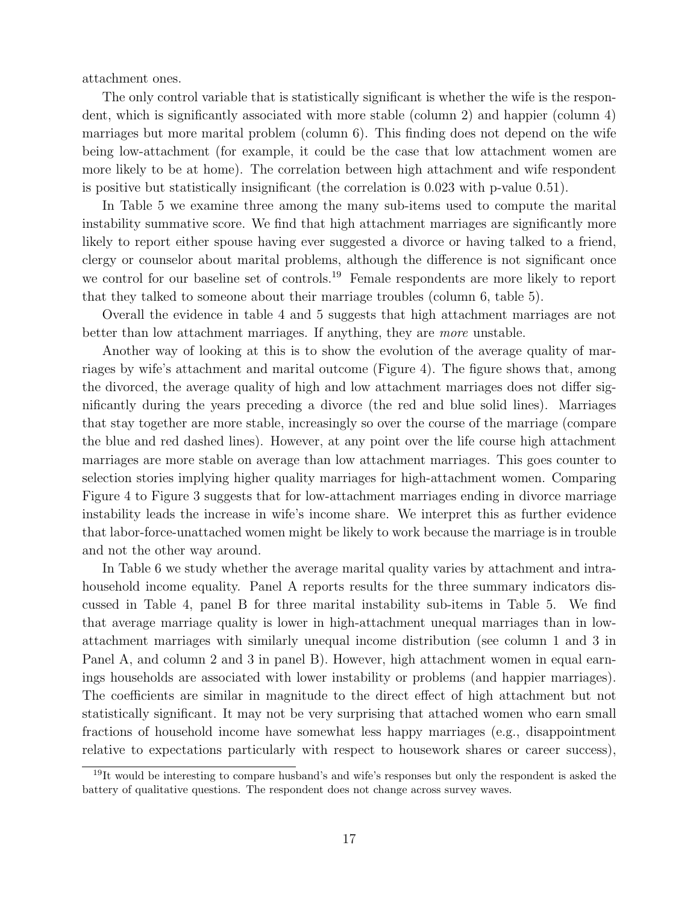attachment ones.

The only control variable that is statistically significant is whether the wife is the respondent, which is significantly associated with more stable (column 2) and happier (column 4) marriages but more marital problem (column 6). This finding does not depend on the wife being low-attachment (for example, it could be the case that low attachment women are more likely to be at home). The correlation between high attachment and wife respondent is positive but statistically insignificant (the correlation is 0.023 with p-value 0.51).

In Table 5 we examine three among the many sub-items used to compute the marital instability summative score. We find that high attachment marriages are significantly more likely to report either spouse having ever suggested a divorce or having talked to a friend, clergy or counselor about marital problems, although the difference is not significant once we control for our baseline set of controls.[19] Female respondents are more likely to report that they talked to someone about their marriage troubles (column 6, table 5).

Overall the evidence in table 4 and 5 suggests that high attachment marriages are not better than low attachment marriages. If anything, they are *more* unstable.

Another way of looking at this is to show the evolution of the average quality of marriages by wife's attachment and marital outcome (Figure 4). The figure shows that, among the divorced, the average quality of high and low attachment marriages does not differ significantly during the years preceding a divorce (the red and blue solid lines). Marriages that stay together are more stable, increasingly so over the course of the marriage (compare the blue and red dashed lines). However, at any point over the life course high attachment marriages are more stable on average than low attachment marriages. This goes counter to selection stories implying higher quality marriages for high-attachment women. Comparing Figure 4 to Figure 3 suggests that for low-attachment marriages ending in divorce marriage instability leads the increase in wife's income share. We interpret this as further evidence that labor-force-unattached women might be likely to work because the marriage is in trouble and not the other way around.

In Table 6 we study whether the average marital quality varies by attachment and intra-household income equality. Panel A reports results for the three summary indicators discussed in Table 4, panel B for three marital instability sub-items in Table 5. We find that average marriage quality is lower in high-attachment unequal marriages than in low-attachment marriages with similarly unequal income distribution (see column 1 and 3 in Panel A, and column 2 and 3 in panel B). However, high attachment women in equal earnings households are associated with lower instability or problems (and happier marriages). The coefficients are similar in magnitude to the direct effect of high attachment but not statistically significant. It may not be very surprising that attached women who earn small fractions of household income have somewhat less happy marriages (e.g., disappointment relative to expectations particularly with respect to housework shares or career success),

[19] It would be interesting to compare husband's and wife's responses but only the respondent is asked the battery of qualitative questions. The respondent does not change across survey waves.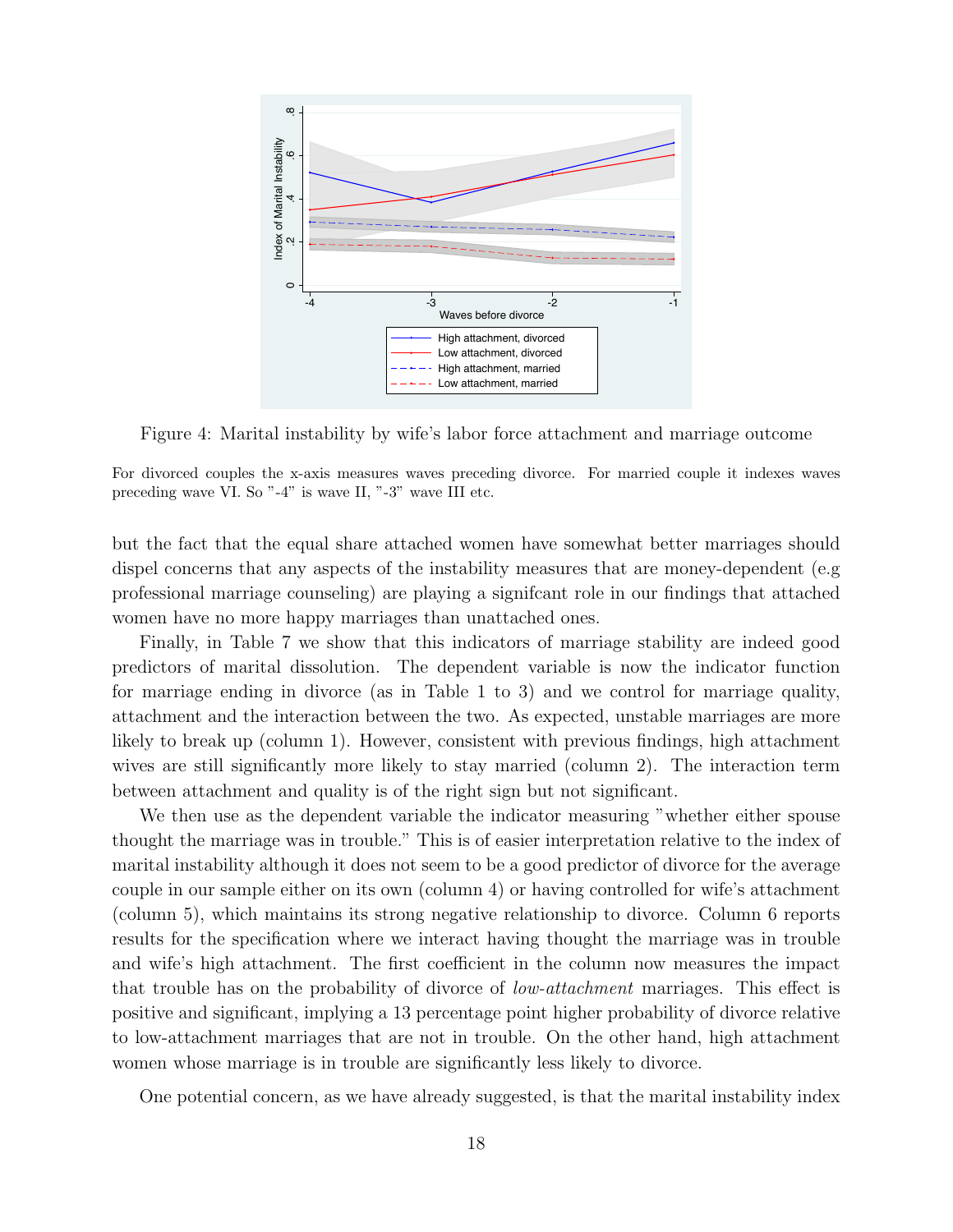Figure 4: Marital instability by wife's labor force attachment and marriage outcome

For divorced couples the x-axis measures waves preceding divorce. For married couple it indexes waves preceding wave VI. So "-4" is wave II, "-3" wave III etc.

but the fact that the equal share attached women have somewhat better marriages should dispel concerns that any aspects of the instability measures that are money-dependent (e.g professional marriage counseling) are playing a signifcant role in our findings that attached women have no more happy marriages than unattached ones.

Finally, in Table 7 we show that this indicators of marriage stability are indeed good predictors of marital dissolution. The dependent variable is now the indicator function for marriage ending in divorce (as in Table 1 to 3) and we control for marriage quality, attachment and the interaction between the two. As expected, unstable marriages are more likely to break up (column 1). However, consistent with previous findings, high attachment wives are still significantly more likely to stay married (column 2). The interaction term between attachment and quality is of the right sign but not significant.

We then use as the dependent variable the indicator measuring "whether either spouse thought the marriage was in trouble." This is of easier interpretation relative to the index of marital instability although it does not seem to be a good predictor of divorce for the average couple in our sample either on its own (column 4) or having controlled for wife's attachment (column 5), which maintains its strong negative relationship to divorce. Column 6 reports results for the specification where we interact having thought the marriage was in trouble and wife's high attachment. The first coefficient in the column now measures the impact that trouble has on the probability of divorce of *low-attachment* marriages. This effect is positive and significant, implying a 13 percentage point higher probability of divorce relative to low-attachment marriages that are not in trouble. On the other hand, high attachment women whose marriage is in trouble are significantly less likely to divorce.

One potential concern, as we have already suggested, is that the marital instability index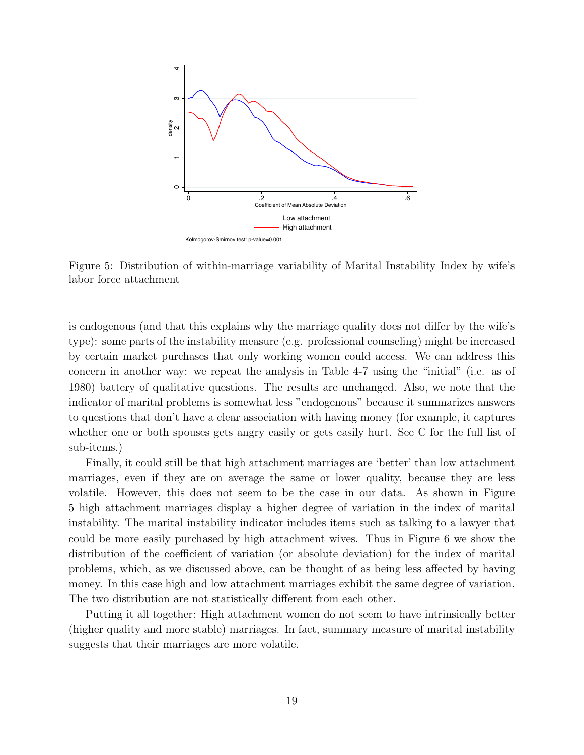Figure 5: Distribution of within-marriage variability of Marital Instability Index by wife's labor force attachment

is endogenous (and that this explains why the marriage quality does not differ by the wife's type): some parts of the instability measure (e.g. professional counseling) might be increased by certain market purchases that only working women could access. We can address this concern in another way: we repeat the analysis in Table 4-7 using the "initial" (i.e. as of 1980) battery of qualitative questions. The results are unchanged. Also, we note that the indicator of marital problems is somewhat less "endogenous" because it summarizes answers to questions that don't have a clear association with having money (for example, it captures whether one or both spouses gets angry easily or gets easily hurt. See C for the full list of sub-items.)

Finally, it could still be that high attachment marriages are 'better' than low attachment marriages, even if they are on average the same or lower quality, because they are less volatile. However, this does not seem to be the case in our data. As shown in Figure 5 high attachment marriages display a higher degree of variation in the index of marital instability. The marital instability indicator includes items such as talking to a lawyer that could be more easily purchased by high attachment wives. Thus in Figure 6 we show the distribution of the coefficient of variation (or absolute deviation) for the index of marital problems, which, as we discussed above, can be thought of as being less affected by having money. In this case high and low attachment marriages exhibit the same degree of variation. The two distribution are not statistically different from each other.

Putting it all together: High attachment women do not seem to have intrinsically better (higher quality and more stable) marriages. In fact, summary measure of marital instability suggests that their marriages are more volatile.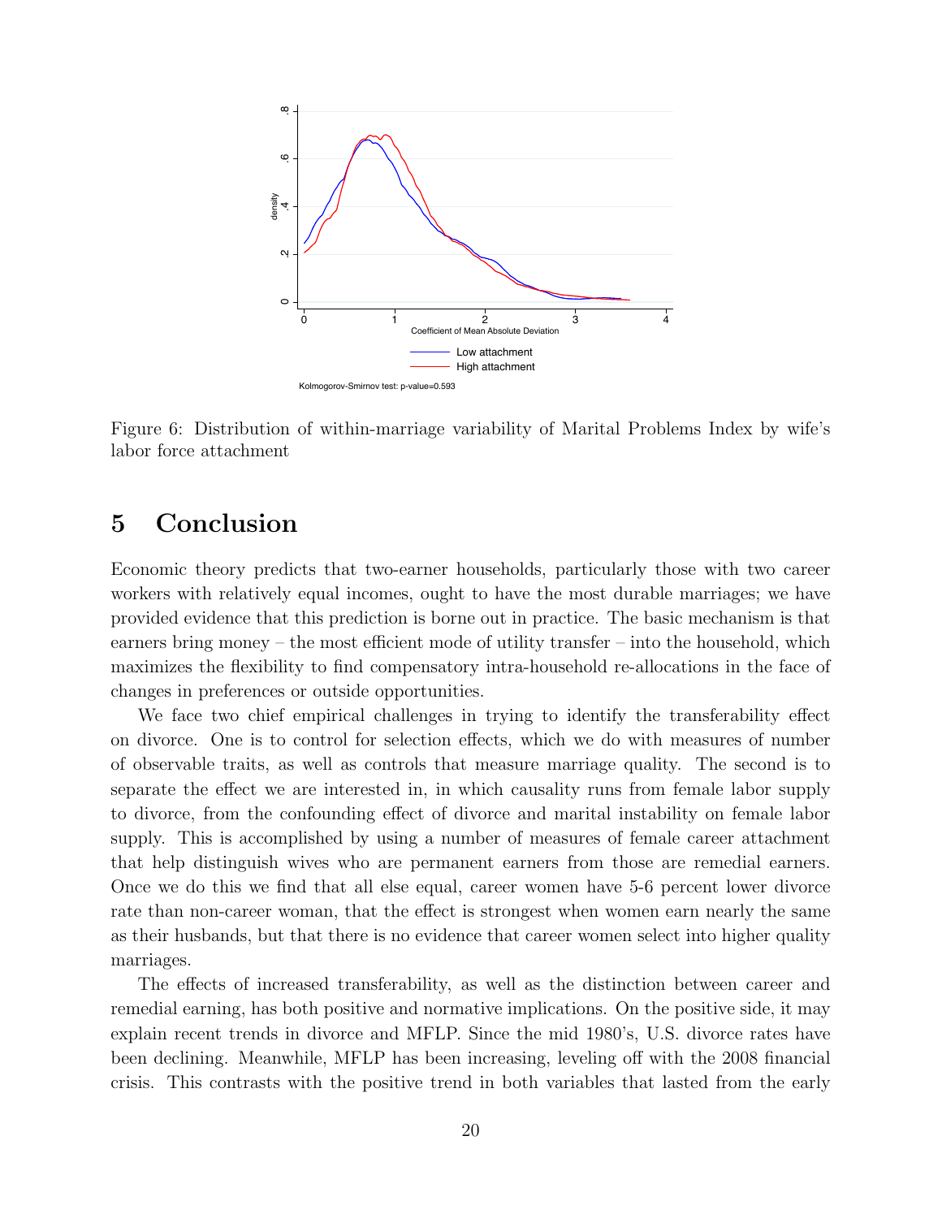Figure 6: Distribution of within-marriage variability of Marital Problems Index by wife's labor force attachment

# 5 Conclusion

Economic theory predicts that two-earner households, particularly those with two career workers with relatively equal incomes, ought to have the most durable marriages; we have provided evidence that this prediction is borne out in practice. The basic mechanism is that earners bring money – the most efficient mode of utility transfer – into the household, which maximizes the flexibility to find compensatory intra-household re-allocations in the face of changes in preferences or outside opportunities.

We face two chief empirical challenges in trying to identify the transferability effect on divorce. One is to control for selection effects, which we do with measures of number of observable traits, as well as controls that measure marriage quality. The second is to separate the effect we are interested in, in which causality runs from female labor supply to divorce, from the confounding effect of divorce and marital instability on female labor supply. This is accomplished by using a number of measures of female career attachment that help distinguish wives who are permanent earners from those are remedial earners. Once we do this we find that all else equal, career women have 5-6 percent lower divorce rate than non-career woman, that the effect is strongest when women earn nearly the same as their husbands, but that there is no evidence that career women select into higher quality marriages.

The effects of increased transferability, as well as the distinction between career and remedial earning, has both positive and normative implications. On the positive side, it may explain recent trends in divorce and MFLP. Since the mid 1980's, U.S. divorce rates have been declining. Meanwhile, MFLP has been increasing, leveling off with the 2008 financial crisis. This contrasts with the positive trend in both variables that lasted from the early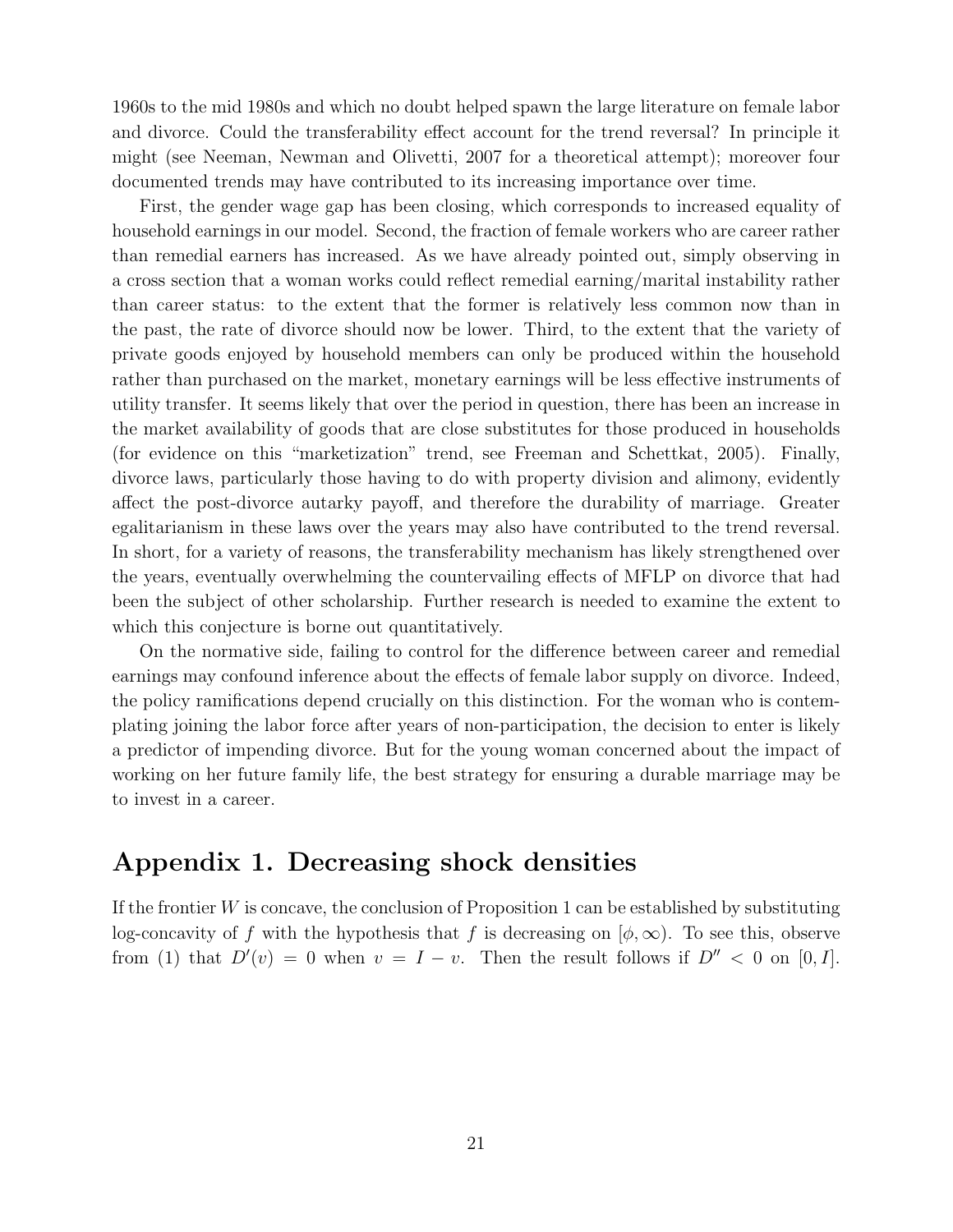1960s to the mid 1980s and which no doubt helped spawn the large literature on female labor and divorce. Could the transferability effect account for the trend reversal? In principle it might (see Neeman, Newman and Olivetti, 2007 for a theoretical attempt); moreover four documented trends may have contributed to its increasing importance over time.

First, the gender wage gap has been closing, which corresponds to increased equality of household earnings in our model. Second, the fraction of female workers who are career rather than remedial earners has increased. As we have already pointed out, simply observing in a cross section that a woman works could reflect remedial earning/marital instability rather than career status: to the extent that the former is relatively less common now than in the past, the rate of divorce should now be lower. Third, to the extent that the variety of private goods enjoyed by household members can only be produced within the household rather than purchased on the market, monetary earnings will be less effective instruments of utility transfer. It seems likely that over the period in question, there has been an increase in the market availability of goods that are close substitutes for those produced in households (for evidence on this "marketization" trend, see Freeman and Schettkat, 2005). Finally, divorce laws, particularly those having to do with property division and alimony, evidently affect the post-divorce autarky payoff, and therefore the durability of marriage. Greater egalitarianism in these laws over the years may also have contributed to the trend reversal. In short, for a variety of reasons, the transferability mechanism has likely strengthened over the years, eventually overwhelming the countervailing effects of MFLP on divorce that had been the subject of other scholarship. Further research is needed to examine the extent to which this conjecture is borne out quantitatively.

On the normative side, failing to control for the difference between career and remedial earnings may confound inference about the effects of female labor supply on divorce. Indeed, the policy ramifications depend crucially on this distinction. For the woman who is contemplating joining the labor force after years of non-participation, the decision to enter is likely a predictor of impending divorce. But for the young woman concerned about the impact of working on her future family life, the best strategy for ensuring a durable marriage may be to invest in a career.

## Appendix 1. Decreasing shock densities

If the frontier $W$ is concave, the conclusion of Proposition 1 can be established by substituting log-concavity of $f$ with the hypothesis that $f$ is decreasing on $[\phi, \infty)$. To see this, observe from (1) that $D'(v) = 0$ when $v = I - v$. Then the result follows if $D'' < 0$ on $[0, I]$.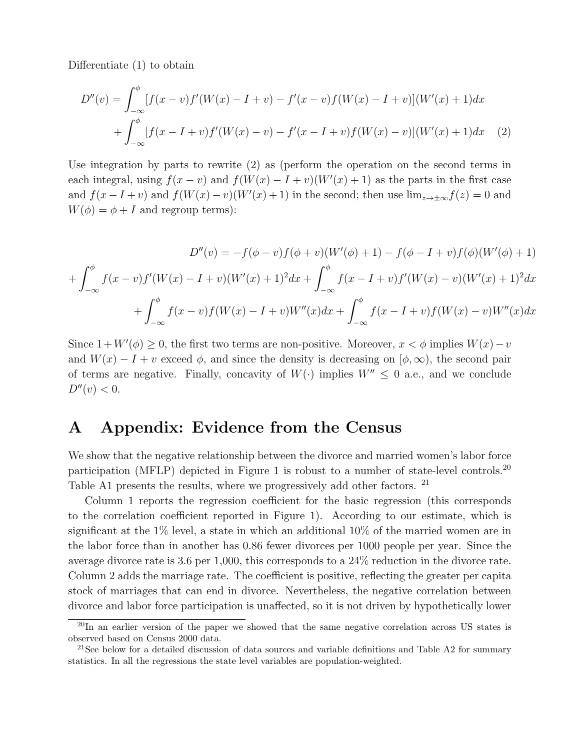Differentiate (1) to obtain

$$
\begin{aligned}
D''(v) = &\int_{-\infty}^{\phi} [f(x-v)f'(W(x)-I+v) - f'(x-v)f(W(x)-I+v)](W'(x)+1)dx \\
&+ \int_{-\infty}^{\phi} [f(x-I+v)f'(W(x)-v) - f'(x-I+v)f(W(x)-v)](W'(x)+1)dx \quad (2)
\end{aligned}
$$

Use integration by parts to rewrite (2) as (perform the operation on the second terms in each integral, using $f(x-v)$ and $f(W(x)-I+v)(W'(x)+1)$ as the parts in the first case and $f(x-I+v)$ and $f(W(x)-v)(W'(x)+1)$ in the second; then use $\lim_{z\to\pm\infty} f(z) = 0$ and $W(\phi) = \phi + I$ and regroup terms):

$$
\begin{aligned}
D''(v) = &-f(\phi - v)f(\phi + v)(W'(\phi)+1) - f(\phi - I + v)f(\phi)(W'(\phi)+1) \\
&+ \int_{-\infty}^{\phi} f(x-v)f'(W(x)-I+v)(W'(x)+1)^2 dx + \int_{-\infty}^{\phi} f(x-I+v)f'(W(x)-v)(W'(x)+1)^2 dx \\
&+ \int_{-\infty}^{\phi} f(x-v)f(W(x)-I+v)W''(x)dx + \int_{-\infty}^{\phi} f(x-I+v)f(W(x)-v)W''(x)dx
\end{aligned}
$$

Since $1 + W'(\phi) \geq 0$, the first two terms are non-positive. Moreover, $x < \phi$ implies $W(x) - v$ and $W(x) - I + v$ exceed $\phi$, and since the density is decreasing on $[\phi, \infty)$, the second pair of terms are negative. Finally, concavity of $W(\cdot)$ implies $W'' \leq 0$ a.e., and we conclude $D''(v) < 0$.

# A Appendix: Evidence from the Census

We show that the negative relationship between the divorce and married women's labor force participation (MFLP) depicted in Figure 1 is robust to a number of state-level controls.[20] Table A1 presents the results, where we progressively add other factors. [21]

Column 1 reports the regression coefficient for the basic regression (this corresponds to the correlation coefficient reported in Figure 1). According to our estimate, which is significant at the 1% level, a state in which an additional 10% of the married women are in the labor force than in another has 0.86 fewer divorces per 1000 people per year. Since the average divorce rate is 3.6 per 1,000, this corresponds to a 24% reduction in the divorce rate. Column 2 adds the marriage rate. The coefficient is positive, reflecting the greater per capita stock of marriages that can end in divorce. Nevertheless, the negative correlation between divorce and labor force participation is unaffected, so it is not driven by hypothetically lower

[20] In an earlier version of the paper we showed that the same negative correlation across US states is observed based on Census 2000 data.

[21] See below for a detailed discussion of data sources and variable definitions and Table A2 for summary statistics. In all the regressions the state level variables are population-weighted.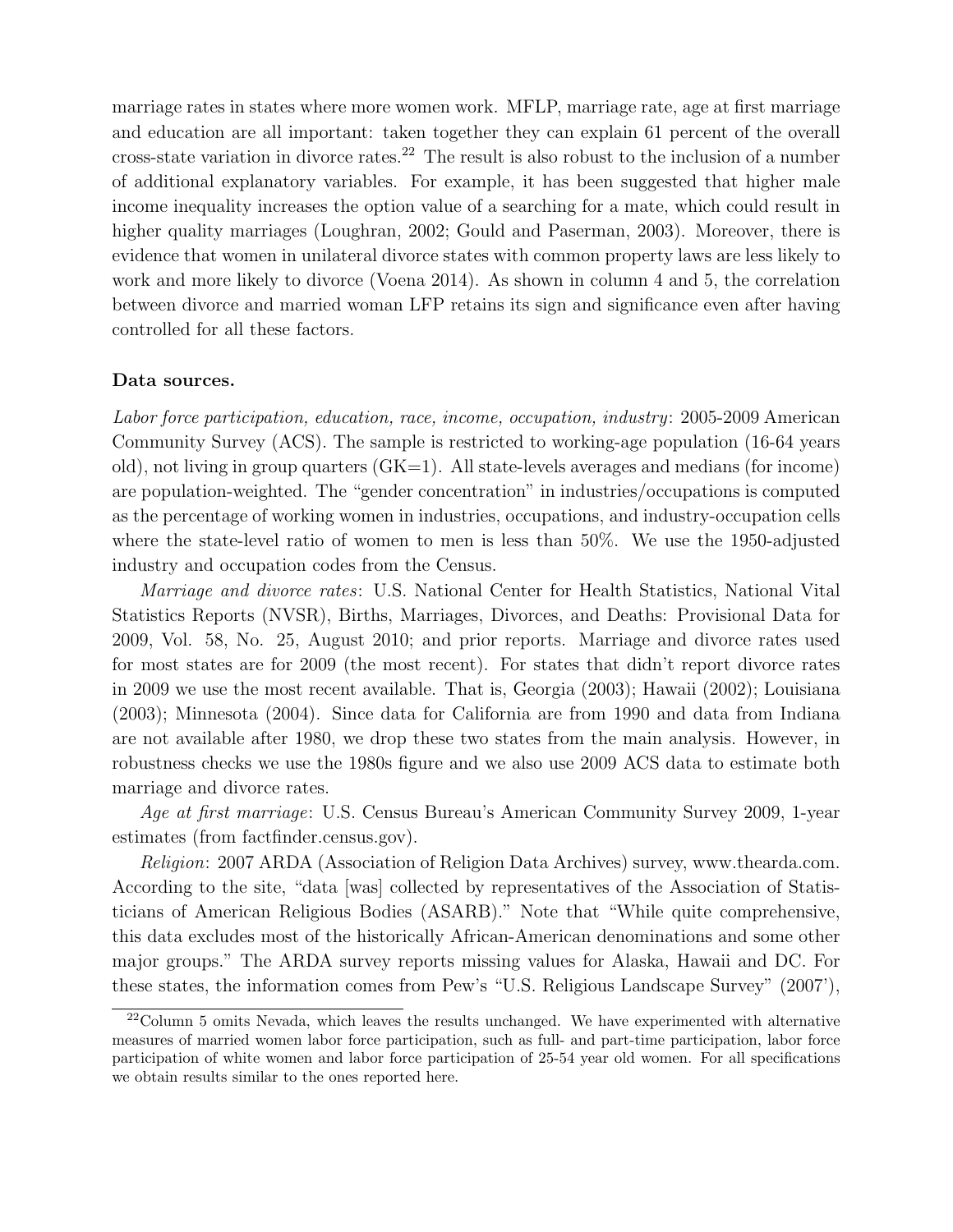marriage rates in states where more women work. MFLP, marriage rate, age at first marriage and education are all important: taken together they can explain 61 percent of the overall cross-state variation in divorce rates.[22] The result is also robust to the inclusion of a number of additional explanatory variables. For example, it has been suggested that higher male income inequality increases the option value of a searching for a mate, which could result in higher quality marriages (Loughran, 2002; Gould and Paserman, 2003). Moreover, there is evidence that women in unilateral divorce states with common property laws are less likely to work and more likely to divorce (Voena 2014). As shown in column 4 and 5, the correlation between divorce and married woman LFP retains its sign and significance even after having controlled for all these factors.

**Data sources.**

*Labor force participation, education, race, income, occupation, industry*: 2005-2009 American Community Survey (ACS). The sample is restricted to working-age population (16-64 years old), not living in group quarters (GK=1). All state-levels averages and medians (for income) are population-weighted. The "gender concentration" in industries/occupations is computed as the percentage of working women in industries, occupations, and industry-occupation cells where the state-level ratio of women to men is less than 50%. We use the 1950-adjusted industry and occupation codes from the Census.

*Marriage and divorce rates*: U.S. National Center for Health Statistics, National Vital Statistics Reports (NVSR), Births, Marriages, Divorces, and Deaths: Provisional Data for 2009, Vol. 58, No. 25, August 2010; and prior reports. Marriage and divorce rates used for most states are for 2009 (the most recent). For states that didn't report divorce rates in 2009 we use the most recent available. That is, Georgia (2003); Hawaii (2002); Louisiana (2003); Minnesota (2004). Since data for California are from 1990 and data from Indiana are not available after 1980, we drop these two states from the main analysis. However, in robustness checks we use the 1980s figure and we also use 2009 ACS data to estimate both marriage and divorce rates.

*Age at first marriage*: U.S. Census Bureau's American Community Survey 2009, 1-year estimates (from factfinder.census.gov).

*Religion*: 2007 ARDA (Association of Religion Data Archives) survey, www.thearda.com. According to the site, "data [was] collected by representatives of the Association of Statisticians of American Religious Bodies (ASARB)." Note that "While quite comprehensive, this data excludes most of the historically African-American denominations and some other major groups." The ARDA survey reports missing values for Alaska, Hawaii and DC. For these states, the information comes from Pew's "U.S. Religious Landscape Survey" (2007'),

[22] Column 5 omits Nevada, which leaves the results unchanged. We have experimented with alternative measures of married women labor force participation, such as full- and part-time participation, labor force participation of white women and labor force participation of 25-54 year old women. For all specifications we obtain results similar to the ones reported here.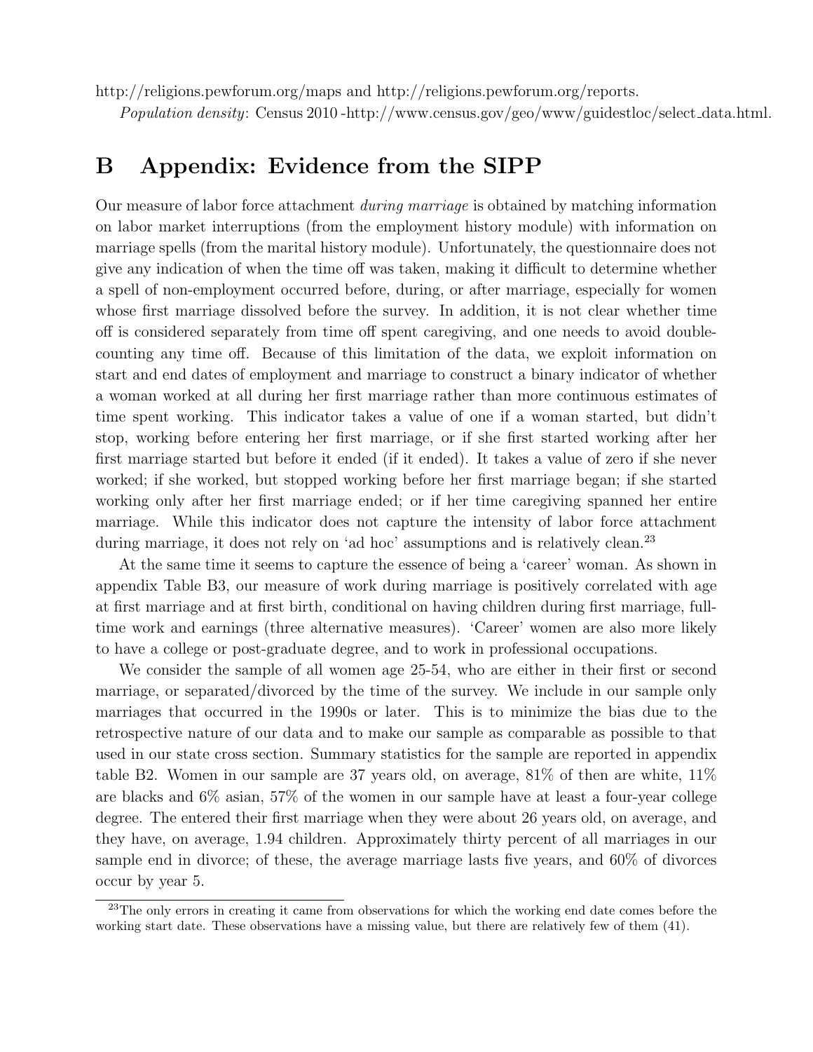http://religions.pewforum.org/maps and http://religions.pewforum.org/reports.

*Population density*: Census 2010 -http://www.census.gov/geo/www/guidestloc/select_data.html.

# B Appendix: Evidence from the SIPP

Our measure of labor force attachment *during marriage* is obtained by matching information on labor market interruptions (from the employment history module) with information on marriage spells (from the marital history module). Unfortunately, the questionnaire does not give any indication of when the time off was taken, making it difficult to determine whether a spell of non-employment occurred before, during, or after marriage, especially for women whose first marriage dissolved before the survey. In addition, it is not clear whether time off is considered separately from time off spent caregiving, and one needs to avoid double-counting any time off. Because of this limitation of the data, we exploit information on start and end dates of employment and marriage to construct a binary indicator of whether a woman worked at all during her first marriage rather than more continuous estimates of time spent working. This indicator takes a value of one if a woman started, but didn't stop, working before entering her first marriage, or if she first started working after her first marriage started but before it ended (if it ended). It takes a value of zero if she never worked; if she worked, but stopped working before her first marriage began; if she started working only after her first marriage ended; or if her time caregiving spanned her entire marriage. While this indicator does not capture the intensity of labor force attachment during marriage, it does not rely on 'ad hoc' assumptions and is relatively clean.[23]

At the same time it seems to capture the essence of being a 'career' woman. As shown in appendix Table B3, our measure of work during marriage is positively correlated with age at first marriage and at first birth, conditional on having children during first marriage, full-time work and earnings (three alternative measures). 'Career' women are also more likely to have a college or post-graduate degree, and to work in professional occupations.

We consider the sample of all women age 25-54, who are either in their first or second marriage, or separated/divorced by the time of the survey. We include in our sample only marriages that occurred in the 1990s or later. This is to minimize the bias due to the retrospective nature of our data and to make our sample as comparable as possible to that used in our state cross section. Summary statistics for the sample are reported in appendix table B2. Women in our sample are 37 years old, on average, 81% of then are white, 11% are blacks and 6% asian, 57% of the women in our sample have at least a four-year college degree. The entered their first marriage when they were about 26 years old, on average, and they have, on average, 1.94 children. Approximately thirty percent of all marriages in our sample end in divorce; of these, the average marriage lasts five years, and 60% of divorces occur by year 5.

[23] The only errors in creating it came from observations for which the working end date comes before the working start date. These observations have a missing value, but there are relatively few of them (41).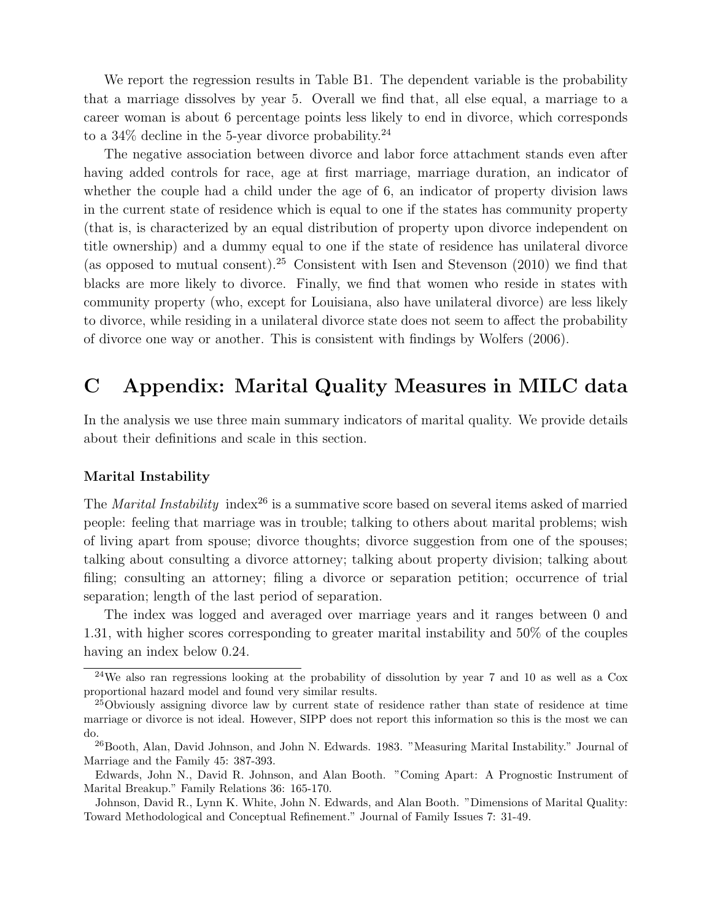We report the regression results in Table B1. The dependent variable is the probability that a marriage dissolves by year 5. Overall we find that, all else equal, a marriage to a career woman is about 6 percentage points less likely to end in divorce, which corresponds to a 34% decline in the 5-year divorce probability.[24]

The negative association between divorce and labor force attachment stands even after having added controls for race, age at first marriage, marriage duration, an indicator of whether the couple had a child under the age of 6, an indicator of property division laws in the current state of residence which is equal to one if the states has community property (that is, is characterized by an equal distribution of property upon divorce independent on title ownership) and a dummy equal to one if the state of residence has unilateral divorce (as opposed to mutual consent).[25] Consistent with Isen and Stevenson (2010) we find that blacks are more likely to divorce. Finally, we find that women who reside in states with community property (who, except for Louisiana, also have unilateral divorce) are less likely to divorce, while residing in a unilateral divorce state does not seem to affect the probability of divorce one way or another. This is consistent with findings by Wolfers (2006).

# C Appendix: Marital Quality Measures in MILC data

In the analysis we use three main summary indicators of marital quality. We provide details about their definitions and scale in this section.

### Marital Instability

The *Marital Instability* index[26] is a summative score based on several items asked of married people: feeling that marriage was in trouble; talking to others about marital problems; wish of living apart from spouse; divorce thoughts; divorce suggestion from one of the spouses; talking about consulting a divorce attorney; talking about property division; talking about filing; consulting an attorney; filing a divorce or separation petition; occurrence of trial separation; length of the last period of separation.

The index was logged and averaged over marriage years and it ranges between 0 and 1.31, with higher scores corresponding to greater marital instability and 50% of the couples having an index below 0.24.

---

[24] We also ran regressions looking at the probability of dissolution by year 7 and 10 as well as a Cox proportional hazard model and found very similar results.

[25] Obviously assigning divorce law by current state of residence rather than state of residence at time marriage or divorce is not ideal. However, SIPP does not report this information so this is the most we can do.

[26] Booth, Alan, David Johnson, and John N. Edwards. 1983. "Measuring Marital Instability." Journal of Marriage and the Family 45: 387-393.

Edwards, John N., David R. Johnson, and Alan Booth. "Coming Apart: A Prognostic Instrument of Marital Breakup." Family Relations 36: 165-170.

Johnson, David R., Lynn K. White, John N. Edwards, and Alan Booth. "Dimensions of Marital Quality: Toward Methodological and Conceptual Refinement." Journal of Family Issues 7: 31-49.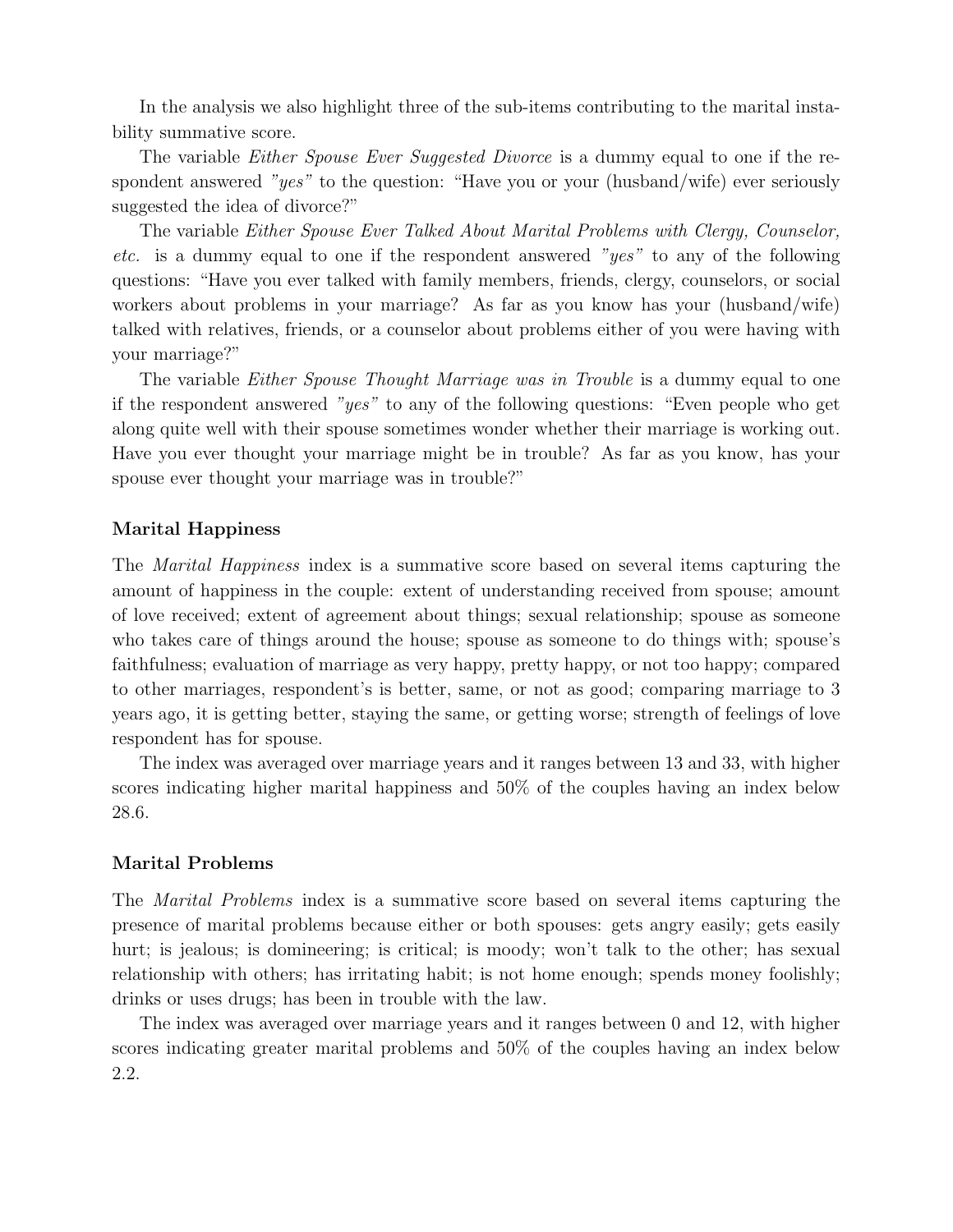In the analysis we also highlight three of the sub-items contributing to the marital instability summative score.

The variable *Either Spouse Ever Suggested Divorce* is a dummy equal to one if the respondent answered *"yes"* to the question: "Have you or your (husband/wife) ever seriously suggested the idea of divorce?"

The variable *Either Spouse Ever Talked About Marital Problems with Clergy, Counselor, etc.* is a dummy equal to one if the respondent answered *"yes"* to any of the following questions: "Have you ever talked with family members, friends, clergy, counselors, or social workers about problems in your marriage? As far as you know has your (husband/wife) talked with relatives, friends, or a counselor about problems either of you were having with your marriage?"

The variable *Either Spouse Thought Marriage was in Trouble* is a dummy equal to one if the respondent answered *"yes"* to any of the following questions: "Even people who get along quite well with their spouse sometimes wonder whether their marriage is working out. Have you ever thought your marriage might be in trouble? As far as you know, has your spouse ever thought your marriage was in trouble?"

### Marital Happiness

The *Marital Happiness* index is a summative score based on several items capturing the amount of happiness in the couple: extent of understanding received from spouse; amount of love received; extent of agreement about things; sexual relationship; spouse as someone who takes care of things around the house; spouse as someone to do things with; spouse's faithfulness; evaluation of marriage as very happy, pretty happy, or not too happy; compared to other marriages, respondent's is better, same, or not as good; comparing marriage to 3 years ago, it is getting better, staying the same, or getting worse; strength of feelings of love respondent has for spouse.

The index was averaged over marriage years and it ranges between 13 and 33, with higher scores indicating higher marital happiness and 50% of the couples having an index below 28.6.

### Marital Problems

The *Marital Problems* index is a summative score based on several items capturing the presence of marital problems because either or both spouses: gets angry easily; gets easily hurt; is jealous; is domineering; is critical; is moody; won't talk to the other; has sexual relationship with others; has irritating habit; is not home enough; spends money foolishly; drinks or uses drugs; has been in trouble with the law.

The index was averaged over marriage years and it ranges between 0 and 12, with higher scores indicating greater marital problems and 50% of the couples having an index below 2.2.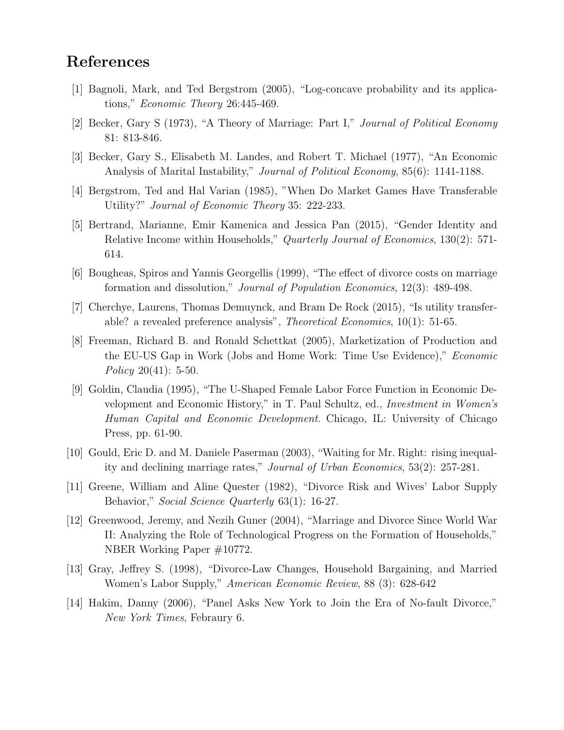# References

[1] Bagnoli, Mark, and Ted Bergstrom (2005), "Log-concave probability and its applications," *Economic Theory* 26:445-469.

[2] Becker, Gary S (1973), "A Theory of Marriage: Part I," *Journal of Political Economy* 81: 813-846.

[3] Becker, Gary S., Elisabeth M. Landes, and Robert T. Michael (1977), "An Economic Analysis of Marital Instability," *Journal of Political Economy*, 85(6): 1141-1188.

[4] Bergstrom, Ted and Hal Varian (1985), "When Do Market Games Have Transferable Utility?" *Journal of Economic Theory* 35: 222-233.

[5] Bertrand, Marianne, Emir Kamenica and Jessica Pan (2015), "Gender Identity and Relative Income within Households," *Quarterly Journal of Economics*, 130(2): 571-614.

[6] Bougheas, Spiros and Yannis Georgellis (1999), "The effect of divorce costs on marriage formation and dissolution," *Journal of Population Economics*, 12(3): 489-498.

[7] Cherchye, Laurens, Thomas Demuynck, and Bram De Rock (2015), "Is utility transferable? a revealed preference analysis", *Theoretical Economics*, 10(1): 51-65.

[8] Freeman, Richard B. and Ronald Schettkat (2005), Marketization of Production and the EU-US Gap in Work (Jobs and Home Work: Time Use Evidence)," *Economic Policy* 20(41): 5-50.

[9] Goldin, Claudia (1995), "The U-Shaped Female Labor Force Function in Economic Development and Economic History," in T. Paul Schultz, ed., *Investment in Women's Human Capital and Economic Development*. Chicago, IL: University of Chicago Press, pp. 61-90.

[10] Gould, Eric D. and M. Daniele Paserman (2003), "Waiting for Mr. Right: rising inequality and declining marriage rates," *Journal of Urban Economics*, 53(2): 257-281.

[11] Greene, William and Aline Quester (1982), "Divorce Risk and Wives' Labor Supply Behavior," *Social Science Quarterly* 63(1): 16-27.

[12] Greenwood, Jeremy, and Nezih Guner (2004), "Marriage and Divorce Since World War II: Analyzing the Role of Technological Progress on the Formation of Households," NBER Working Paper #10772.

[13] Gray, Jeffrey S. (1998), "Divorce-Law Changes, Household Bargaining, and Married Women's Labor Supply," *American Economic Review*, 88 (3): 628-642

[14] Hakim, Danny (2006), "Panel Asks New York to Join the Era of No-fault Divorce," *New York Times*, Febraury 6.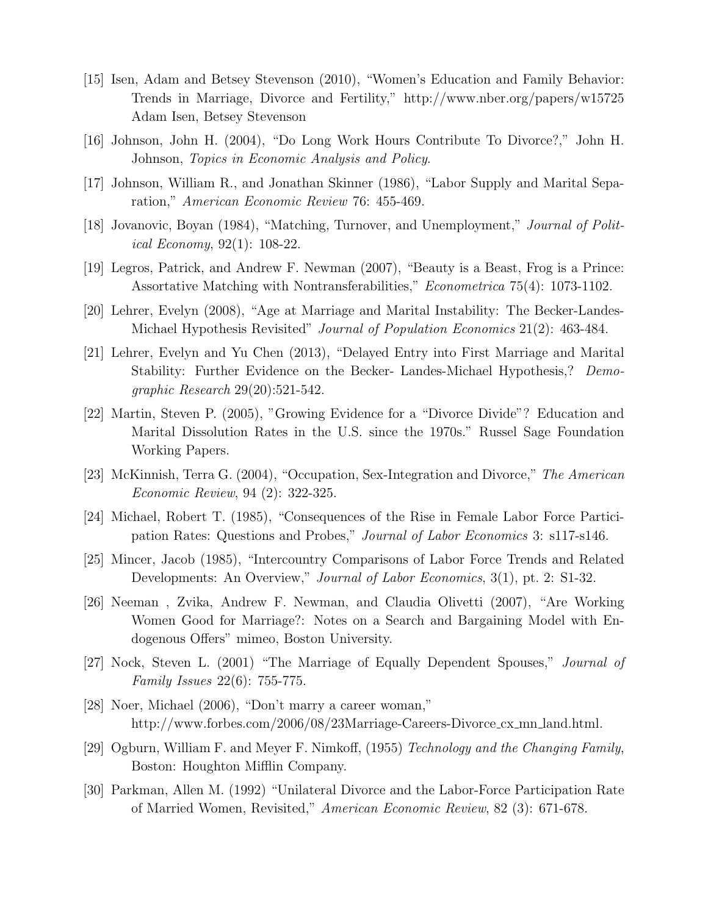[15] Isen, Adam and Betsey Stevenson (2010), "Women's Education and Family Behavior: Trends in Marriage, Divorce and Fertility," http://www.nber.org/papers/w15725 Adam Isen, Betsey Stevenson

[16] Johnson, John H. (2004), "Do Long Work Hours Contribute To Divorce?," John H. Johnson, *Topics in Economic Analysis and Policy*.

[17] Johnson, William R., and Jonathan Skinner (1986), "Labor Supply and Marital Separation," *American Economic Review* 76: 455-469.

[18] Jovanovic, Boyan (1984), "Matching, Turnover, and Unemployment," *Journal of Political Economy*, 92(1): 108-22.

[19] Legros, Patrick, and Andrew F. Newman (2007), "Beauty is a Beast, Frog is a Prince: Assortative Matching with Nontransferabilities," *Econometrica* 75(4): 1073-1102.

[20] Lehrer, Evelyn (2008), "Age at Marriage and Marital Instability: The Becker-Landes-Michael Hypothesis Revisited" *Journal of Population Economics* 21(2): 463-484.

[21] Lehrer, Evelyn and Yu Chen (2013), "Delayed Entry into First Marriage and Marital Stability: Further Evidence on the Becker- Landes-Michael Hypothesis,? *Demographic Research* 29(20):521-542.

[22] Martin, Steven P. (2005), "Growing Evidence for a "Divorce Divide"? Education and Marital Dissolution Rates in the U.S. since the 1970s." Russel Sage Foundation Working Papers.

[23] McKinnish, Terra G. (2004), "Occupation, Sex-Integration and Divorce," *The American Economic Review*, 94 (2): 322-325.

[24] Michael, Robert T. (1985), "Consequences of the Rise in Female Labor Force Participation Rates: Questions and Probes," *Journal of Labor Economics* 3: s117-s146.

[25] Mincer, Jacob (1985), "Intercountry Comparisons of Labor Force Trends and Related Developments: An Overview," *Journal of Labor Economics*, 3(1), pt. 2: S1-32.

[26] Neeman , Zvika, Andrew F. Newman, and Claudia Olivetti (2007), "Are Working Women Good for Marriage?: Notes on a Search and Bargaining Model with Endogenous Offers" mimeo, Boston University.

[27] Nock, Steven L. (2001) "The Marriage of Equally Dependent Spouses," *Journal of Family Issues* 22(6): 755-775.

[28] Noer, Michael (2006), "Don't marry a career woman," http://www.forbes.com/2006/08/23Marriage-Careers-Divorce_cx_mn_land.html.

[29] Ogburn, William F. and Meyer F. Nimkoff, (1955) *Technology and the Changing Family*, Boston: Houghton Mifflin Company.

[30] Parkman, Allen M. (1992) "Unilateral Divorce and the Labor-Force Participation Rate of Married Women, Revisited," *American Economic Review*, 82 (3): 671-678.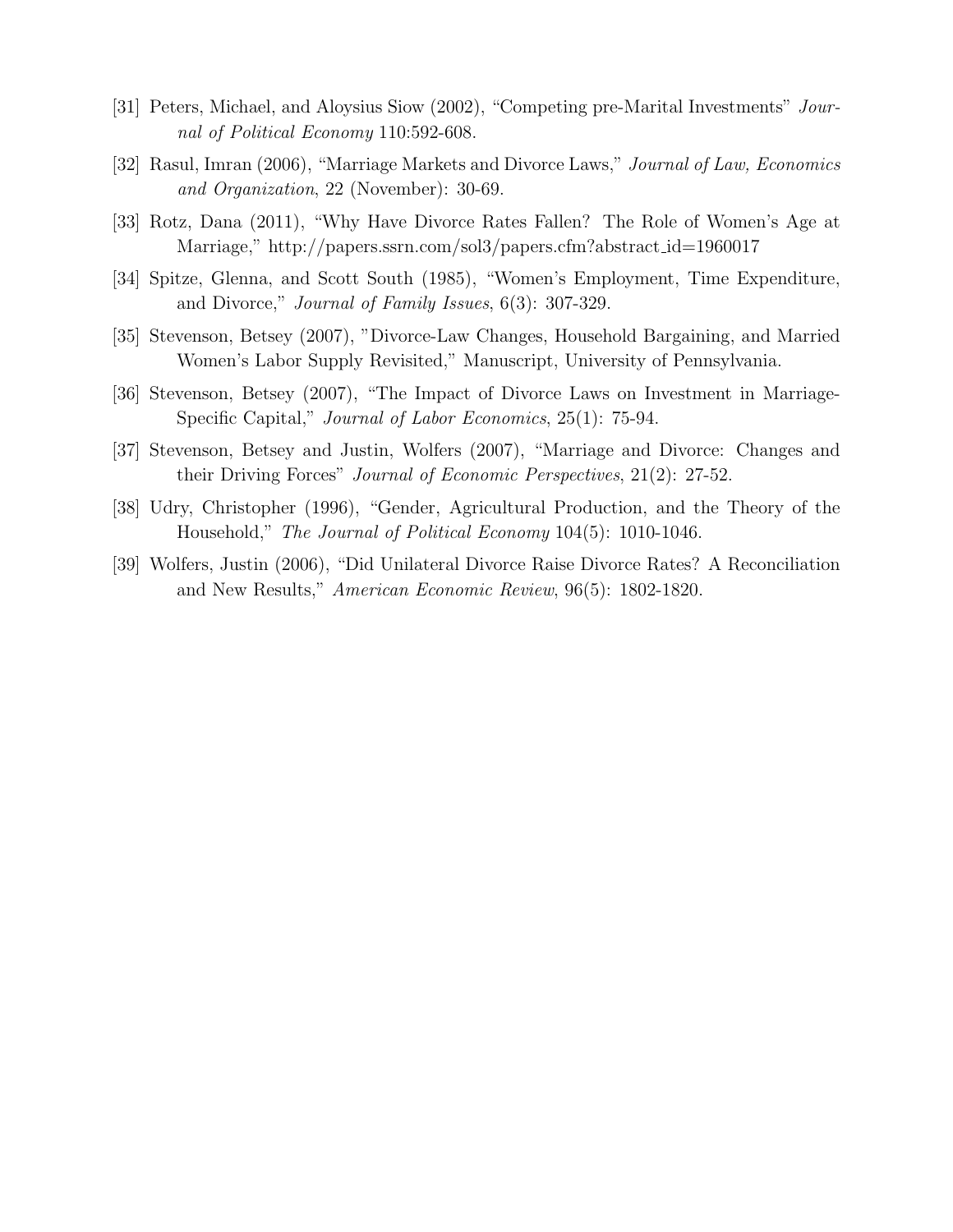[31] Peters, Michael, and Aloysius Siow (2002), "Competing pre-Marital Investments" *Journal of Political Economy* 110:592-608.

[32] Rasul, Imran (2006), "Marriage Markets and Divorce Laws," *Journal of Law, Economics and Organization*, 22 (November): 30-69.

[33] Rotz, Dana (2011), "Why Have Divorce Rates Fallen? The Role of Women's Age at Marriage," http://papers.ssrn.com/sol3/papers.cfm?abstract_id=1960017

[34] Spitze, Glenna, and Scott South (1985), "Women's Employment, Time Expenditure, and Divorce," *Journal of Family Issues*, 6(3): 307-329.

[35] Stevenson, Betsey (2007), "Divorce-Law Changes, Household Bargaining, and Married Women's Labor Supply Revisited," Manuscript, University of Pennsylvania.

[36] Stevenson, Betsey (2007), "The Impact of Divorce Laws on Investment in Marriage-Specific Capital," *Journal of Labor Economics*, 25(1): 75-94.

[37] Stevenson, Betsey and Justin, Wolfers (2007), "Marriage and Divorce: Changes and their Driving Forces" *Journal of Economic Perspectives*, 21(2): 27-52.

[38] Udry, Christopher (1996), "Gender, Agricultural Production, and the Theory of the Household," *The Journal of Political Economy* 104(5): 1010-1046.

[39] Wolfers, Justin (2006), "Did Unilateral Divorce Raise Divorce Rates? A Reconciliation and New Results," *American Economic Review*, 96(5): 1802-1820.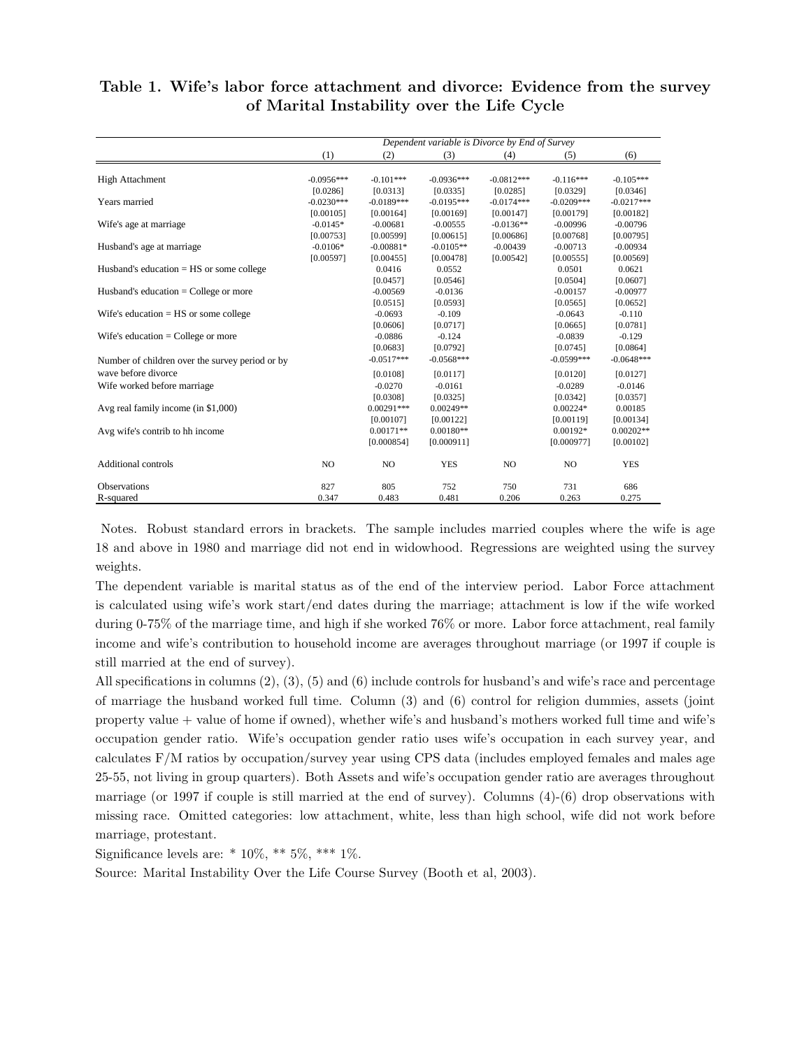**Table 1. Wife's labor force attachment and divorce: Evidence from the survey of Marital Instability over the Life Cycle**

| | *Dependent variable is Divorce by End of Survey* | | | | | |
|---|---|---|---|---|---|---|
| | (1) | (2) | (3) | (4) | (5) | (6) |
| High Attachment | -0.0956*** | -0.101*** | -0.0936*** | -0.0812*** | -0.116*** | -0.105*** |
| | [0.0286] | [0.0313] | [0.0335] | [0.0285] | [0.0329] | [0.0346] |
| Years married | -0.0230*** | -0.0189*** | -0.0195*** | -0.0174*** | -0.0209*** | -0.0217*** |
| | [0.00105] | [0.00164] | [0.00169] | [0.00147] | [0.00179] | [0.00182] |
| Wife's age at marriage | -0.0145* | -0.00681 | -0.00555 | -0.0136** | -0.00996 | -0.00796 |
| | [0.00753] | [0.00599] | [0.00615] | [0.00686] | [0.00768] | [0.00795] |
| Husband's age at marriage | -0.0106* | -0.00881* | -0.0105** | -0.00439 | -0.00713 | -0.00934 |
| | [0.00597] | [0.00455] | [0.00478] | [0.00542] | [0.00555] | [0.00569] |
| Husband's education = HS or some college | | 0.0416 | 0.0552 | | 0.0501 | 0.0621 |
| | | [0.0457] | [0.0546] | | [0.0504] | [0.0607] |
| Husband's education = College or more | | -0.00569 | -0.0136 | | -0.00157 | -0.00977 |
| | | [0.0515] | [0.0593] | | [0.0565] | [0.0652] |
| Wife's education = HS or some college | | -0.0693 | -0.109 | | -0.0643 | -0.110 |
| | | [0.0606] | [0.0717] | | [0.0665] | [0.0781] |
| Wife's education = College or more | | -0.0886 | -0.124 | | -0.0839 | -0.129 |
| | | [0.0683] | [0.0792] | | [0.0745] | [0.0864] |
| Number of children over the survey period or by wave before divorce | | -0.0517*** | -0.0568*** | | -0.0599*** | -0.0648*** |
| | | [0.0108] | [0.0117] | | [0.0120] | [0.0127] |
| Wife worked before marriage | | -0.0270 | -0.0161 | | -0.0289 | -0.0146 |
| | | [0.0308] | [0.0325] | | [0.0342] | [0.0357] |
| Avg real family income (in $1,000) | | 0.00291*** | 0.00249** | | 0.00224* | 0.00185 |
| | | [0.00107] | [0.00122] | | [0.00119] | [0.00134] |
| Avg wife's contrib to hh income | | 0.00171** | 0.00180** | | 0.00192* | 0.00202** |
| | | [0.000854] | [0.000911] | | [0.000977] | [0.00102] |
| Additional controls | NO | NO | YES | NO | NO | YES |
| Observations | 827 | 805 | 752 | 750 | 731 | 686 |
| R-squared | 0.347 | 0.483 | 0.481 | 0.206 | 0.263 | 0.275 |

Notes. Robust standard errors in brackets. The sample includes married couples where the wife is age 18 and above in 1980 and marriage did not end in widowhood. Regressions are weighted using the survey weights.

The dependent variable is marital status as of the end of the interview period. Labor Force attachment is calculated using wife's work start/end dates during the marriage; attachment is low if the wife worked during 0-75% of the marriage time, and high if she worked 76% or more. Labor force attachment, real family income and wife's contribution to household income are averages throughout marriage (or 1997 if couple is still married at the end of survey).

All specifications in columns (2), (3), (5) and (6) include controls for husband's and wife's race and percentage of marriage the husband worked full time. Column (3) and (6) control for religion dummies, assets (joint property value + value of home if owned), whether wife's and husband's mothers worked full time and wife's occupation gender ratio. Wife's occupation gender ratio uses wife's occupation in each survey year, and calculates F/M ratios by occupation/survey year using CPS data (includes employed females and males age 25-55, not living in group quarters). Both Assets and wife's occupation gender ratio are averages throughout marriage (or 1997 if couple is still married at the end of survey). Columns (4)-(6) drop observations with missing race. Omitted categories: low attachment, white, less than high school, wife did not work before marriage, protestant.

Significance levels are: * 10%, ** 5%, *** 1%.

Source: Marital Instability Over the Life Course Survey (Booth et al, 2003).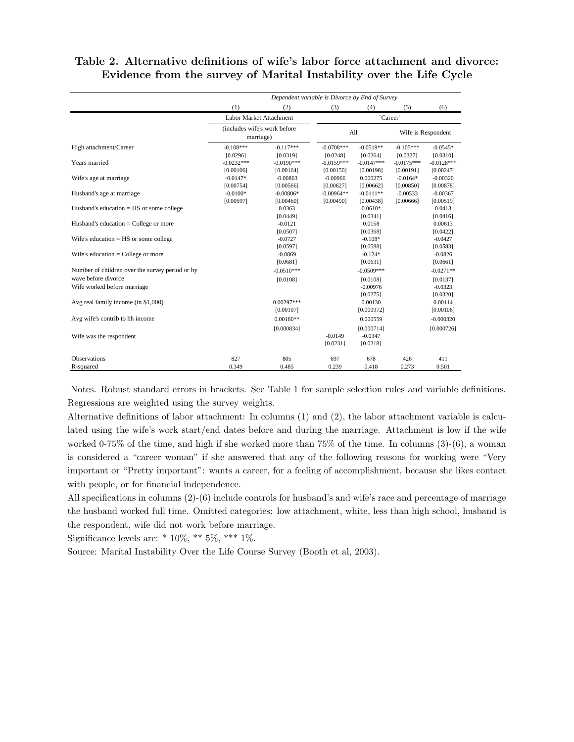# Table 2. Alternative definitions of wife's labor force attachment and divorce: Evidence from the survey of Marital Instability over the Life Cycle

| | *Dependent variable is Divorce by End of Survey* | | | | | |
|---|---|---|---|---|---|---|
| | (1) | (2) | (3) | (4) | (5) | (6) |
| | Labor Market Attachment | | `Career' | | | |
| | (includes wife's work before marriage) | | All | | Wife is Respondent | |
| High attachment/Career | -0.108*** | -0.117*** | -0.0708*** | -0.0519** | -0.105*** | -0.0545* |
| | [0.0296] | [0.0319] | [0.0248] | [0.0264] | [0.0327] | [0.0310] |
| Years married | -0.0232*** | -0.0190*** | -0.0159*** | -0.0147*** | -0.0175*** | -0.0128*** |
| | [0.00106] | [0.00164] | [0.00150] | [0.00198] | [0.00191] | [0.00247] |
| Wife's age at marriage | -0.0147* | -0.00863 | -0.00966 | 0.000275 | -0.0164* | -0.00320 |
| | [0.00754] | [0.00566] | [0.00627] | [0.00662] | [0.00850] | [0.00878] |
| Husband's age at marriage | -0.0100* | -0.00806* | -0.00964** | -0.0111** | -0.00533 | -0.00367 |
| | [0.00597] | [0.00460] | [0.00490] | [0.00438] | [0.00666] | [0.00519] |
| Husband's education = HS or some college | | 0.0363 | | 0.0610* | | 0.0413 |
| | | [0.0449] | | [0.0341] | | [0.0416] |
| Husband's education = College or more | | -0.0121 | | 0.0158 | | 0.00613 |
| | | [0.0507] | | [0.0368] | | [0.0422] |
| Wife's education = HS or some college | | -0.0727 | | -0.108* | | -0.0427 |
| | | [0.0597] | | [0.0588] | | [0.0583] |
| Wife's education = College or more | | -0.0869 | | -0.124* | | -0.0826 |
| | | [0.0681] | | [0.0631] | | [0.0661] |
| Number of children over the survey period or by wave before divorce | | -0.0510*** | | -0.0509*** | | -0.0271** |
| | | [0.0108] | | [0.0108] | | [0.0137] |
| Wife worked before marriage | | | | -0.00976 | | -0.0323 |
| | | | | [0.0275] | | [0.0320] |
| Avg real family income (in $1,000) | | 0.00297*** | | 0.00130 | | 0.00114 |
| | | [0.00107] | | [0.000972] | | [0.00106] |
| Avg wife's contrib to hh income | | 0.00180** | | 0.000559 | | -0.000320 |
| | | [0.000834] | | [0.000714] | | [0.000726] |
| Wife was the respondent | | | -0.0149 | -0.0347 | | |
| | | | [0.0231] | [0.0218] | | |
| Observations | 827 | 805 | 697 | 678 | 426 | 411 |
| R-squared | 0.349 | 0.485 | 0.239 | 0.418 | 0.273 | 0.501 |

Notes. Robust standard errors in brackets. See Table 1 for sample selection rules and variable definitions. Regressions are weighted using the survey weights.

Alternative definitions of labor attachment: In columns (1) and (2), the labor attachment variable is calculated using the wife's work start/end dates before and during the marriage. Attachment is low if the wife worked 0-75% of the time, and high if she worked more than 75% of the time. In columns (3)-(6), a woman is considered a "career woman" if she answered that any of the following reasons for working were "Very important or "Pretty important": wants a career, for a feeling of accomplishment, because she likes contact with people, or for financial independence.

All specifications in columns (2)-(6) include controls for husband's and wife's race and percentage of marriage the husband worked full time. Omitted categories: low attachment, white, less than high school, husband is the respondent, wife did not work before marriage.

Significance levels are: * 10%, ** 5%, *** 1%.

Source: Marital Instability Over the Life Course Survey (Booth et al, 2003).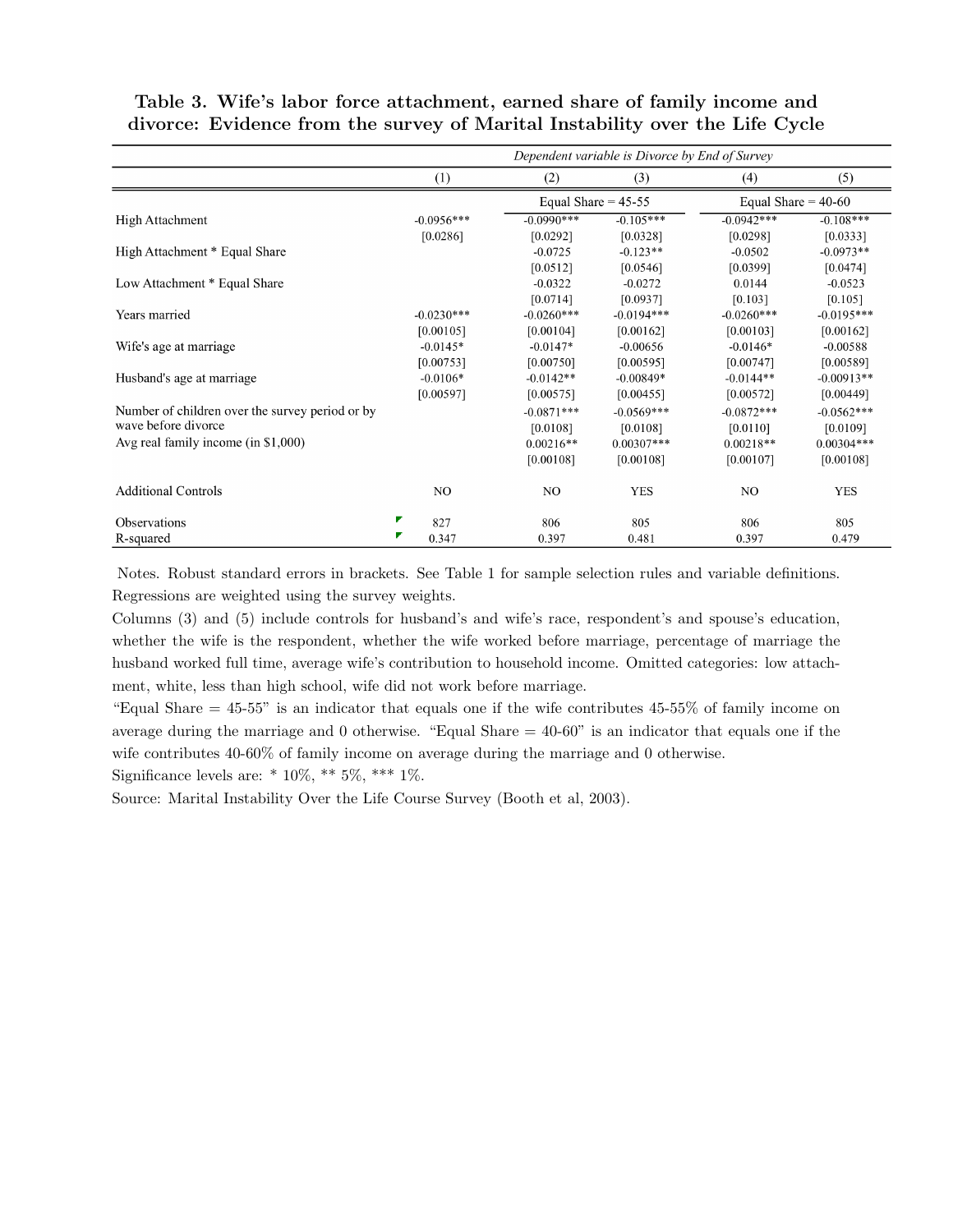**Table 3. Wife's labor force attachment, earned share of family income and divorce: Evidence from the survey of Marital Instability over the Life Cycle**

| | *Dependent variable is Divorce by End of Survey* | | | | |
|---|---|---|---|---|---|
| | (1) | (2) | (3) | (4) | (5) |
| | | Equal Share = 45-55 | | Equal Share = 40-60 | |
| High Attachment | -0.0956*** | -0.0990*** | -0.105*** | -0.0942*** | -0.108*** |
| | [0.0286] | [0.0292] | [0.0328] | [0.0298] | [0.0333] |
| High Attachment * Equal Share | | -0.0725 | -0.123** | -0.0502 | -0.0973** |
| | | [0.0512] | [0.0546] | [0.0399] | [0.0474] |
| Low Attachment * Equal Share | | -0.0322 | -0.0272 | 0.0144 | -0.0523 |
| | | [0.0714] | [0.0937] | [0.103] | [0.105] |
| Years married | -0.0230*** | -0.0260*** | -0.0194*** | -0.0260*** | -0.0195*** |
| | [0.00105] | [0.00104] | [0.00162] | [0.00103] | [0.00162] |
| Wife's age at marriage | -0.0145* | -0.0147* | -0.00656 | -0.0146* | -0.00588 |
| | [0.00753] | [0.00750] | [0.00595] | [0.00747] | [0.00589] |
| Husband's age at marriage | -0.0106* | -0.0142** | -0.00849* | -0.0144** | -0.00913** |
| | [0.00597] | [0.00575] | [0.00455] | [0.00572] | [0.00449] |
| Number of children over the survey period or by wave before divorce | | -0.0871*** | -0.0569*** | -0.0872*** | -0.0562*** |
| | | [0.0108] | [0.0108] | [0.0110] | [0.0109] |
| Avg real family income (in $1,000) | | 0.00216** | 0.00307*** | 0.00218** | 0.00304*** |
| | | [0.00108] | [0.00108] | [0.00107] | [0.00108] |
| Additional Controls | NO | NO | YES | NO | YES |
| Observations | 827 | 806 | 805 | 806 | 805 |
| R-squared | 0.347 | 0.397 | 0.481 | 0.397 | 0.479 |

Notes. Robust standard errors in brackets. See Table 1 for sample selection rules and variable definitions. Regressions are weighted using the survey weights.

Columns (3) and (5) include controls for husband's and wife's race, respondent's and spouse's education, whether the wife is the respondent, whether the wife worked before marriage, percentage of marriage the husband worked full time, average wife's contribution to household income. Omitted categories: low attachment, white, less than high school, wife did not work before marriage.

"Equal Share = 45-55" is an indicator that equals one if the wife contributes 45-55% of family income on average during the marriage and 0 otherwise. "Equal Share = 40-60" is an indicator that equals one if the wife contributes 40-60% of family income on average during the marriage and 0 otherwise.

Significance levels are: * 10%, ** 5%, *** 1%.

Source: Marital Instability Over the Life Course Survey (Booth et al, 2003).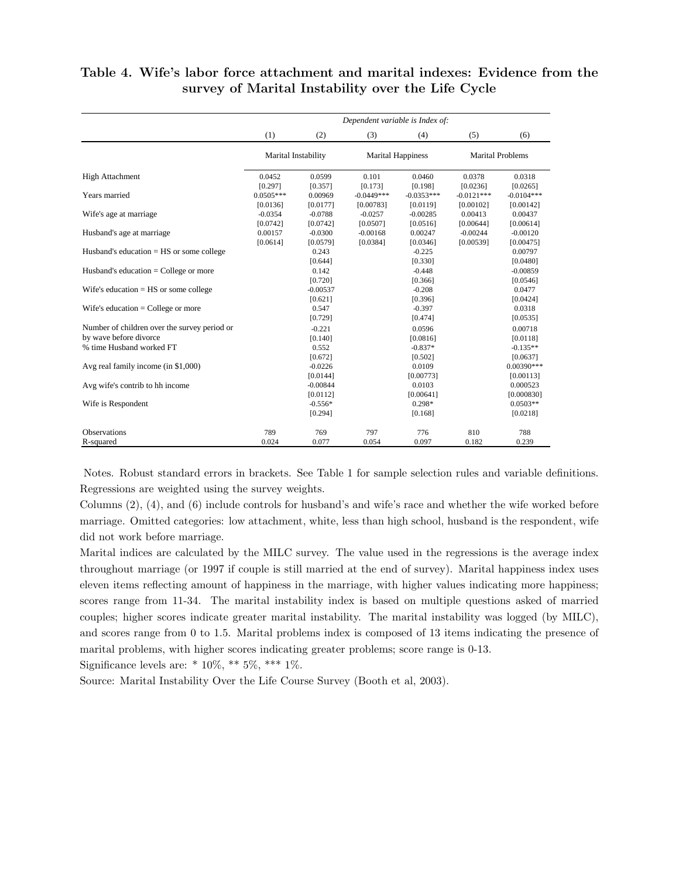**Table 4. Wife's labor force attachment and marital indexes: Evidence from the survey of Marital Instability over the Life Cycle**

| | *Dependent variable is Index of:* | | | | | |
|---|---|---|---|---|---|---|
| | (1) | (2) | (3) | (4) | (5) | (6) |
| | Marital Instability | | Marital Happiness | | Marital Problems | |
| High Attachment | 0.0452 | 0.0599 | 0.101 | 0.0460 | 0.0378 | 0.0318 |
| | [0.297] | [0.357] | [0.173] | [0.198] | [0.0236] | [0.0265] |
| Years married | 0.0505*** | 0.00969 | -0.0449*** | -0.0353*** | -0.0121*** | -0.0104*** |
| | [0.0136] | [0.0177] | [0.00783] | [0.0119] | [0.00102] | [0.00142] |
| Wife's age at marriage | -0.0354 | -0.0788 | -0.0257 | -0.00285 | 0.00413 | 0.00437 |
| | [0.0742] | [0.0742] | [0.0507] | [0.0516] | [0.00644] | [0.00614] |
| Husband's age at marriage | 0.00157 | -0.0300 | -0.00168 | 0.00247 | -0.00244 | -0.00120 |
| | [0.0614] | [0.0579] | [0.0384] | [0.0346] | [0.00539] | [0.00475] |
| Husband's education = HS or some college | | 0.243 | | -0.225 | | 0.00797 |
| | | [0.644] | | [0.330] | | [0.0480] |
| Husband's education = College or more | | 0.142 | | -0.448 | | -0.00859 |
| | | [0.720] | | [0.366] | | [0.0546] |
| Wife's education = HS or some college | | -0.00537 | | -0.208 | | 0.0477 |
| | | [0.621] | | [0.396] | | [0.0424] |
| Wife's education = College or more | | 0.547 | | -0.397 | | 0.0318 |
| | | [0.729] | | [0.474] | | [0.0535] |
| Number of children over the survey period or by wave before divorce | | -0.221 | | 0.0596 | | 0.00718 |
| | | [0.140] | | [0.0816] | | [0.0118] |
| % time Husband worked FT | | 0.552 | | -0.837* | | -0.135** |
| | | [0.672] | | [0.502] | | [0.0637] |
| Avg real family income (in $1,000) | | -0.0226 | | 0.0109 | | 0.00390*** |
| | | [0.0144] | | [0.00773] | | [0.00113] |
| Avg wife's contrib to hh income | | -0.00844 | | 0.0103 | | 0.000523 |
| | | [0.0112] | | [0.00641] | | [0.000830] |
| Wife is Respondent | | -0.556* | | 0.298* | | 0.0503** |
| | | [0.294] | | [0.168] | | [0.0218] |
| Observations | 789 | 769 | 797 | 776 | 810 | 788 |
| R-squared | 0.024 | 0.077 | 0.054 | 0.097 | 0.182 | 0.239 |

Notes. Robust standard errors in brackets. See Table 1 for sample selection rules and variable definitions. Regressions are weighted using the survey weights.

Columns (2), (4), and (6) include controls for husband's and wife's race and whether the wife worked before marriage. Omitted categories: low attachment, white, less than high school, husband is the respondent, wife did not work before marriage.

Marital indices are calculated by the MILC survey. The value used in the regressions is the average index throughout marriage (or 1997 if couple is still married at the end of survey). Marital happiness index uses eleven items reflecting amount of happiness in the marriage, with higher values indicating more happiness; scores range from 11-34. The marital instability index is based on multiple questions asked of married couples; higher scores indicate greater marital instability. The marital instability was logged (by MILC), and scores range from 0 to 1.5. Marital problems index is composed of 13 items indicating the presence of marital problems, with higher scores indicating greater problems; score range is 0-13.

Significance levels are: * 10%, ** 5%, *** 1%.

Source: Marital Instability Over the Life Course Survey (Booth et al, 2003).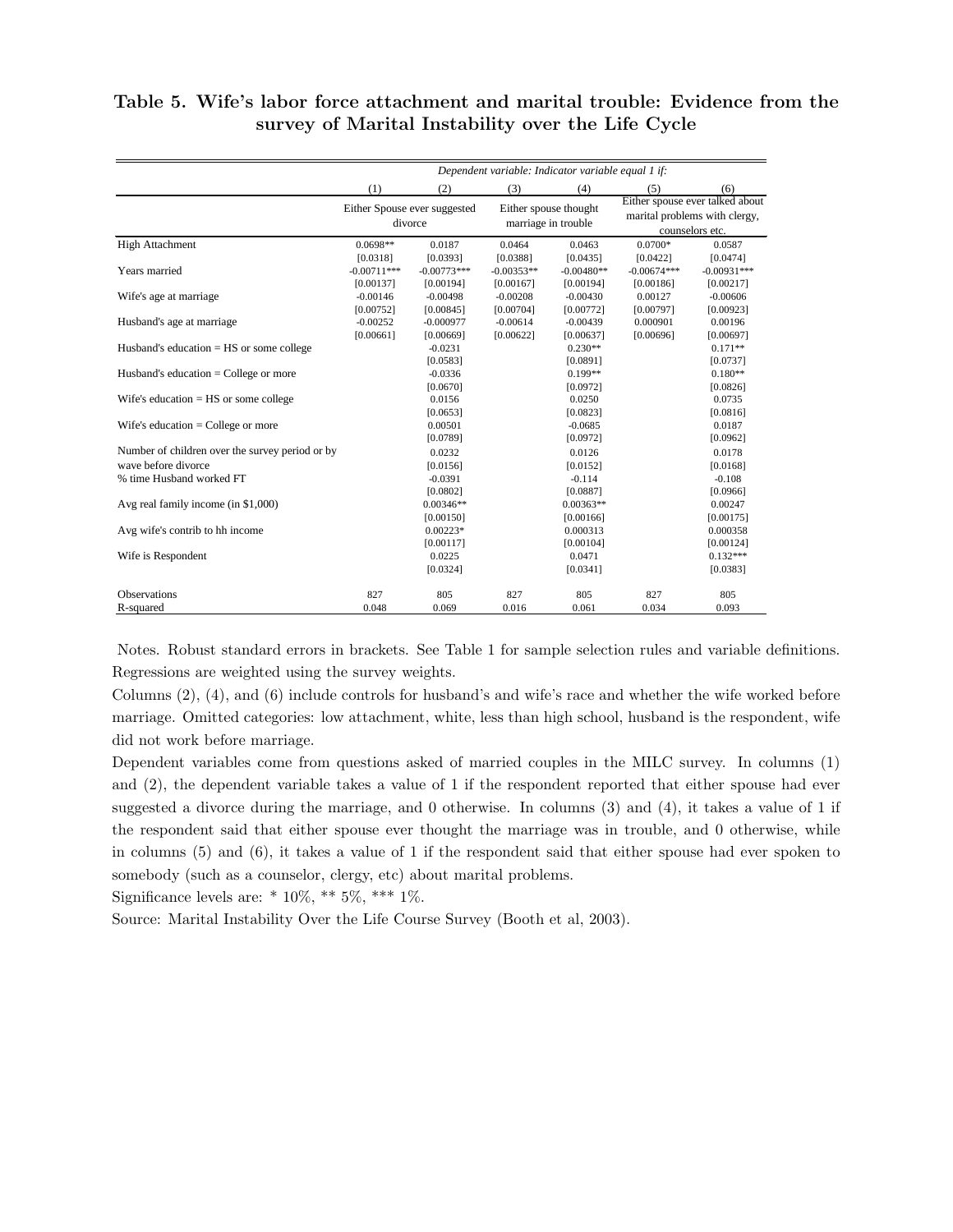# Table 5. Wife's labor force attachment and marital trouble: Evidence from the survey of Marital Instability over the Life Cycle

| | *Dependent variable: Indicator variable equal 1 if:* | | | | | |
|---|---|---|---|---|---|---|
| | (1) | (2) | (3) | (4) | (5) | (6) |
| | Either Spouse ever suggested divorce | | Either spouse thought marriage in trouble | | Either spouse ever talked about marital problems with clergy, counselors etc. | |
| High Attachment | 0.0698** | 0.0187 | 0.0464 | 0.0463 | 0.0700* | 0.0587 |
| | [0.0318] | [0.0393] | [0.0388] | [0.0435] | [0.0422] | [0.0474] |
| Years married | -0.00711*** | -0.00773*** | -0.00353** | -0.00480** | -0.00674*** | -0.00931*** |
| | [0.00137] | [0.00194] | [0.00167] | [0.00194] | [0.00186] | [0.00217] |
| Wife's age at marriage | -0.00146 | -0.00498 | -0.00208 | -0.00430 | 0.00127 | -0.00606 |
| | [0.00752] | [0.00845] | [0.00704] | [0.00772] | [0.00797] | [0.00923] |
| Husband's age at marriage | -0.00252 | -0.000977 | -0.00614 | -0.00439 | 0.000901 | 0.00196 |
| | [0.00661] | [0.00669] | [0.00622] | [0.00637] | [0.00696] | [0.00697] |
| Husband's education = HS or some college | | -0.0231 | | 0.230** | | 0.171** |
| | | [0.0583] | | [0.0891] | | [0.0737] |
| Husband's education = College or more | | -0.0336 | | 0.199** | | 0.180** |
| | | [0.0670] | | [0.0972] | | [0.0826] |
| Wife's education = HS or some college | | 0.0156 | | 0.0250 | | 0.0735 |
| | | [0.0653] | | [0.0823] | | [0.0816] |
| Wife's education = College or more | | 0.00501 | | -0.0685 | | 0.0187 |
| | | [0.0789] | | [0.0972] | | [0.0962] |
| Number of children over the survey period or by wave before divorce | | 0.0232 | | 0.0126 | | 0.0178 |
| | | [0.0156] | | [0.0152] | | [0.0168] |
| % time Husband worked FT | | -0.0391 | | -0.114 | | -0.108 |
| | | [0.0802] | | [0.0887] | | [0.0966] |
| Avg real family income (in $1,000) | | 0.00346** | | 0.00363** | | 0.00247 |
| | | [0.00150] | | [0.00166] | | [0.00175] |
| Avg wife's contrib to hh income | | 0.00223* | | 0.000313 | | 0.000358 |
| | | [0.00117] | | [0.00104] | | [0.00124] |
| Wife is Respondent | | 0.0225 | | 0.0471 | | 0.132*** |
| | | [0.0324] | | [0.0341] | | [0.0383] |
| Observations | 827 | 805 | 827 | 805 | 827 | 805 |
| R-squared | 0.048 | 0.069 | 0.016 | 0.061 | 0.034 | 0.093 |

Notes. Robust standard errors in brackets. See Table 1 for sample selection rules and variable definitions. Regressions are weighted using the survey weights.

Columns (2), (4), and (6) include controls for husband's and wife's race and whether the wife worked before marriage. Omitted categories: low attachment, white, less than high school, husband is the respondent, wife did not work before marriage.

Dependent variables come from questions asked of married couples in the MILC survey. In columns (1) and (2), the dependent variable takes a value of 1 if the respondent reported that either spouse had ever suggested a divorce during the marriage, and 0 otherwise. In columns (3) and (4), it takes a value of 1 if the respondent said that either spouse ever thought the marriage was in trouble, and 0 otherwise, while in columns (5) and (6), it takes a value of 1 if the respondent said that either spouse had ever spoken to somebody (such as a counselor, clergy, etc) about marital problems.

Significance levels are: * 10%, ** 5%, *** 1%.

Source: Marital Instability Over the Life Course Survey (Booth et al, 2003).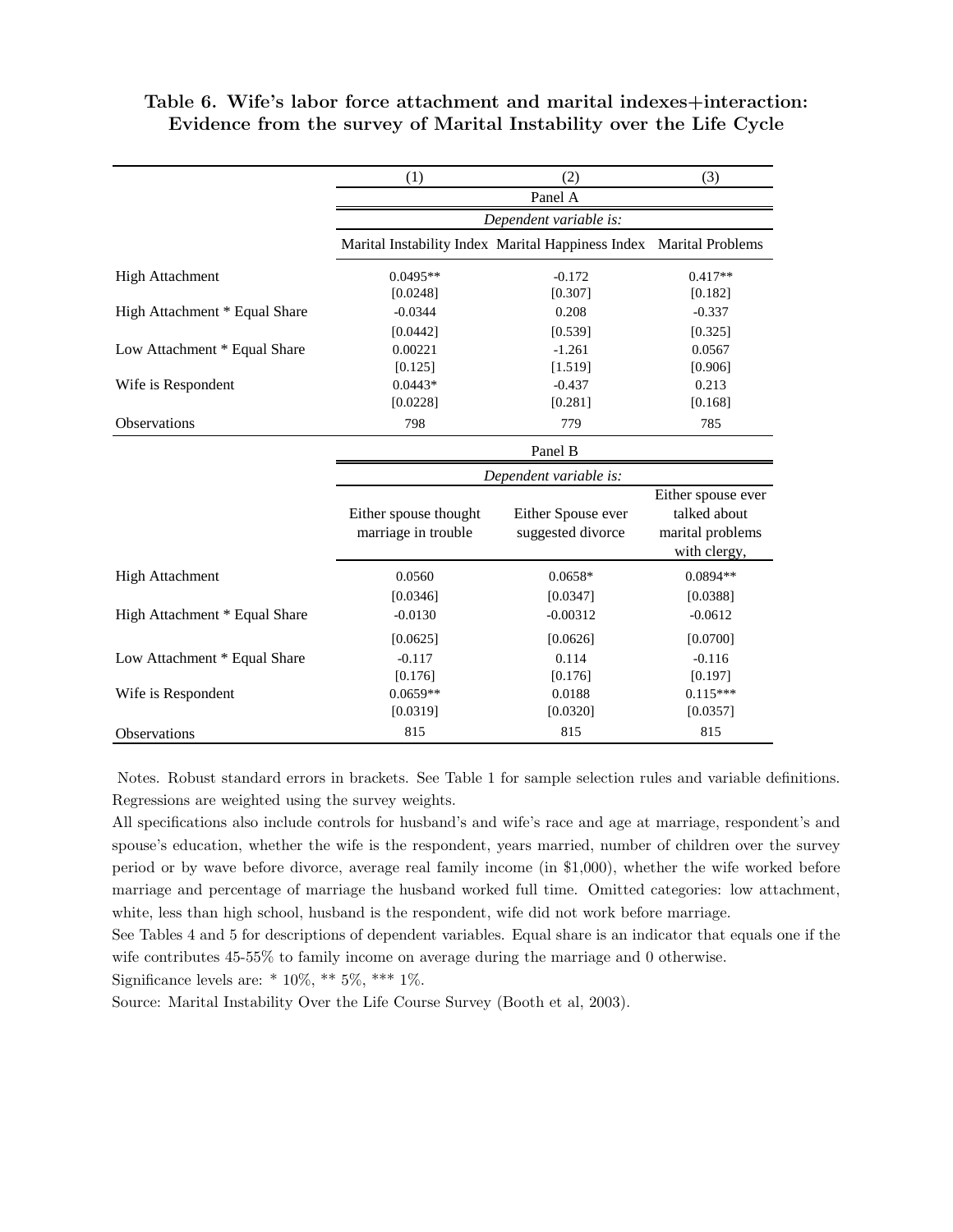**Table 6. Wife's labor force attachment and marital indexes+interaction: Evidence from the survey of Marital Instability over the Life Cycle**

| | (1) | (2) | (3) |
|---|---|---|---|
| | Panel A | | |
| | *Dependent variable is:* | | |
| | Marital Instability Index | Marital Happiness Index | Marital Problems |
| High Attachment | 0.0495** | -0.172 | 0.417** |
| | [0.0248] | [0.307] | [0.182] |
| High Attachment * Equal Share | -0.0344 | 0.208 | -0.337 |
| | [0.0442] | [0.539] | [0.325] |
| Low Attachment * Equal Share | 0.00221 | -1.261 | 0.0567 |
| | [0.125] | [1.519] | [0.906] |
| Wife is Respondent | 0.0443* | -0.437 | 0.213 |
| | [0.0228] | [0.281] | [0.168] |
| Observations | 798 | 779 | 785 |
| | Panel B | | |
| | *Dependent variable is:* | | |
| | Either spouse thought marriage in trouble | Either Spouse ever suggested divorce | Either spouse ever talked about marital problems with clergy, |
| High Attachment | 0.0560 | 0.0658* | 0.0894** |
| | [0.0346] | [0.0347] | [0.0388] |
| High Attachment * Equal Share | -0.0130 | -0.00312 | -0.0612 |
| | [0.0625] | [0.0626] | [0.0700] |
| Low Attachment * Equal Share | -0.117 | 0.114 | -0.116 |
| | [0.176] | [0.176] | [0.197] |
| Wife is Respondent | 0.0659** | 0.0188 | 0.115*** |
| | [0.0319] | [0.0320] | [0.0357] |
| Observations | 815 | 815 | 815 |

Notes. Robust standard errors in brackets. See Table 1 for sample selection rules and variable definitions. Regressions are weighted using the survey weights.

All specifications also include controls for husband's and wife's race and age at marriage, respondent's and spouse's education, whether the wife is the respondent, years married, number of children over the survey period or by wave before divorce, average real family income (in $1,000), whether the wife worked before marriage and percentage of marriage the husband worked full time. Omitted categories: low attachment, white, less than high school, husband is the respondent, wife did not work before marriage.

See Tables 4 and 5 for descriptions of dependent variables. Equal share is an indicator that equals one if the wife contributes 45-55% to family income on average during the marriage and 0 otherwise.

Significance levels are: * 10%, ** 5%, *** 1%.

Source: Marital Instability Over the Life Course Survey (Booth et al, 2003).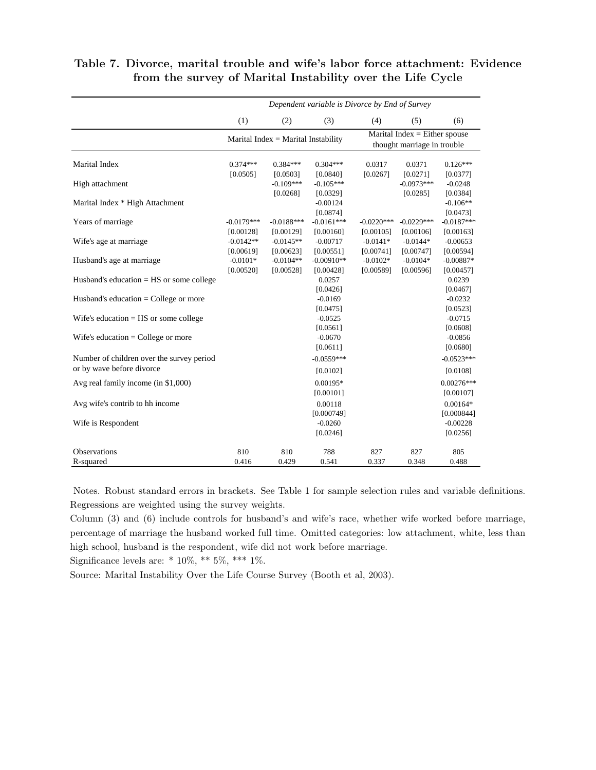## Table 7. Divorce, marital trouble and wife's labor force attachment: Evidence from the survey of Marital Instability over the Life Cycle

| | *Dependent variable is Divorce by End of Survey* | | | | | |
|---|---|---|---|---|---|---|
| | (1) | (2) | (3) | (4) | (5) | (6) |
| | Marital Index = Marital Instability | | | Marital Index = Either spouse thought marriage in trouble | | |
| Marital Index | 0.374*** | 0.384*** | 0.304*** | 0.0317 | 0.0371 | 0.126*** |
| | [0.0505] | [0.0503] | [0.0840] | [0.0267] | [0.0271] | [0.0377] |
| High attachment | | -0.109*** | -0.105*** | | -0.0973*** | -0.0248 |
| | | [0.0268] | [0.0329] | | [0.0285] | [0.0384] |
| Marital Index * High Attachment | | | -0.00124 | | | -0.106** |
| | | | [0.0874] | | | [0.0473] |
| Years of marriage | -0.0179*** | -0.0188*** | -0.0161*** | -0.0220*** | -0.0229*** | -0.0187*** |
| | [0.00128] | [0.00129] | [0.00160] | [0.00105] | [0.00106] | [0.00163] |
| Wife's age at marriage | -0.0142** | -0.0145** | -0.00717 | -0.0141* | -0.0144* | -0.00653 |
| | [0.00619] | [0.00623] | [0.00551] | [0.00741] | [0.00747] | [0.00594] |
| Husband's age at marriage | -0.0101* | -0.0104** | -0.00910** | -0.0102* | -0.0104* | -0.00887* |
| | [0.00520] | [0.00528] | [0.00428] | [0.00589] | [0.00596] | [0.00457] |
| Husband's education = HS or some college | | | 0.0257 | | | 0.0239 |
| | | | [0.0426] | | | [0.0467] |
| Husband's education = College or more | | | -0.0169 | | | -0.0232 |
| | | | [0.0475] | | | [0.0523] |
| Wife's education = HS or some college | | | -0.0525 | | | -0.0715 |
| | | | [0.0561] | | | [0.0608] |
| Wife's education = College or more | | | -0.0670 | | | -0.0856 |
| | | | [0.0611] | | | [0.0680] |
| Number of children over the survey period or by wave before divorce | | | -0.0559*** | | | -0.0523*** |
| | | | [0.0102] | | | [0.0108] |
| Avg real family income (in $1,000) | | | 0.00195* | | | 0.00276*** |
| | | | [0.00101] | | | [0.00107] |
| Avg wife's contrib to hh income | | | 0.00118 | | | 0.00164* |
| | | | [0.000749] | | | [0.000844] |
| Wife is Respondent | | | -0.0260 | | | -0.00228 |
| | | | [0.0246] | | | [0.0256] |
| Observations | 810 | 810 | 788 | 827 | 827 | 805 |
| R-squared | 0.416 | 0.429 | 0.541 | 0.337 | 0.348 | 0.488 |

Notes. Robust standard errors in brackets. See Table 1 for sample selection rules and variable definitions. Regressions are weighted using the survey weights.

Column (3) and (6) include controls for husband's and wife's race, whether wife worked before marriage, percentage of marriage the husband worked full time. Omitted categories: low attachment, white, less than high school, husband is the respondent, wife did not work before marriage.

Significance levels are: * 10%, ** 5%, *** 1%.

Source: Marital Instability Over the Life Course Survey (Booth et al, 2003).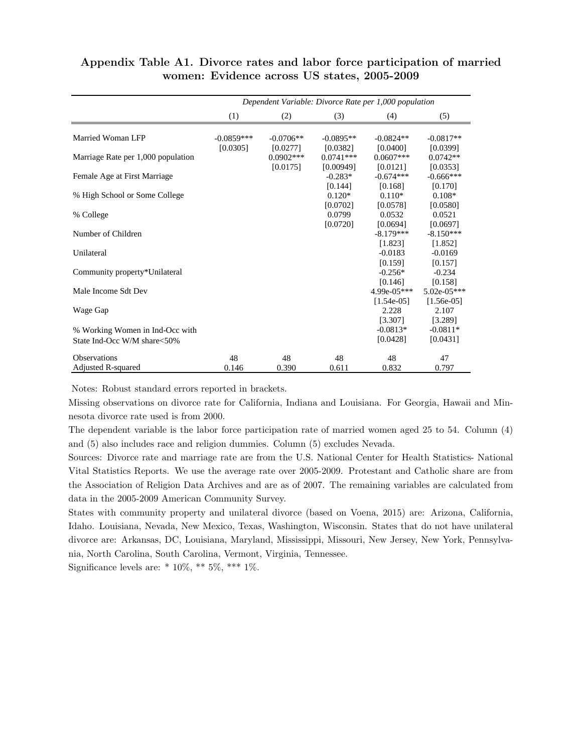## Appendix Table A1. Divorce rates and labor force participation of married women: Evidence across US states, 2005-2009

| | *Dependent Variable: Divorce Rate per 1,000 population* | | | | |
|---|---|---|---|---|---|
| | (1) | (2) | (3) | (4) | (5) |
| Married Woman LFP | -0.0859*** | -0.0706** | -0.0895** | -0.0824** | -0.0817** |
| | [0.0305] | [0.0277] | [0.0382] | [0.0400] | [0.0399] |
| Marriage Rate per 1,000 population | | 0.0902*** | 0.0741*** | 0.0607*** | 0.0742** |
| | | [0.0175] | [0.00949] | [0.0121] | [0.0353] |
| Female Age at First Marriage | | | -0.283* | -0.674*** | -0.666*** |
| | | | [0.144] | [0.168] | [0.170] |
| % High School or Some College | | | 0.120* | 0.110* | 0.108* |
| | | | [0.0702] | [0.0578] | [0.0580] |
| % College | | | 0.0799 | 0.0532 | 0.0521 |
| | | | [0.0720] | [0.0694] | [0.0697] |
| Number of Children | | | | -8.179*** | -8.150*** |
| | | | | [1.823] | [1.852] |
| Unilateral | | | | -0.0183 | -0.0169 |
| | | | | [0.159] | [0.157] |
| Community property*Unilateral | | | | -0.256* | -0.234 |
| | | | | [0.146] | [0.158] |
| Male Income Sdt Dev | | | | 4.99e-05*** | 5.02e-05*** |
| | | | | [1.54e-05] | [1.56e-05] |
| Wage Gap | | | | 2.228 | 2.107 |
| | | | | [3.307] | [3.289] |
| % Working Women in Ind-Occ with State Ind-Occ W/M share<50% | | | | -0.0813* | -0.0811* |
| | | | | [0.0428] | [0.0431] |
| Observations | 48 | 48 | 48 | 48 | 47 |
| Adjusted R-squared | 0.146 | 0.390 | 0.611 | 0.832 | 0.797 |

Notes: Robust standard errors reported in brackets.

Missing observations on divorce rate for California, Indiana and Louisiana. For Georgia, Hawaii and Minnesota divorce rate used is from 2000.

The dependent variable is the labor force participation rate of married women aged 25 to 54. Column (4) and (5) also includes race and religion dummies. Column (5) excludes Nevada.

Sources: Divorce rate and marriage rate are from the U.S. National Center for Health Statistics- National Vital Statistics Reports. We use the average rate over 2005-2009. Protestant and Catholic share are from the Association of Religion Data Archives and are as of 2007. The remaining variables are calculated from data in the 2005-2009 American Community Survey.

States with community property and unilateral divorce (based on Voena, 2015) are: Arizona, California, Idaho. Louisiana, Nevada, New Mexico, Texas, Washington, Wisconsin. States that do not have unilateral divorce are: Arkansas, DC, Louisiana, Maryland, Mississippi, Missouri, New Jersey, New York, Pennsylvania, North Carolina, South Carolina, Vermont, Virginia, Tennessee.

Significance levels are: * 10%, ** 5%, *** 1%.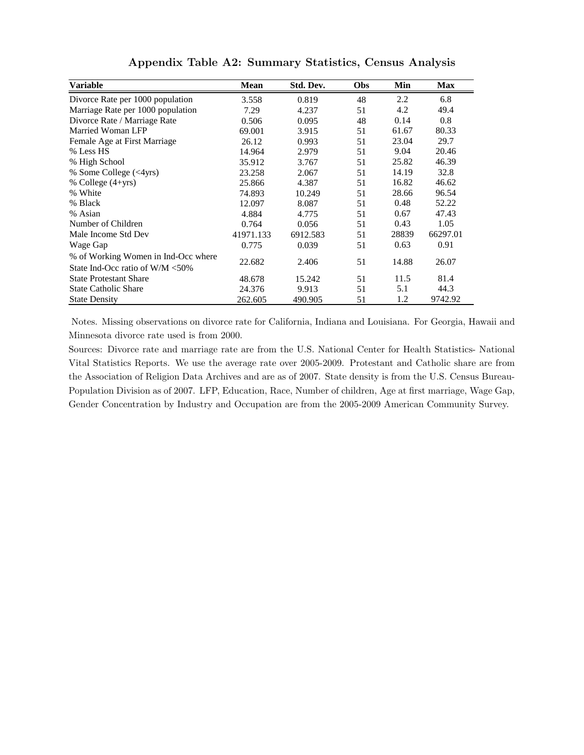## Appendix Table A2: Summary Statistics, Census Analysis

| Variable | Mean | Std. Dev. | Obs | Min | Max |
|---|---|---|---|---|---|
| Divorce Rate per 1000 population | 3.558 | 0.819 | 48 | 2.2 | 6.8 |
| Marriage Rate per 1000 population | 7.29 | 4.237 | 51 | 4.2 | 49.4 |
| Divorce Rate / Marriage Rate | 0.506 | 0.095 | 48 | 0.14 | 0.8 |
| Married Woman LFP | 69.001 | 3.915 | 51 | 61.67 | 80.33 |
| Female Age at First Marriage | 26.12 | 0.993 | 51 | 23.04 | 29.7 |
| % Less HS | 14.964 | 2.979 | 51 | 9.04 | 20.46 |
| % High School | 35.912 | 3.767 | 51 | 25.82 | 46.39 |
| % Some College (<4yrs) | 23.258 | 2.067 | 51 | 14.19 | 32.8 |
| % College (4+yrs) | 25.866 | 4.387 | 51 | 16.82 | 46.62 |
| % White | 74.893 | 10.249 | 51 | 28.66 | 96.54 |
| % Black | 12.097 | 8.087 | 51 | 0.48 | 52.22 |
| % Asian | 4.884 | 4.775 | 51 | 0.67 | 47.43 |
| Number of Children | 0.764 | 0.056 | 51 | 0.43 | 1.05 |
| Male Income Std Dev | 41971.133 | 6912.583 | 51 | 28839 | 66297.01 |
| Wage Gap | 0.775 | 0.039 | 51 | 0.63 | 0.91 |
| % of Working Women in Ind-Occ where State Ind-Occ ratio of W/M <50% | 22.682 | 2.406 | 51 | 14.88 | 26.07 |
| State Protestant Share | 48.678 | 15.242 | 51 | 11.5 | 81.4 |
| State Catholic Share | 24.376 | 9.913 | 51 | 5.1 | 44.3 |
| State Density | 262.605 | 490.905 | 51 | 1.2 | 9742.92 |

Notes. Missing observations on divorce rate for California, Indiana and Louisiana. For Georgia, Hawaii and Minnesota divorce rate used is from 2000.

Sources: Divorce rate and marriage rate are from the U.S. National Center for Health Statistics- National Vital Statistics Reports. We use the average rate over 2005-2009. Protestant and Catholic share are from the Association of Religion Data Archives and are as of 2007. State density is from the U.S. Census Bureau-Population Division as of 2007. LFP, Education, Race, Number of children, Age at first marriage, Wage Gap, Gender Concentration by Industry and Occupation are from the 2005-2009 American Community Survey.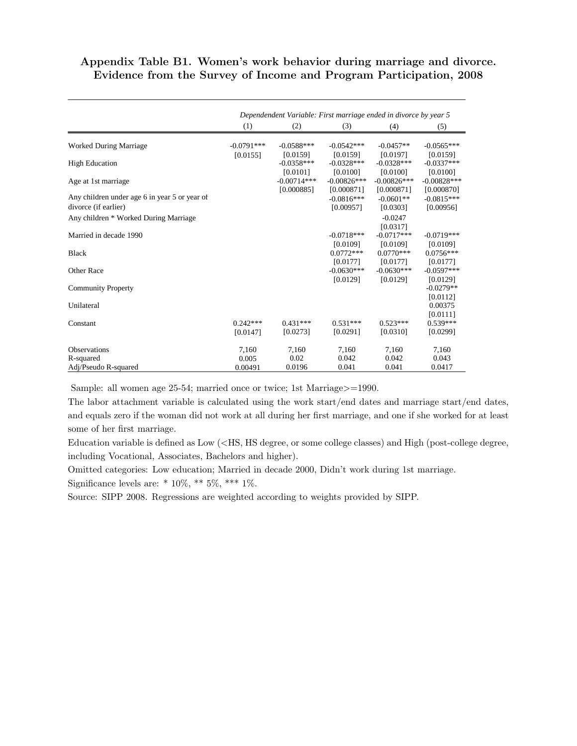## Appendix Table B1. Women's work behavior during marriage and divorce. Evidence from the Survey of Income and Program Participation, 2008

| | *Dependendent Variable: First marriage ended in divorce by year 5* | | | | |
|---|---|---|---|---|---|
| | (1) | (2) | (3) | (4) | (5) |
| Worked During Marriage | -0.0791*** | -0.0588*** | -0.0542*** | -0.0457** | -0.0565*** |
| | [0.0155] | [0.0159] | [0.0159] | [0.0197] | [0.0159] |
| High Education | | -0.0358*** | -0.0328*** | -0.0328*** | -0.0337*** |
| | | [0.0101] | [0.0100] | [0.0100] | [0.0100] |
| Age at 1st marriage | | -0.00714*** | -0.00826*** | -0.00826*** | -0.00828*** |
| | | [0.000885] | [0.000871] | [0.000871] | [0.000870] |
| Any children under age 6 in year 5 or year of divorce (if earlier) | | | -0.0816*** | -0.0601** | -0.0815*** |
| | | | [0.00957] | [0.0303] | [0.00956] |
| Any children * Worked During Marriage | | | | -0.0247 | |
| | | | | [0.0317] | |
| Married in decade 1990 | | | -0.0718*** | -0.0717*** | -0.0719*** |
| | | | [0.0109] | [0.0109] | [0.0109] |
| Black | | | 0.0772*** | 0.0770*** | 0.0756*** |
| | | | [0.0177] | [0.0177] | [0.0177] |
| Other Race | | | -0.0630*** | -0.0630*** | -0.0597*** |
| | | | [0.0129] | [0.0129] | [0.0129] |
| Community Property | | | | | -0.0279** |
| | | | | | [0.0112] |
| Unilateral | | | | | 0.00375 |
| | | | | | [0.0111] |
| Constant | 0.242*** | 0.431*** | 0.531*** | 0.523*** | 0.539*** |
| | [0.0147] | [0.0273] | [0.0291] | [0.0310] | [0.0299] |
| Observations | 7,160 | 7,160 | 7,160 | 7,160 | 7,160 |
| R-squared | 0.005 | 0.02 | 0.042 | 0.042 | 0.043 |
| Adj/Pseudo R-squared | 0.00491 | 0.0196 | 0.041 | 0.041 | 0.0417 |

Sample: all women age 25-54; married once or twice; 1st Marriage>=1990.

The labor attachment variable is calculated using the work start/end dates and marriage start/end dates, and equals zero if the woman did not work at all during her first marriage, and one if she worked for at least some of her first marriage.

Education variable is defined as Low (<HS, HS degree, or some college classes) and High (post-college degree, including Vocational, Associates, Bachelors and higher).

Omitted categories: Low education; Married in decade 2000, Didn't work during 1st marriage.

Significance levels are: * 10%, ** 5%, *** 1%.

Source: SIPP 2008. Regressions are weighted according to weights provided by SIPP.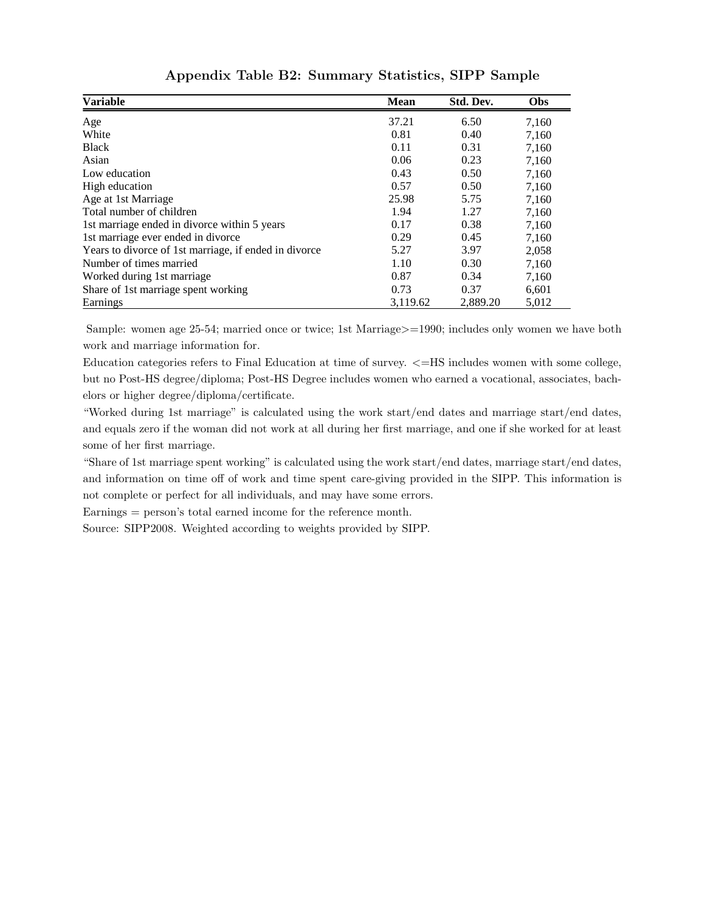## Appendix Table B2: Summary Statistics, SIPP Sample

| Variable | Mean | Std. Dev. | Obs |
|---|---|---|---|
| Age | 37.21 | 6.50 | 7,160 |
| White | 0.81 | 0.40 | 7,160 |
| Black | 0.11 | 0.31 | 7,160 |
| Asian | 0.06 | 0.23 | 7,160 |
| Low education | 0.43 | 0.50 | 7,160 |
| High education | 0.57 | 0.50 | 7,160 |
| Age at 1st Marriage | 25.98 | 5.75 | 7,160 |
| Total number of children | 1.94 | 1.27 | 7,160 |
| 1st marriage ended in divorce within 5 years | 0.17 | 0.38 | 7,160 |
| 1st marriage ever ended in divorce | 0.29 | 0.45 | 7,160 |
| Years to divorce of 1st marriage, if ended in divorce | 5.27 | 3.97 | 2,058 |
| Number of times married | 1.10 | 0.30 | 7,160 |
| Worked during 1st marriage | 0.87 | 0.34 | 7,160 |
| Share of 1st marriage spent working | 0.73 | 0.37 | 6,601 |
| Earnings | 3,119.62 | 2,889.20 | 5,012 |

Sample: women age 25-54; married once or twice; 1st Marriage>=1990; includes only women we have both work and marriage information for.

Education categories refers to Final Education at time of survey. <=HS includes women with some college, but no Post-HS degree/diploma; Post-HS Degree includes women who earned a vocational, associates, bachelors or higher degree/diploma/certificate.

"Worked during 1st marriage" is calculated using the work start/end dates and marriage start/end dates, and equals zero if the woman did not work at all during her first marriage, and one if she worked for at least some of her first marriage.

"Share of 1st marriage spent working" is calculated using the work start/end dates, marriage start/end dates, and information on time off of work and time spent care-giving provided in the SIPP. This information is not complete or perfect for all individuals, and may have some errors.

Earnings = person's total earned income for the reference month.

Source: SIPP2008. Weighted according to weights provided by SIPP.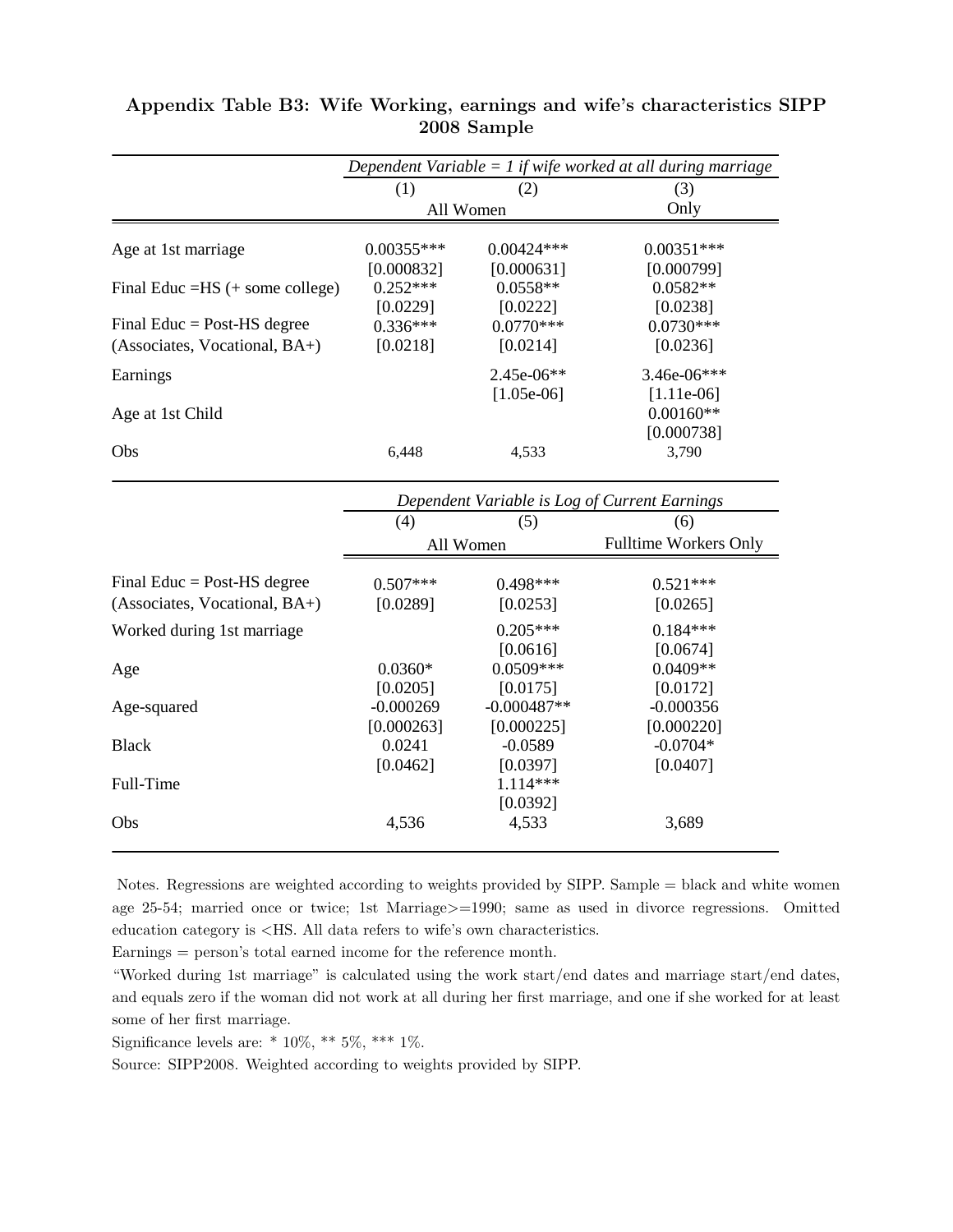## Appendix Table B3: Wife Working, earnings and wife's characteristics SIPP 2008 Sample

| | *Dependent Variable = 1 if wife worked at all during marriage* | | |
|---|---|---|---|
| | (1) | (2) | (3) |
| | All Women | | Only |
| Age at 1st marriage | 0.00355*** | 0.00424*** | 0.00351*** |
| | [0.000832] | [0.000631] | [0.000799] |
| Final Educ =HS (+ some college) | 0.252*** | 0.0558** | 0.0582** |
| | [0.0229] | [0.0222] | [0.0238] |
| Final Educ = Post-HS degree (Associates, Vocational, BA+) | 0.336*** | 0.0770*** | 0.0730*** |
| | [0.0218] | [0.0214] | [0.0236] |
| Earnings | | 2.45e-06** | 3.46e-06*** |
| | | [1.05e-06] | [1.11e-06] |
| Age at 1st Child | | | 0.00160** |
| | | | [0.000738] |
| Obs | 6,448 | 4,533 | 3,790 |

| | *Dependent Variable is Log of Current Earnings* | | |
|---|---|---|---|
| | (4) | (5) | (6) |
| | All Women | | Fulltime Workers Only |
| Final Educ = Post-HS degree (Associates, Vocational, BA+) | 0.507*** | 0.498*** | 0.521*** |
| | [0.0289] | [0.0253] | [0.0265] |
| Worked during 1st marriage | | 0.205*** | 0.184*** |
| | | [0.0616] | [0.0674] |
| Age | 0.0360* | 0.0509*** | 0.0409** |
| | [0.0205] | [0.0175] | [0.0172] |
| Age-squared | -0.000269 | -0.000487** | -0.000356 |
| | [0.000263] | [0.000225] | [0.000220] |
| Black | 0.0241 | -0.0589 | -0.0704* |
| | [0.0462] | [0.0397] | [0.0407] |
| Full-Time | | 1.114*** | |
| | | [0.0392] | |
| Obs | 4,536 | 4,533 | 3,689 |

Notes. Regressions are weighted according to weights provided by SIPP. Sample = black and white women age 25-54; married once or twice; 1st Marriage>=1990; same as used in divorce regressions. Omitted education category is <HS. All data refers to wife's own characteristics.

Earnings = person's total earned income for the reference month.

"Worked during 1st marriage" is calculated using the work start/end dates and marriage start/end dates, and equals zero if the woman did not work at all during her first marriage, and one if she worked for at least some of her first marriage.

Significance levels are: * 10%, ** 5%, *** 1%.

Source: SIPP2008. Weighted according to weights provided by SIPP.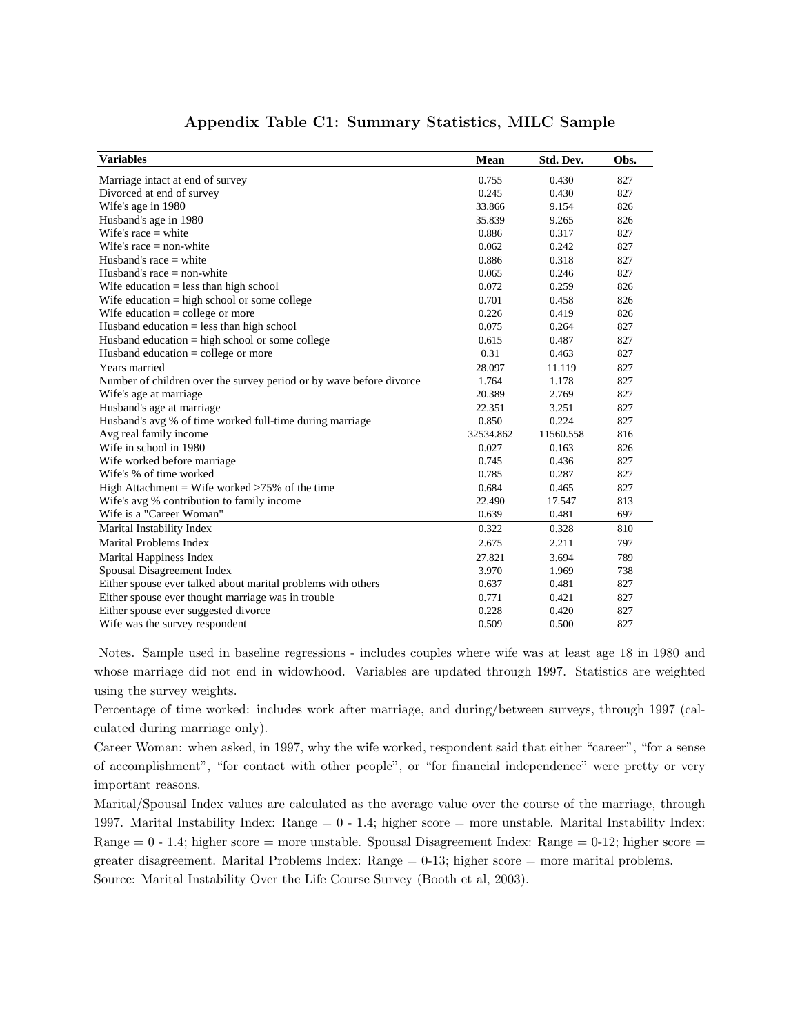## Appendix Table C1: Summary Statistics, MILC Sample

| Variables | Mean | Std. Dev. | Obs. |
|---|---|---|---|
| Marriage intact at end of survey | 0.755 | 0.430 | 827 |
| Divorced at end of survey | 0.245 | 0.430 | 827 |
| Wife's age in 1980 | 33.866 | 9.154 | 826 |
| Husband's age in 1980 | 35.839 | 9.265 | 826 |
| Wife's race = white | 0.886 | 0.317 | 827 |
| Wife's race = non-white | 0.062 | 0.242 | 827 |
| Husband's race = white | 0.886 | 0.318 | 827 |
| Husband's race = non-white | 0.065 | 0.246 | 827 |
| Wife education = less than high school | 0.072 | 0.259 | 826 |
| Wife education = high school or some college | 0.701 | 0.458 | 826 |
| Wife education = college or more | 0.226 | 0.419 | 826 |
| Husband education = less than high school | 0.075 | 0.264 | 827 |
| Husband education = high school or some college | 0.615 | 0.487 | 827 |
| Husband education = college or more | 0.31 | 0.463 | 827 |
| Years married | 28.097 | 11.119 | 827 |
| Number of children over the survey period or by wave before divorce | 1.764 | 1.178 | 827 |
| Wife's age at marriage | 20.389 | 2.769 | 827 |
| Husband's age at marriage | 22.351 | 3.251 | 827 |
| Husband's avg % of time worked full-time during marriage | 0.850 | 0.224 | 827 |
| Avg real family income | 32534.862 | 11560.558 | 816 |
| Wife in school in 1980 | 0.027 | 0.163 | 826 |
| Wife worked before marriage | 0.745 | 0.436 | 827 |
| Wife's % of time worked | 0.785 | 0.287 | 827 |
| High Attachment = Wife worked >75% of the time | 0.684 | 0.465 | 827 |
| Wife's avg % contribution to family income | 22.490 | 17.547 | 813 |
| Wife is a "Career Woman" | 0.639 | 0.481 | 697 |
| Marital Instability Index | 0.322 | 0.328 | 810 |
| Marital Problems Index | 2.675 | 2.211 | 797 |
| Marital Happiness Index | 27.821 | 3.694 | 789 |
| Spousal Disagreement Index | 3.970 | 1.969 | 738 |
| Either spouse ever talked about marital problems with others | 0.637 | 0.481 | 827 |
| Either spouse ever thought marriage was in trouble | 0.771 | 0.421 | 827 |
| Either spouse ever suggested divorce | 0.228 | 0.420 | 827 |
| Wife was the survey respondent | 0.509 | 0.500 | 827 |

Notes. Sample used in baseline regressions - includes couples where wife was at least age 18 in 1980 and whose marriage did not end in widowhood. Variables are updated through 1997. Statistics are weighted using the survey weights.

Percentage of time worked: includes work after marriage, and during/between surveys, through 1997 (calculated during marriage only).

Career Woman: when asked, in 1997, why the wife worked, respondent said that either "career", "for a sense of accomplishment", "for contact with other people", or "for financial independence" were pretty or very important reasons.

Marital/Spousal Index values are calculated as the average value over the course of the marriage, through 1997. Marital Instability Index: Range = 0 - 1.4; higher score = more unstable. Marital Instability Index: Range = 0 - 1.4; higher score = more unstable. Spousal Disagreement Index: Range = 0-12; higher score = greater disagreement. Marital Problems Index: Range = 0-13; higher score = more marital problems.

Source: Marital Instability Over the Life Course Survey (Booth et al, 2003).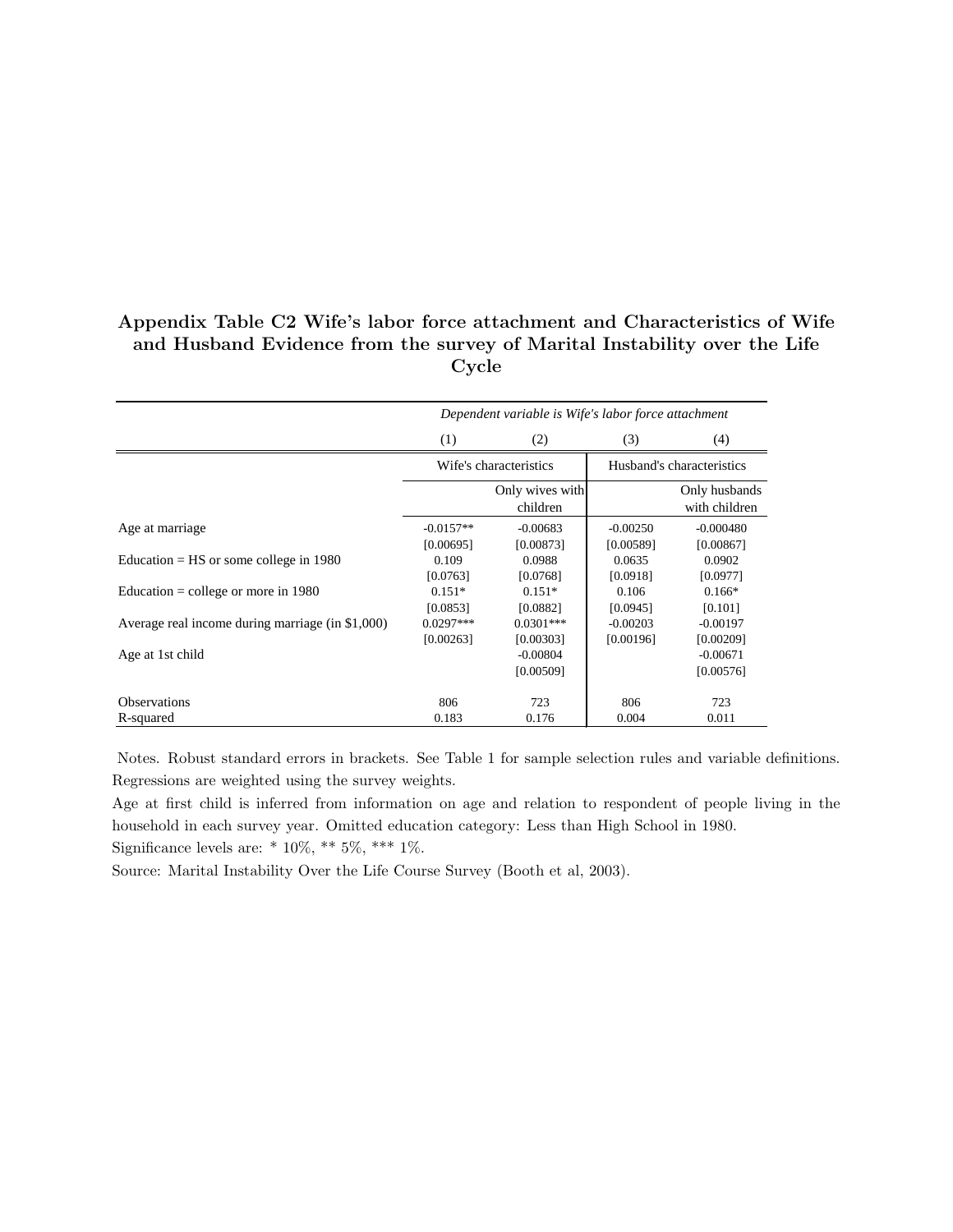**Appendix Table C2 Wife's labor force attachment and Characteristics of Wife and Husband Evidence from the survey of Marital Instability over the Life Cycle**

| | *Dependent variable is Wife's labor force attachment* | | | |
|---|---|---|---|---|
| | (1) | (2) | (3) | (4) |
| | Wife's characteristics | | Husband's characteristics | |
| | | Only wives with children | | Only husbands with children |
| Age at marriage | -0.0157** | -0.00683 | -0.00250 | -0.000480 |
| | [0.00695] | [0.00873] | [0.00589] | [0.00867] |
| Education = HS or some college in 1980 | 0.109 | 0.0988 | 0.0635 | 0.0902 |
| | [0.0763] | [0.0768] | [0.0918] | [0.0977] |
| Education = college or more in 1980 | 0.151* | 0.151* | 0.106 | 0.166* |
| | [0.0853] | [0.0882] | [0.0945] | [0.101] |
| Average real income during marriage (in $1,000) | 0.0297*** | 0.0301*** | -0.00203 | -0.00197 |
| | [0.00263] | [0.00303] | [0.00196] | [0.00209] |
| Age at 1st child | | -0.00804 | | -0.00671 |
| | | [0.00509] | | [0.00576] |
| Observations | 806 | 723 | 806 | 723 |
| R-squared | 0.183 | 0.176 | 0.004 | 0.011 |

Notes. Robust standard errors in brackets. See Table 1 for sample selection rules and variable definitions. Regressions are weighted using the survey weights.

Age at first child is inferred from information on age and relation to respondent of people living in the household in each survey year. Omitted education category: Less than High School in 1980.

Significance levels are: * 10%, ** 5%, *** 1%.

Source: Marital Instability Over the Life Course Survey (Booth et al, 2003).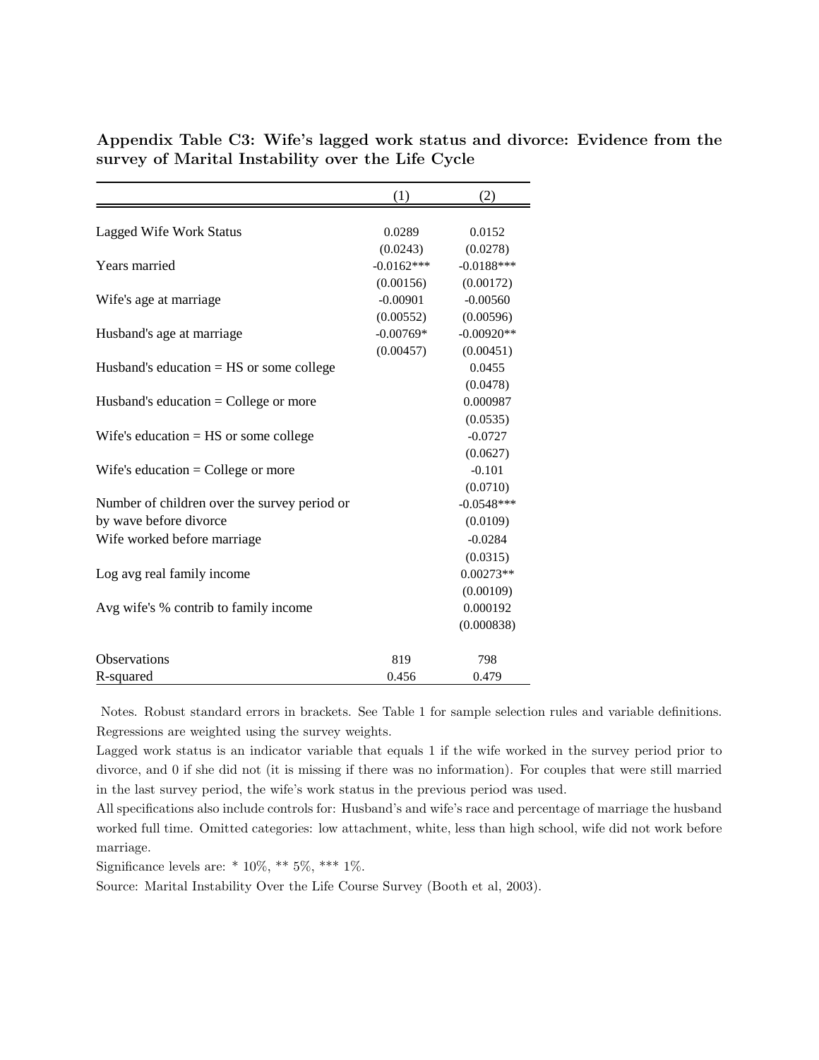**Appendix Table C3: Wife's lagged work status and divorce: Evidence from the survey of Marital Instability over the Life Cycle**

| | (1) | (2) |
|---|---|---|
| Lagged Wife Work Status | 0.0289 | 0.0152 |
| | (0.0243) | (0.0278) |
| Years married | -0.0162*** | -0.0188*** |
| | (0.00156) | (0.00172) |
| Wife's age at marriage | -0.00901 | -0.00560 |
| | (0.00552) | (0.00596) |
| Husband's age at marriage | -0.00769* | -0.00920** |
| | (0.00457) | (0.00451) |
| Husband's education = HS or some college | | 0.0455 |
| | | (0.0478) |
| Husband's education = College or more | | 0.000987 |
| | | (0.0535) |
| Wife's education = HS or some college | | -0.0727 |
| | | (0.0627) |
| Wife's education = College or more | | -0.101 |
| | | (0.0710) |
| Number of children over the survey period or | | -0.0548*** |
| by wave before divorce | | (0.0109) |
| Wife worked before marriage | | -0.0284 |
| | | (0.0315) |
| Log avg real family income | | 0.00273** |
| | | (0.00109) |
| Avg wife's % contrib to family income | | 0.000192 |
| | | (0.000838) |
| Observations | 819 | 798 |
| R-squared | 0.456 | 0.479 |

Notes. Robust standard errors in brackets. See Table 1 for sample selection rules and variable definitions. Regressions are weighted using the survey weights.

Lagged work status is an indicator variable that equals 1 if the wife worked in the survey period prior to divorce, and 0 if she did not (it is missing if there was no information). For couples that were still married in the last survey period, the wife's work status in the previous period was used.

All specifications also include controls for: Husband's and wife's race and percentage of marriage the husband worked full time. Omitted categories: low attachment, white, less than high school, wife did not work before marriage.

Significance levels are: * 10%, ** 5%, *** 1%.

Source: Marital Instability Over the Life Course Survey (Booth et al, 2003).